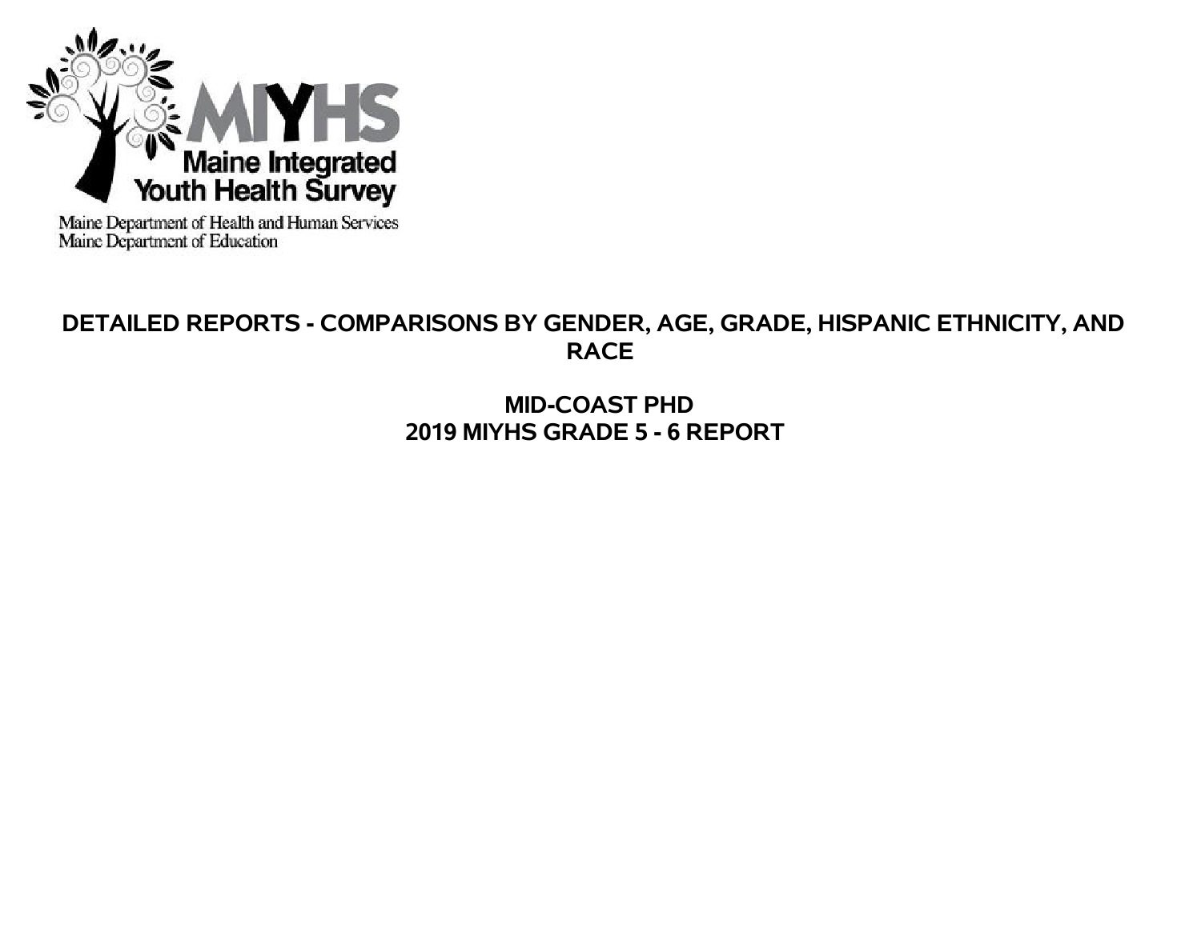MIYHS
Maine Integrated Youth Health Survey

Maine Department of Health and Human Services
Maine Department of Education

# DETAILED REPORTS - COMPARISONS BY GENDER, AGE, GRADE, HISPANIC ETHNICITY, AND RACE

## MID-COAST PHD
## 2019 MIYHS GRADE 5 - 6 REPORT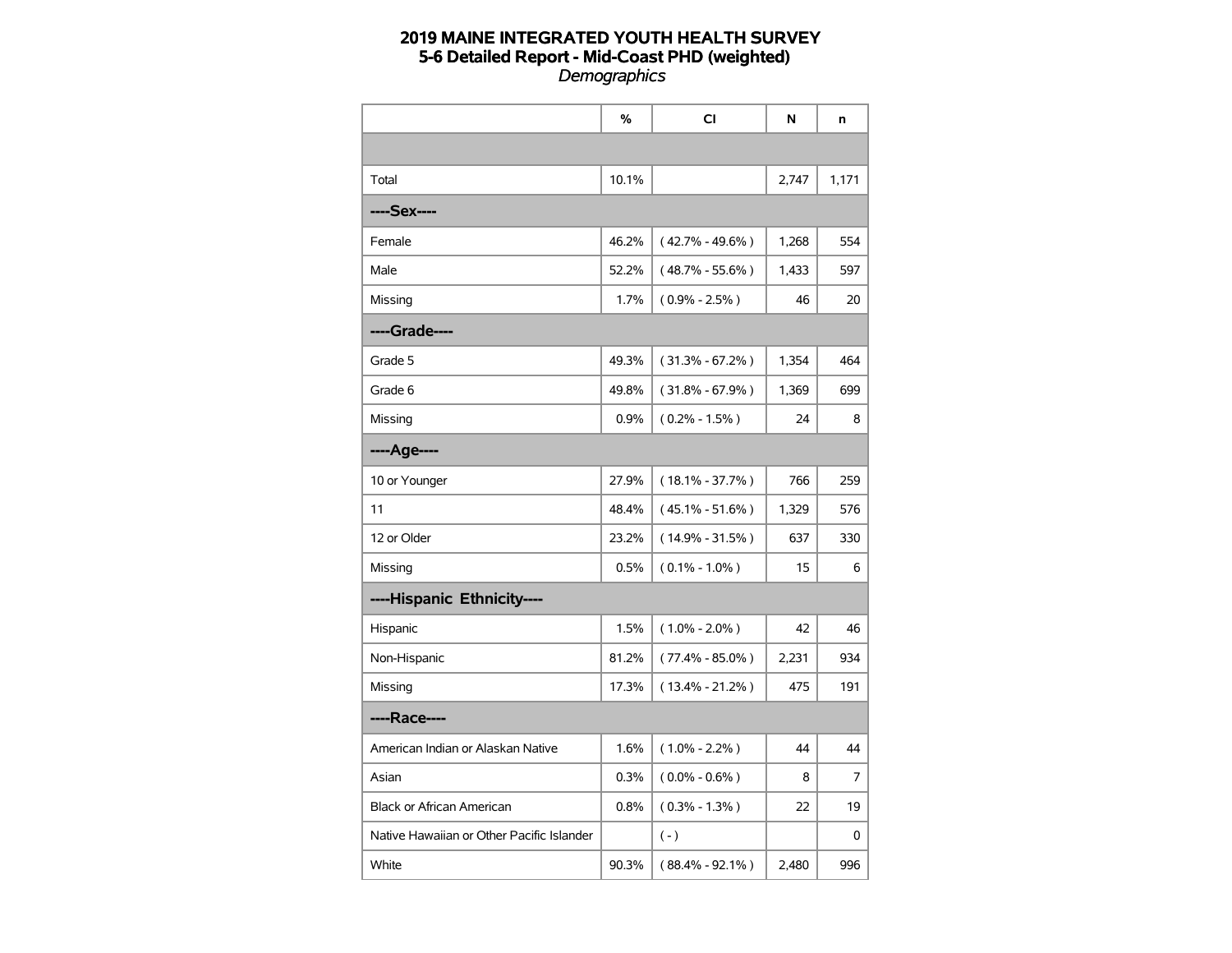# 2019 MAINE INTEGRATED YOUTH HEALTH SURVEY
## 5-6 Detailed Report - Mid-Coast PHD (weighted)
*Demographics*

| | % | CI | N | n |
|---|---|---|---|---|
| | | | | |
| Total | 10.1% | | 2,747 | 1,171 |
| **----Sex----** | | | | |
| Female | 46.2% | ( 42.7% - 49.6% ) | 1,268 | 554 |
| Male | 52.2% | ( 48.7% - 55.6% ) | 1,433 | 597 |
| Missing | 1.7% | ( 0.9% - 2.5% ) | 46 | 20 |
| **----Grade----** | | | | |
| Grade 5 | 49.3% | ( 31.3% - 67.2% ) | 1,354 | 464 |
| Grade 6 | 49.8% | ( 31.8% - 67.9% ) | 1,369 | 699 |
| Missing | 0.9% | ( 0.2% - 1.5% ) | 24 | 8 |
| **----Age----** | | | | |
| 10 or Younger | 27.9% | ( 18.1% - 37.7% ) | 766 | 259 |
| 11 | 48.4% | ( 45.1% - 51.6% ) | 1,329 | 576 |
| 12 or Older | 23.2% | ( 14.9% - 31.5% ) | 637 | 330 |
| Missing | 0.5% | ( 0.1% - 1.0% ) | 15 | 6 |
| **----Hispanic Ethnicity----** | | | | |
| Hispanic | 1.5% | ( 1.0% - 2.0% ) | 42 | 46 |
| Non-Hispanic | 81.2% | ( 77.4% - 85.0% ) | 2,231 | 934 |
| Missing | 17.3% | ( 13.4% - 21.2% ) | 475 | 191 |
| **----Race----** | | | | |
| American Indian or Alaskan Native | 1.6% | ( 1.0% - 2.2% ) | 44 | 44 |
| Asian | 0.3% | ( 0.0% - 0.6% ) | 8 | 7 |
| Black or African American | 0.8% | ( 0.3% - 1.3% ) | 22 | 19 |
| Native Hawaiian or Other Pacific Islander | | ( - ) | | 0 |
| White | 90.3% | ( 88.4% - 92.1% ) | 2,480 | 996 |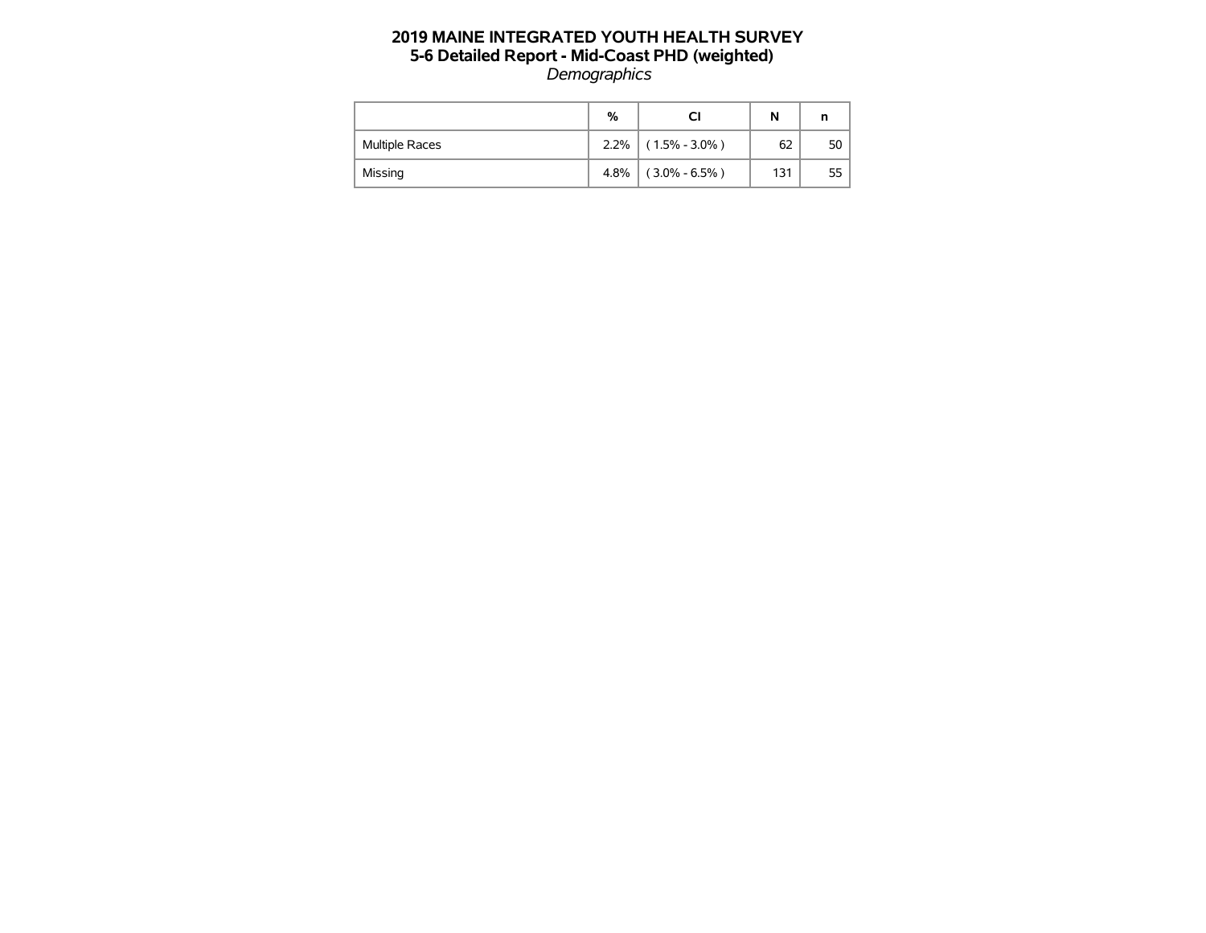# 2019 MAINE INTEGRATED YOUTH HEALTH SURVEY
## 5-6 Detailed Report - Mid-Coast PHD (weighted)
*Demographics*

| | % | CI | N | n |
|---|---|---|---|---|
| Multiple Races | 2.2% | ( 1.5% - 3.0% ) | 62 | 50 |
| Missing | 4.8% | ( 3.0% - 6.5% ) | 131 | 55 |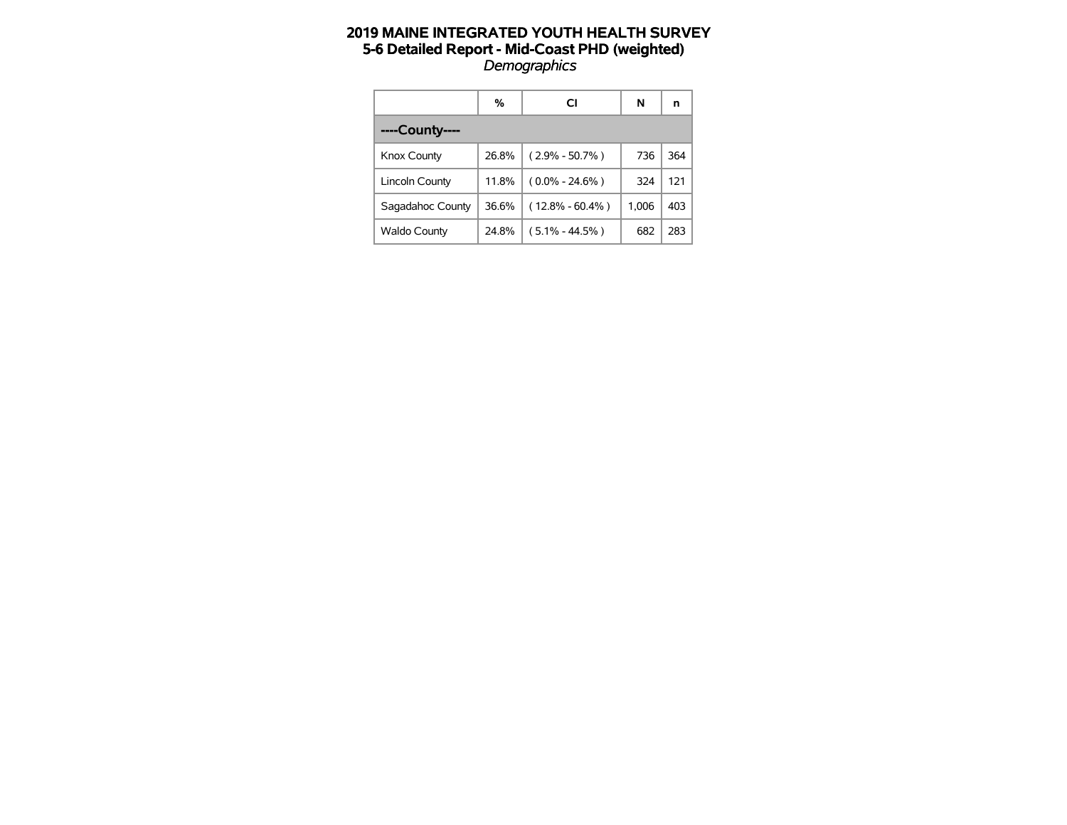# 2019 MAINE INTEGRATED YOUTH HEALTH SURVEY
## 5-6 Detailed Report - Mid-Coast PHD (weighted)
*Demographics*

| | % | CI | N | n |
|---|---|---|---|---|
| **----County----** | | | | |
| Knox County | 26.8% | ( 2.9% - 50.7% ) | 736 | 364 |
| Lincoln County | 11.8% | ( 0.0% - 24.6% ) | 324 | 121 |
| Sagadahoc County | 36.6% | ( 12.8% - 60.4% ) | 1,006 | 403 |
| Waldo County | 24.8% | ( 5.1% - 44.5% ) | 682 | 283 |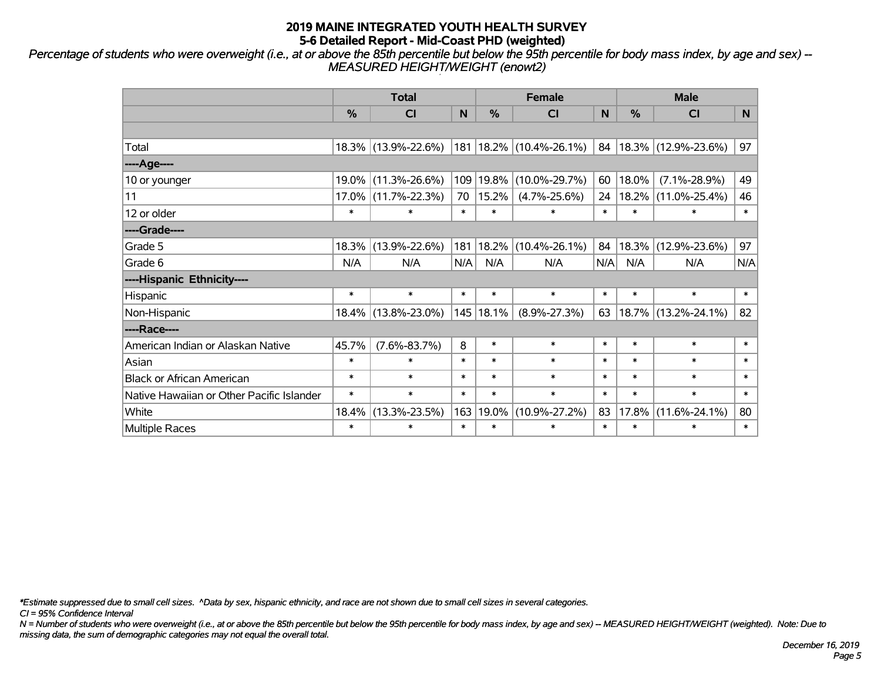# 2019 MAINE INTEGRATED YOUTH HEALTH SURVEY

## 5-6 Detailed Report - Mid-Coast PHD (weighted)

*Percentage of students who were overweight (i.e., at or above the 85th percentile but below the 95th percentile for body mass index, by age and sex) -- MEASURED HEIGHT/WEIGHT (enowt2)*

| | Total | | | Female | | | Male | | |
|---|---|---|---|---|---|---|---|---|---|
| | % | CI | N | % | CI | N | % | CI | N |
| Total | 18.3% | (13.9%-22.6%) | 181 | 18.2% | (10.4%-26.1%) | 84 | 18.3% | (12.9%-23.6%) | 97 |
| ----Age---- | | | | | | | | | |
| 10 or younger | 19.0% | (11.3%-26.6%) | 109 | 19.8% | (10.0%-29.7%) | 60 | 18.0% | (7.1%-28.9%) | 49 |
| 11 | 17.0% | (11.7%-22.3%) | 70 | 15.2% | (4.7%-25.6%) | 24 | 18.2% | (11.0%-25.4%) | 46 |
| 12 or older | * | * | * | * | * | * | * | * | * |
| ----Grade---- | | | | | | | | | |
| Grade 5 | 18.3% | (13.9%-22.6%) | 181 | 18.2% | (10.4%-26.1%) | 84 | 18.3% | (12.9%-23.6%) | 97 |
| Grade 6 | N/A | N/A | N/A | N/A | N/A | N/A | N/A | N/A | N/A |
| ----Hispanic Ethnicity---- | | | | | | | | | |
| Hispanic | * | * | * | * | * | * | * | * | * |
| Non-Hispanic | 18.4% | (13.8%-23.0%) | 145 | 18.1% | (8.9%-27.3%) | 63 | 18.7% | (13.2%-24.1%) | 82 |
| ----Race---- | | | | | | | | | |
| American Indian or Alaskan Native | 45.7% | (7.6%-83.7%) | 8 | * | * | * | * | * | * |
| Asian | * | * | * | * | * | * | * | * | * |
| Black or African American | * | * | * | * | * | * | * | * | * |
| Native Hawaiian or Other Pacific Islander | * | * | * | * | * | * | * | * | * |
| White | 18.4% | (13.3%-23.5%) | 163 | 19.0% | (10.9%-27.2%) | 83 | 17.8% | (11.6%-24.1%) | 80 |
| Multiple Races | * | * | * | * | * | * | * | * | * |

*\*Estimate suppressed due to small cell sizes. ^Data by sex, hispanic ethnicity, and race are not shown due to small cell sizes in several categories.*

*CI = 95% Confidence Interval*

*N = Number of students who were overweight (i.e., at or above the 85th percentile but below the 95th percentile for body mass index, by age and sex) -- MEASURED HEIGHT/WEIGHT (weighted). Note: Due to missing data, the sum of demographic categories may not equal the overall total.*

*December 16, 2019*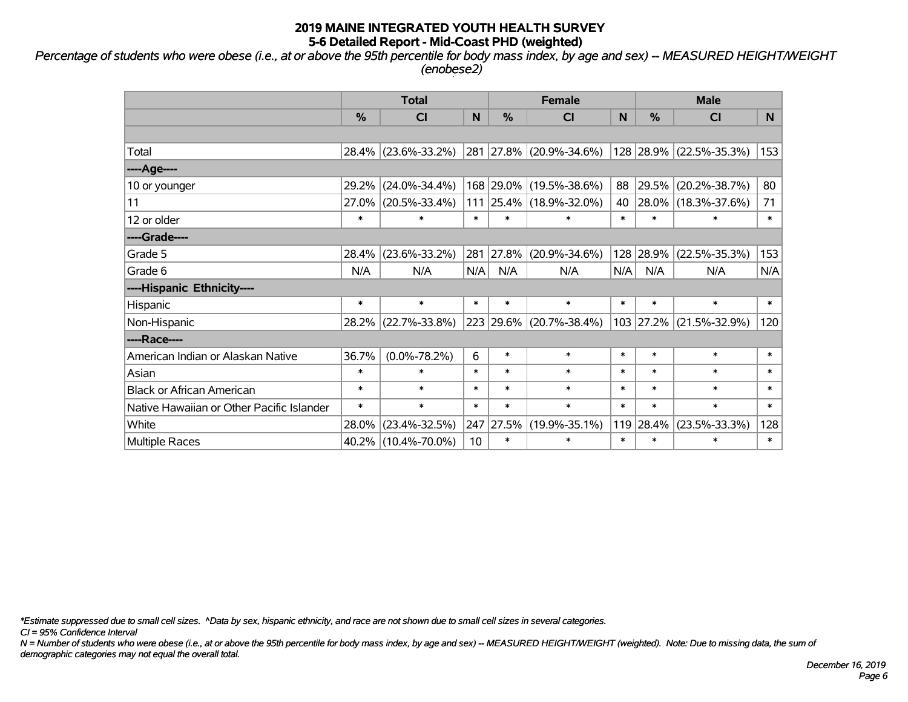**2019 MAINE INTEGRATED YOUTH HEALTH SURVEY**
**5-6 Detailed Report - Mid-Coast PHD (weighted)**

*Percentage of students who were obese (i.e., at or above the 95th percentile for body mass index, by age and sex) -- MEASURED HEIGHT/WEIGHT (enobese2)*

| | Total | | | Female | | | Male | | |
|---|---|---|---|---|---|---|---|---|---|
| | % | CI | N | % | CI | N | % | CI | N |
| | | | | | | | | | |
| Total | 28.4% | (23.6%-33.2%) | 281 | 27.8% | (20.9%-34.6%) | 128 | 28.9% | (22.5%-35.3%) | 153 |
| ----Age---- | | | | | | | | | |
| 10 or younger | 29.2% | (24.0%-34.4%) | 168 | 29.0% | (19.5%-38.6%) | 88 | 29.5% | (20.2%-38.7%) | 80 |
| 11 | 27.0% | (20.5%-33.4%) | 111 | 25.4% | (18.9%-32.0%) | 40 | 28.0% | (18.3%-37.6%) | 71 |
| 12 or older | * | * | * | * | * | * | * | * | * |
| ----Grade---- | | | | | | | | | |
| Grade 5 | 28.4% | (23.6%-33.2%) | 281 | 27.8% | (20.9%-34.6%) | 128 | 28.9% | (22.5%-35.3%) | 153 |
| Grade 6 | N/A | N/A | N/A | N/A | N/A | N/A | N/A | N/A | N/A |
| ----Hispanic Ethnicity---- | | | | | | | | | |
| Hispanic | * | * | * | * | * | * | * | * | * |
| Non-Hispanic | 28.2% | (22.7%-33.8%) | 223 | 29.6% | (20.7%-38.4%) | 103 | 27.2% | (21.5%-32.9%) | 120 |
| ----Race---- | | | | | | | | | |
| American Indian or Alaskan Native | 36.7% | (0.0%-78.2%) | 6 | * | * | * | * | * | * |
| Asian | * | * | * | * | * | * | * | * | * |
| Black or African American | * | * | * | * | * | * | * | * | * |
| Native Hawaiian or Other Pacific Islander | * | * | * | * | * | * | * | * | * |
| White | 28.0% | (23.4%-32.5%) | 247 | 27.5% | (19.9%-35.1%) | 119 | 28.4% | (23.5%-33.3%) | 128 |
| Multiple Races | 40.2% | (10.4%-70.0%) | 10 | * | * | * | * | * | * |

*\*Estimate suppressed due to small cell sizes. ^Data by sex, hispanic ethnicity, and race are not shown due to small cell sizes in several categories.*
*CI = 95% Confidence Interval*
*N = Number of students who were obese (i.e., at or above the 95th percentile for body mass index, by age and sex) -- MEASURED HEIGHT/WEIGHT (weighted). Note: Due to missing data, the sum of demographic categories may not equal the overall total.*

*December 16, 2019*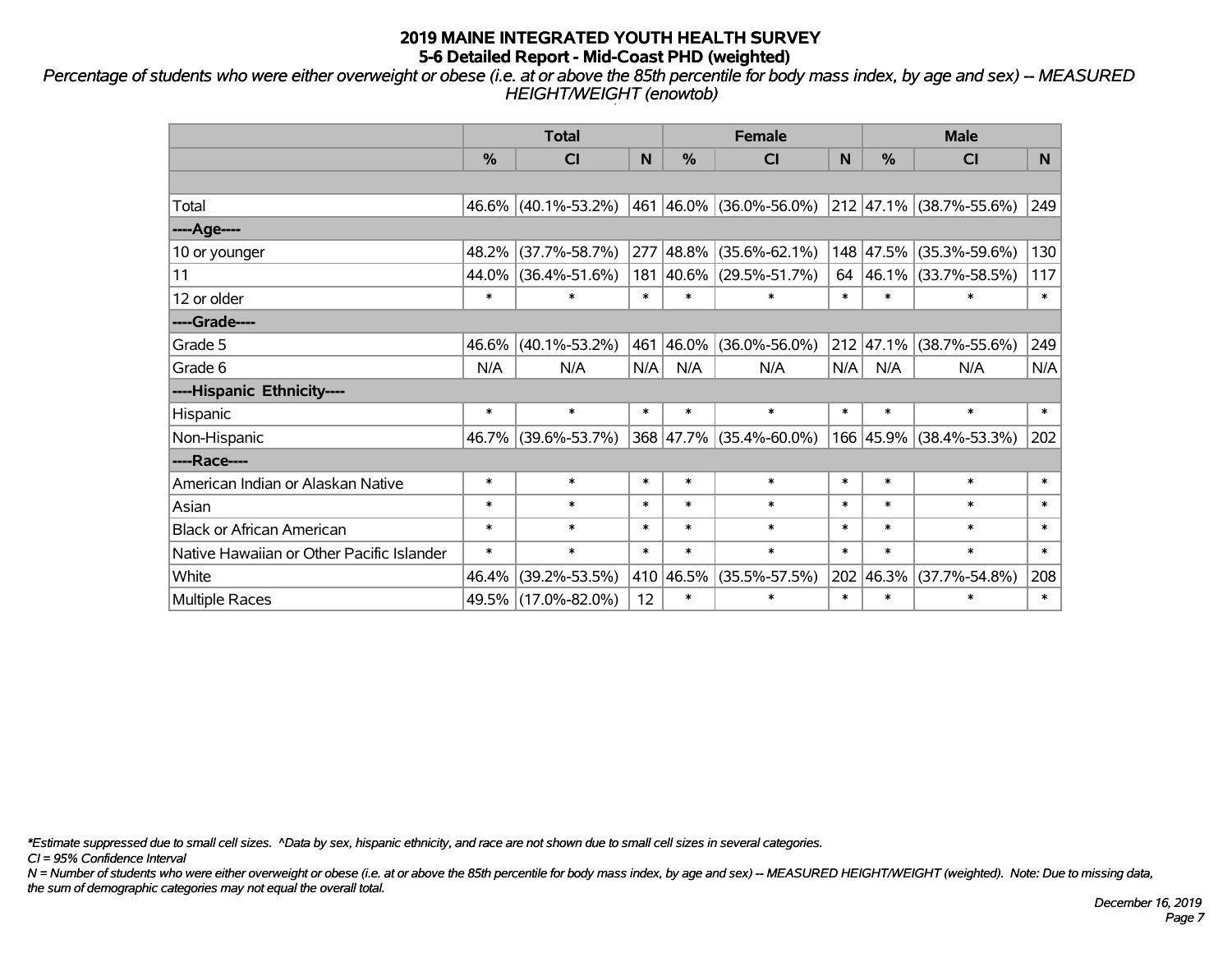# 2019 MAINE INTEGRATED YOUTH HEALTH SURVEY
## 5-6 Detailed Report - Mid-Coast PHD (weighted)

*Percentage of students who were either overweight or obese (i.e. at or above the 85th percentile for body mass index, by age and sex) -- MEASURED HEIGHT/WEIGHT (enowtob)*

| | Total | | | Female | | | Male | | |
|---|---|---|---|---|---|---|---|---|---|
| | % | CI | N | % | CI | N | % | CI | N |
| | | | | | | | | | |
| Total | 46.6% | (40.1%-53.2%) | 461 | 46.0% | (36.0%-56.0%) | 212 | 47.1% | (38.7%-55.6%) | 249 |
| ----Age---- | | | | | | | | | |
| 10 or younger | 48.2% | (37.7%-58.7%) | 277 | 48.8% | (35.6%-62.1%) | 148 | 47.5% | (35.3%-59.6%) | 130 |
| 11 | 44.0% | (36.4%-51.6%) | 181 | 40.6% | (29.5%-51.7%) | 64 | 46.1% | (33.7%-58.5%) | 117 |
| 12 or older | * | * | * | * | * | * | * | * | * |
| ----Grade---- | | | | | | | | | |
| Grade 5 | 46.6% | (40.1%-53.2%) | 461 | 46.0% | (36.0%-56.0%) | 212 | 47.1% | (38.7%-55.6%) | 249 |
| Grade 6 | N/A | N/A | N/A | N/A | N/A | N/A | N/A | N/A | N/A |
| ----Hispanic Ethnicity---- | | | | | | | | | |
| Hispanic | * | * | * | * | * | * | * | * | * |
| Non-Hispanic | 46.7% | (39.6%-53.7%) | 368 | 47.7% | (35.4%-60.0%) | 166 | 45.9% | (38.4%-53.3%) | 202 |
| ----Race---- | | | | | | | | | |
| American Indian or Alaskan Native | * | * | * | * | * | * | * | * | * |
| Asian | * | * | * | * | * | * | * | * | * |
| Black or African American | * | * | * | * | * | * | * | * | * |
| Native Hawaiian or Other Pacific Islander | * | * | * | * | * | * | * | * | * |
| White | 46.4% | (39.2%-53.5%) | 410 | 46.5% | (35.5%-57.5%) | 202 | 46.3% | (37.7%-54.8%) | 208 |
| Multiple Races | 49.5% | (17.0%-82.0%) | 12 | * | * | * | * | * | * |

*\*Estimate suppressed due to small cell sizes. ^Data by sex, hispanic ethnicity, and race are not shown due to small cell sizes in several categories.*

*CI = 95% Confidence Interval*

*N = Number of students who were either overweight or obese (i.e. at or above the 85th percentile for body mass index, by age and sex) -- MEASURED HEIGHT/WEIGHT (weighted). Note: Due to missing data, the sum of demographic categories may not equal the overall total.*

*December 16, 2019*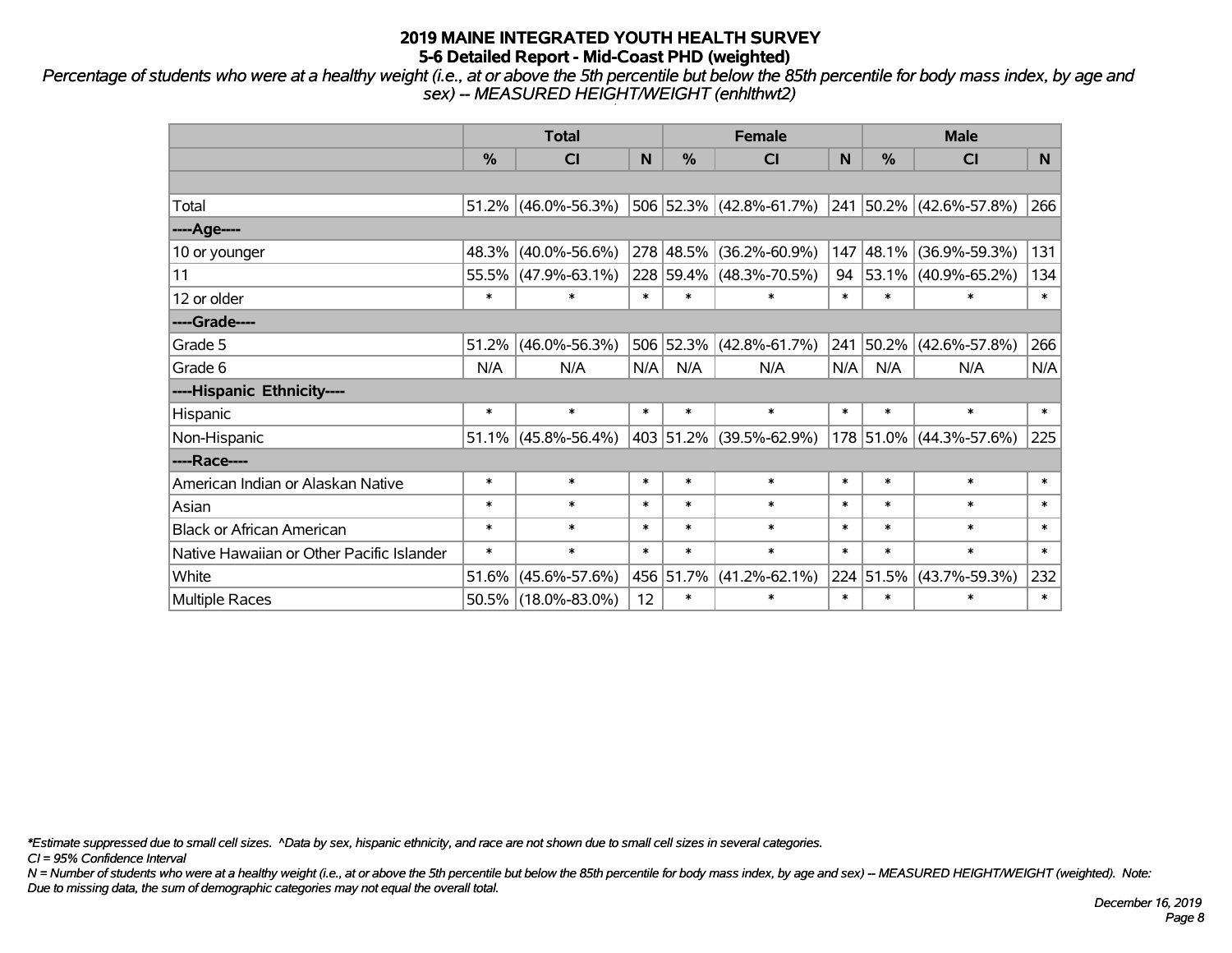# 2019 MAINE INTEGRATED YOUTH HEALTH SURVEY
## 5-6 Detailed Report - Mid-Coast PHD (weighted)

*Percentage of students who were at a healthy weight (i.e., at or above the 5th percentile but below the 85th percentile for body mass index, by age and sex) -- MEASURED HEIGHT/WEIGHT (enhlthwt2)*

| | Total | | | Female | | | Male | | |
|---|---|---|---|---|---|---|---|---|---|
| | % | CI | N | % | CI | N | % | CI | N |
| | | | | | | | | | |
| Total | 51.2% | (46.0%-56.3%) | 506 | 52.3% | (42.8%-61.7%) | 241 | 50.2% | (42.6%-57.8%) | 266 |
| ----Age---- | | | | | | | | | |
| 10 or younger | 48.3% | (40.0%-56.6%) | 278 | 48.5% | (36.2%-60.9%) | 147 | 48.1% | (36.9%-59.3%) | 131 |
| 11 | 55.5% | (47.9%-63.1%) | 228 | 59.4% | (48.3%-70.5%) | 94 | 53.1% | (40.9%-65.2%) | 134 |
| 12 or older | * | * | * | * | * | * | * | * | * |
| ----Grade---- | | | | | | | | | |
| Grade 5 | 51.2% | (46.0%-56.3%) | 506 | 52.3% | (42.8%-61.7%) | 241 | 50.2% | (42.6%-57.8%) | 266 |
| Grade 6 | N/A | N/A | N/A | N/A | N/A | N/A | N/A | N/A | N/A |
| ----Hispanic Ethnicity---- | | | | | | | | | |
| Hispanic | * | * | * | * | * | * | * | * | * |
| Non-Hispanic | 51.1% | (45.8%-56.4%) | 403 | 51.2% | (39.5%-62.9%) | 178 | 51.0% | (44.3%-57.6%) | 225 |
| ----Race---- | | | | | | | | | |
| American Indian or Alaskan Native | * | * | * | * | * | * | * | * | * |
| Asian | * | * | * | * | * | * | * | * | * |
| Black or African American | * | * | * | * | * | * | * | * | * |
| Native Hawaiian or Other Pacific Islander | * | * | * | * | * | * | * | * | * |
| White | 51.6% | (45.6%-57.6%) | 456 | 51.7% | (41.2%-62.1%) | 224 | 51.5% | (43.7%-59.3%) | 232 |
| Multiple Races | 50.5% | (18.0%-83.0%) | 12 | * | * | * | * | * | * |

*\*Estimate suppressed due to small cell sizes. ^Data by sex, hispanic ethnicity, and race are not shown due to small cell sizes in several categories.*

*CI = 95% Confidence Interval*

*N = Number of students who were at a healthy weight (i.e., at or above the 5th percentile but below the 85th percentile for body mass index, by age and sex) -- MEASURED HEIGHT/WEIGHT (weighted). Note: Due to missing data, the sum of demographic categories may not equal the overall total.*

*December 16, 2019*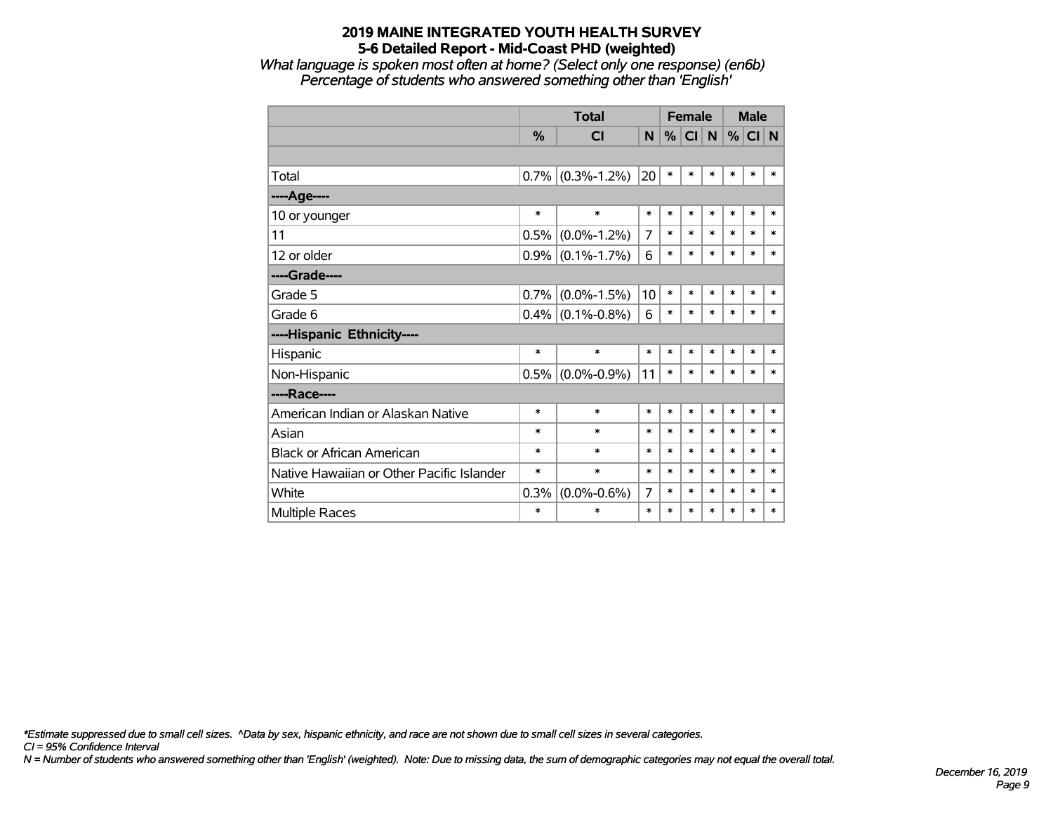# 2019 MAINE INTEGRATED YOUTH HEALTH SURVEY
## 5-6 Detailed Report - Mid-Coast PHD (weighted)

*What language is spoken most often at home? (Select only one response) (en6b)*
*Percentage of students who answered something other than 'English'*

| | Total | | | Female | | | Male | | |
|---|---|---|---|---|---|---|---|---|---|
| | % | CI | N | % | CI | N | % | CI | N |
| Total | 0.7% | (0.3%-1.2%) | 20 | * | * | * | * | * | * |
| ----Age---- | | | | | | | | | |
| 10 or younger | * | * | * | * | * | * | * | * | * |
| 11 | 0.5% | (0.0%-1.2%) | 7 | * | * | * | * | * | * |
| 12 or older | 0.9% | (0.1%-1.7%) | 6 | * | * | * | * | * | * |
| ----Grade---- | | | | | | | | | |
| Grade 5 | 0.7% | (0.0%-1.5%) | 10 | * | * | * | * | * | * |
| Grade 6 | 0.4% | (0.1%-0.8%) | 6 | * | * | * | * | * | * |
| ----Hispanic Ethnicity---- | | | | | | | | | |
| Hispanic | * | * | * | * | * | * | * | * | * |
| Non-Hispanic | 0.5% | (0.0%-0.9%) | 11 | * | * | * | * | * | * |
| ----Race---- | | | | | | | | | |
| American Indian or Alaskan Native | * | * | * | * | * | * | * | * | * |
| Asian | * | * | * | * | * | * | * | * | * |
| Black or African American | * | * | * | * | * | * | * | * | * |
| Native Hawaiian or Other Pacific Islander | * | * | * | * | * | * | * | * | * |
| White | 0.3% | (0.0%-0.6%) | 7 | * | * | * | * | * | * |
| Multiple Races | * | * | * | * | * | * | * | * | * |

*\*Estimate suppressed due to small cell sizes. ^Data by sex, hispanic ethnicity, and race are not shown due to small cell sizes in several categories.*
*CI = 95% Confidence Interval*
*N = Number of students who answered something other than 'English' (weighted). Note: Due to missing data, the sum of demographic categories may not equal the overall total.*

*December 16, 2019*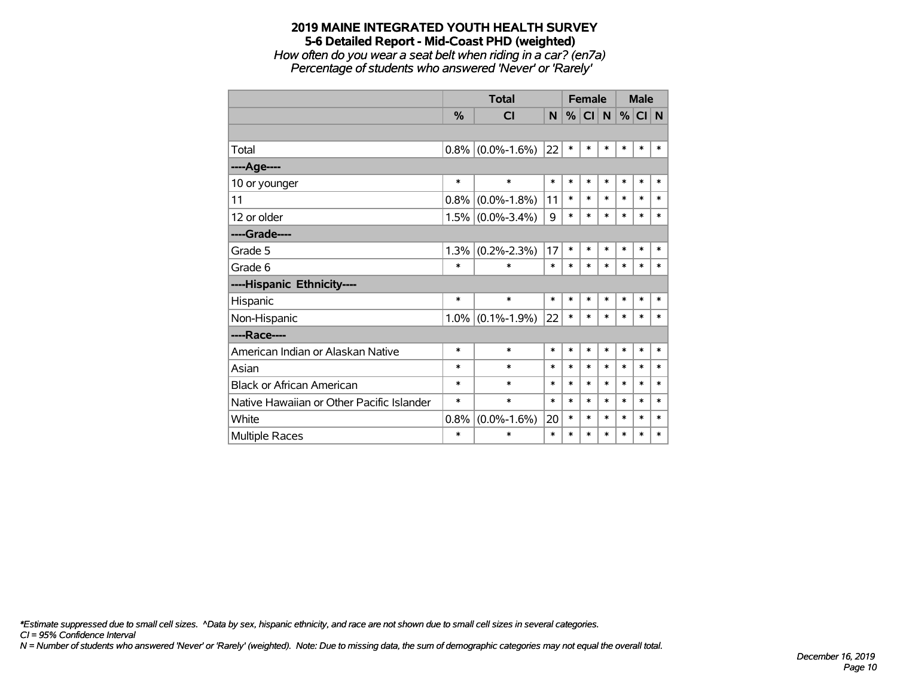**2019 MAINE INTEGRATED YOUTH HEALTH SURVEY**
**5-6 Detailed Report - Mid-Coast PHD (weighted)**
*How often do you wear a seat belt when riding in a car? (en7a)*
*Percentage of students who answered 'Never' or 'Rarely'*

| | Total | | | Female | | | Male | | |
|---|---|---|---|---|---|---|---|---|---|
| | % | CI | N | % | CI | N | % | CI | N |
| Total | 0.8% | (0.0%-1.6%) | 22 | * | * | * | * | * | * |
| **----Age----** | | | | | | | | | |
| 10 or younger | * | * | * | * | * | * | * | * | * |
| 11 | 0.8% | (0.0%-1.8%) | 11 | * | * | * | * | * | * |
| 12 or older | 1.5% | (0.0%-3.4%) | 9 | * | * | * | * | * | * |
| **----Grade----** | | | | | | | | | |
| Grade 5 | 1.3% | (0.2%-2.3%) | 17 | * | * | * | * | * | * |
| Grade 6 | * | * | * | * | * | * | * | * | * |
| **----Hispanic Ethnicity----** | | | | | | | | | |
| Hispanic | * | * | * | * | * | * | * | * | * |
| Non-Hispanic | 1.0% | (0.1%-1.9%) | 22 | * | * | * | * | * | * |
| **----Race----** | | | | | | | | | |
| American Indian or Alaskan Native | * | * | * | * | * | * | * | * | * |
| Asian | * | * | * | * | * | * | * | * | * |
| Black or African American | * | * | * | * | * | * | * | * | * |
| Native Hawaiian or Other Pacific Islander | * | * | * | * | * | * | * | * | * |
| White | 0.8% | (0.0%-1.6%) | 20 | * | * | * | * | * | * |
| Multiple Races | * | * | * | * | * | * | * | * | * |

*\*Estimate suppressed due to small cell sizes. ^Data by sex, hispanic ethnicity, and race are not shown due to small cell sizes in several categories.*
*CI = 95% Confidence Interval*
*N = Number of students who answered 'Never' or 'Rarely' (weighted). Note: Due to missing data, the sum of demographic categories may not equal the overall total.*

*December 16, 2019*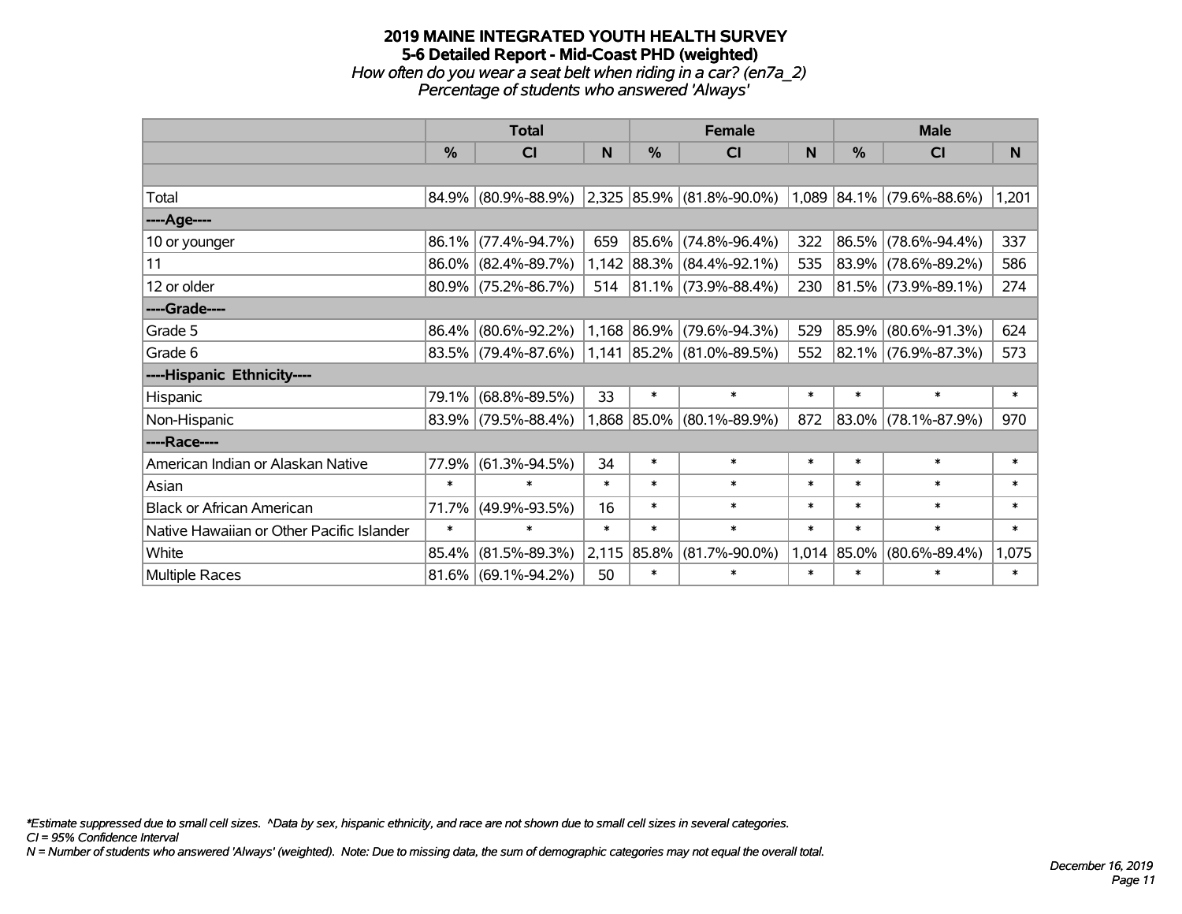# 2019 MAINE INTEGRATED YOUTH HEALTH SURVEY
## 5-6 Detailed Report - Mid-Coast PHD (weighted)
*How often do you wear a seat belt when riding in a car? (en7a_2)*
*Percentage of students who answered 'Always'*

| | Total | | | Female | | | Male | | |
|---|---|---|---|---|---|---|---|---|---|
| | % | CI | N | % | CI | N | % | CI | N |
| Total | 84.9% | (80.9%-88.9%) | 2,325 | 85.9% | (81.8%-90.0%) | 1,089 | 84.1% | (79.6%-88.6%) | 1,201 |
| ----Age---- | | | | | | | | | |
| 10 or younger | 86.1% | (77.4%-94.7%) | 659 | 85.6% | (74.8%-96.4%) | 322 | 86.5% | (78.6%-94.4%) | 337 |
| 11 | 86.0% | (82.4%-89.7%) | 1,142 | 88.3% | (84.4%-92.1%) | 535 | 83.9% | (78.6%-89.2%) | 586 |
| 12 or older | 80.9% | (75.2%-86.7%) | 514 | 81.1% | (73.9%-88.4%) | 230 | 81.5% | (73.9%-89.1%) | 274 |
| ----Grade---- | | | | | | | | | |
| Grade 5 | 86.4% | (80.6%-92.2%) | 1,168 | 86.9% | (79.6%-94.3%) | 529 | 85.9% | (80.6%-91.3%) | 624 |
| Grade 6 | 83.5% | (79.4%-87.6%) | 1,141 | 85.2% | (81.0%-89.5%) | 552 | 82.1% | (76.9%-87.3%) | 573 |
| ----Hispanic Ethnicity---- | | | | | | | | | |
| Hispanic | 79.1% | (68.8%-89.5%) | 33 | * | * | * | * | * | * |
| Non-Hispanic | 83.9% | (79.5%-88.4%) | 1,868 | 85.0% | (80.1%-89.9%) | 872 | 83.0% | (78.1%-87.9%) | 970 |
| ----Race---- | | | | | | | | | |
| American Indian or Alaskan Native | 77.9% | (61.3%-94.5%) | 34 | * | * | * | * | * | * |
| Asian | * | * | * | * | * | * | * | * | * |
| Black or African American | 71.7% | (49.9%-93.5%) | 16 | * | * | * | * | * | * |
| Native Hawaiian or Other Pacific Islander | * | * | * | * | * | * | * | * | * |
| White | 85.4% | (81.5%-89.3%) | 2,115 | 85.8% | (81.7%-90.0%) | 1,014 | 85.0% | (80.6%-89.4%) | 1,075 |
| Multiple Races | 81.6% | (69.1%-94.2%) | 50 | * | * | * | * | * | * |

*\*Estimate suppressed due to small cell sizes. ^Data by sex, hispanic ethnicity, and race are not shown due to small cell sizes in several categories.*
*CI = 95% Confidence Interval*
*N = Number of students who answered 'Always' (weighted). Note: Due to missing data, the sum of demographic categories may not equal the overall total.*

*December 16, 2019*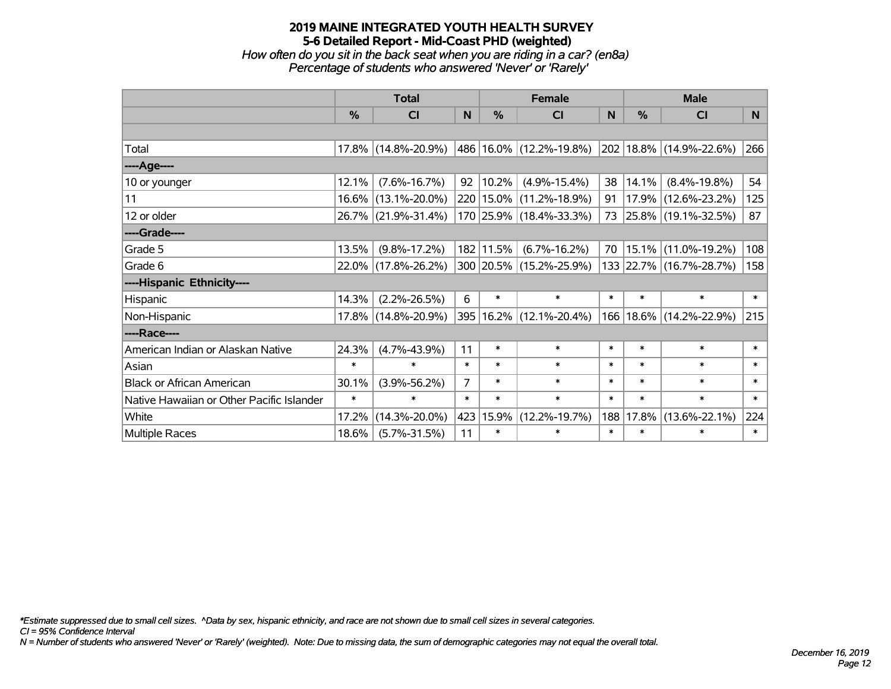# 2019 MAINE INTEGRATED YOUTH HEALTH SURVEY
## 5-6 Detailed Report - Mid-Coast PHD (weighted)

*How often do you sit in the back seat when you are riding in a car? (en8a)*
*Percentage of students who answered 'Never' or 'Rarely'*

| | Total | | | Female | | | Male | | |
|---|---|---|---|---|---|---|---|---|---|
| | % | CI | N | % | CI | N | % | CI | N |
| Total | 17.8% | (14.8%-20.9%) | 486 | 16.0% | (12.2%-19.8%) | 202 | 18.8% | (14.9%-22.6%) | 266 |
| ----Age---- | | | | | | | | | |
| 10 or younger | 12.1% | (7.6%-16.7%) | 92 | 10.2% | (4.9%-15.4%) | 38 | 14.1% | (8.4%-19.8%) | 54 |
| 11 | 16.6% | (13.1%-20.0%) | 220 | 15.0% | (11.2%-18.9%) | 91 | 17.9% | (12.6%-23.2%) | 125 |
| 12 or older | 26.7% | (21.9%-31.4%) | 170 | 25.9% | (18.4%-33.3%) | 73 | 25.8% | (19.1%-32.5%) | 87 |
| ----Grade---- | | | | | | | | | |
| Grade 5 | 13.5% | (9.8%-17.2%) | 182 | 11.5% | (6.7%-16.2%) | 70 | 15.1% | (11.0%-19.2%) | 108 |
| Grade 6 | 22.0% | (17.8%-26.2%) | 300 | 20.5% | (15.2%-25.9%) | 133 | 22.7% | (16.7%-28.7%) | 158 |
| ----Hispanic Ethnicity---- | | | | | | | | | |
| Hispanic | 14.3% | (2.2%-26.5%) | 6 | * | * | * | * | * | * |
| Non-Hispanic | 17.8% | (14.8%-20.9%) | 395 | 16.2% | (12.1%-20.4%) | 166 | 18.6% | (14.2%-22.9%) | 215 |
| ----Race---- | | | | | | | | | |
| American Indian or Alaskan Native | 24.3% | (4.7%-43.9%) | 11 | * | * | * | * | * | * |
| Asian | * | * | * | * | * | * | * | * | * |
| Black or African American | 30.1% | (3.9%-56.2%) | 7 | * | * | * | * | * | * |
| Native Hawaiian or Other Pacific Islander | * | * | * | * | * | * | * | * | * |
| White | 17.2% | (14.3%-20.0%) | 423 | 15.9% | (12.2%-19.7%) | 188 | 17.8% | (13.6%-22.1%) | 224 |
| Multiple Races | 18.6% | (5.7%-31.5%) | 11 | * | * | * | * | * | * |

*\*Estimate suppressed due to small cell sizes. ^Data by sex, hispanic ethnicity, and race are not shown due to small cell sizes in several categories.*
*CI = 95% Confidence Interval*
*N = Number of students who answered 'Never' or 'Rarely' (weighted). Note: Due to missing data, the sum of demographic categories may not equal the overall total.*

*December 16, 2019*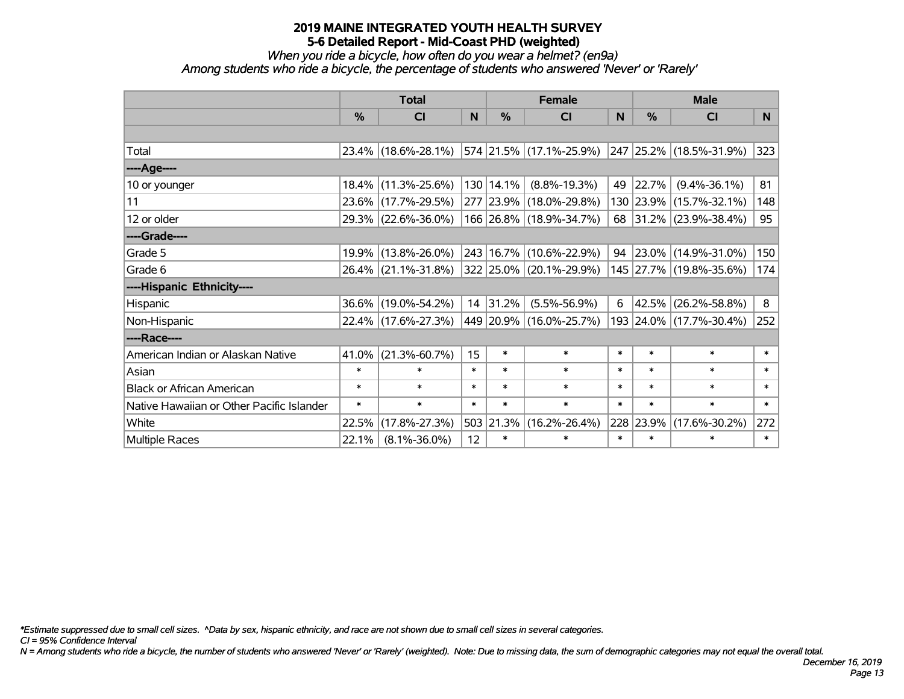# 2019 MAINE INTEGRATED YOUTH HEALTH SURVEY

## 5-6 Detailed Report - Mid-Coast PHD (weighted)

*When you ride a bicycle, how often do you wear a helmet? (en9a)*

*Among students who ride a bicycle, the percentage of students who answered 'Never' or 'Rarely'*

| | Total | | | Female | | | Male | | |
|---|---|---|---|---|---|---|---|---|---|
| | % | CI | N | % | CI | N | % | CI | N |
| Total | 23.4% | (18.6%-28.1%) | 574 | 21.5% | (17.1%-25.9%) | 247 | 25.2% | (18.5%-31.9%) | 323 |
| **----Age----** | | | | | | | | | |
| 10 or younger | 18.4% | (11.3%-25.6%) | 130 | 14.1% | (8.8%-19.3%) | 49 | 22.7% | (9.4%-36.1%) | 81 |
| 11 | 23.6% | (17.7%-29.5%) | 277 | 23.9% | (18.0%-29.8%) | 130 | 23.9% | (15.7%-32.1%) | 148 |
| 12 or older | 29.3% | (22.6%-36.0%) | 166 | 26.8% | (18.9%-34.7%) | 68 | 31.2% | (23.9%-38.4%) | 95 |
| **----Grade----** | | | | | | | | | |
| Grade 5 | 19.9% | (13.8%-26.0%) | 243 | 16.7% | (10.6%-22.9%) | 94 | 23.0% | (14.9%-31.0%) | 150 |
| Grade 6 | 26.4% | (21.1%-31.8%) | 322 | 25.0% | (20.1%-29.9%) | 145 | 27.7% | (19.8%-35.6%) | 174 |
| **----Hispanic Ethnicity----** | | | | | | | | | |
| Hispanic | 36.6% | (19.0%-54.2%) | 14 | 31.2% | (5.5%-56.9%) | 6 | 42.5% | (26.2%-58.8%) | 8 |
| Non-Hispanic | 22.4% | (17.6%-27.3%) | 449 | 20.9% | (16.0%-25.7%) | 193 | 24.0% | (17.7%-30.4%) | 252 |
| **----Race----** | | | | | | | | | |
| American Indian or Alaskan Native | 41.0% | (21.3%-60.7%) | 15 | * | * | * | * | * | * |
| Asian | * | * | * | * | * | * | * | * | * |
| Black or African American | * | * | * | * | * | * | * | * | * |
| Native Hawaiian or Other Pacific Islander | * | * | * | * | * | * | * | * | * |
| White | 22.5% | (17.8%-27.3%) | 503 | 21.3% | (16.2%-26.4%) | 228 | 23.9% | (17.6%-30.2%) | 272 |
| Multiple Races | 22.1% | (8.1%-36.0%) | 12 | * | * | * | * | * | * |

*\*Estimate suppressed due to small cell sizes. ^Data by sex, hispanic ethnicity, and race are not shown due to small cell sizes in several categories.*

*CI = 95% Confidence Interval*

*N = Among students who ride a bicycle, the number of students who answered 'Never' or 'Rarely' (weighted). Note: Due to missing data, the sum of demographic categories may not equal the overall total.*

*December 16, 2019*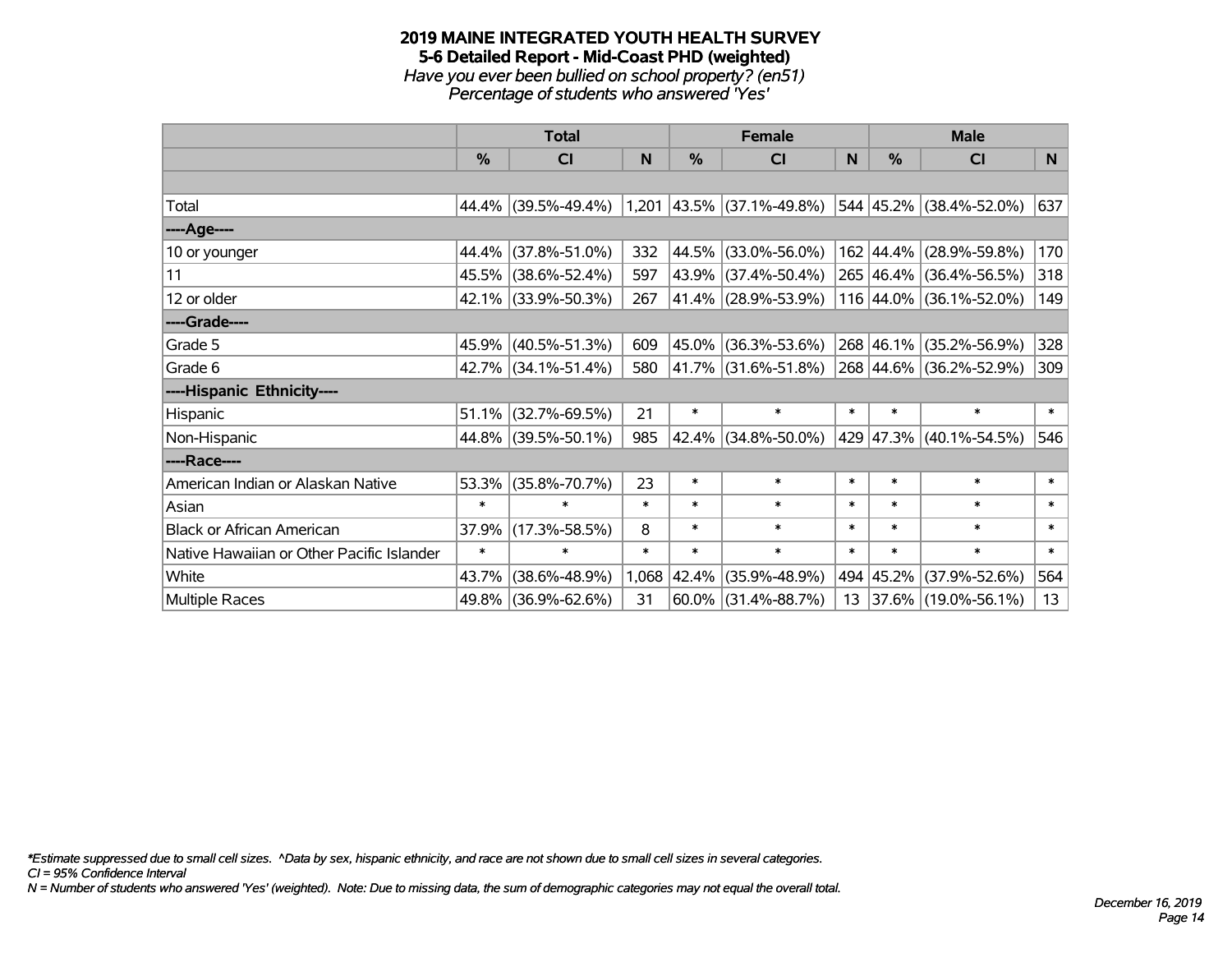# 2019 MAINE INTEGRATED YOUTH HEALTH SURVEY
## 5-6 Detailed Report - Mid-Coast PHD (weighted)
*Have you ever been bullied on school property? (en51)*
*Percentage of students who answered 'Yes'*

| | Total | | | Female | | | Male | | |
|---|---|---|---|---|---|---|---|---|---|
| | % | CI | N | % | CI | N | % | CI | N |
| | | | | | | | | | |
| Total | 44.4% | (39.5%-49.4%) | 1,201 | 43.5% | (37.1%-49.8%) | 544 | 45.2% | (38.4%-52.0%) | 637 |
| ----Age---- | | | | | | | | | |
| 10 or younger | 44.4% | (37.8%-51.0%) | 332 | 44.5% | (33.0%-56.0%) | 162 | 44.4% | (28.9%-59.8%) | 170 |
| 11 | 45.5% | (38.6%-52.4%) | 597 | 43.9% | (37.4%-50.4%) | 265 | 46.4% | (36.4%-56.5%) | 318 |
| 12 or older | 42.1% | (33.9%-50.3%) | 267 | 41.4% | (28.9%-53.9%) | 116 | 44.0% | (36.1%-52.0%) | 149 |
| ----Grade---- | | | | | | | | | |
| Grade 5 | 45.9% | (40.5%-51.3%) | 609 | 45.0% | (36.3%-53.6%) | 268 | 46.1% | (35.2%-56.9%) | 328 |
| Grade 6 | 42.7% | (34.1%-51.4%) | 580 | 41.7% | (31.6%-51.8%) | 268 | 44.6% | (36.2%-52.9%) | 309 |
| ----Hispanic Ethnicity---- | | | | | | | | | |
| Hispanic | 51.1% | (32.7%-69.5%) | 21 | * | * | * | * | * | * |
| Non-Hispanic | 44.8% | (39.5%-50.1%) | 985 | 42.4% | (34.8%-50.0%) | 429 | 47.3% | (40.1%-54.5%) | 546 |
| ----Race---- | | | | | | | | | |
| American Indian or Alaskan Native | 53.3% | (35.8%-70.7%) | 23 | * | * | * | * | * | * |
| Asian | * | * | * | * | * | * | * | * | * |
| Black or African American | 37.9% | (17.3%-58.5%) | 8 | * | * | * | * | * | * |
| Native Hawaiian or Other Pacific Islander | * | * | * | * | * | * | * | * | * |
| White | 43.7% | (38.6%-48.9%) | 1,068 | 42.4% | (35.9%-48.9%) | 494 | 45.2% | (37.9%-52.6%) | 564 |
| Multiple Races | 49.8% | (36.9%-62.6%) | 31 | 60.0% | (31.4%-88.7%) | 13 | 37.6% | (19.0%-56.1%) | 13 |

*\*Estimate suppressed due to small cell sizes. ^Data by sex, hispanic ethnicity, and race are not shown due to small cell sizes in several categories.*
*CI = 95% Confidence Interval*
*N = Number of students who answered 'Yes' (weighted). Note: Due to missing data, the sum of demographic categories may not equal the overall total.*

*December 16, 2019*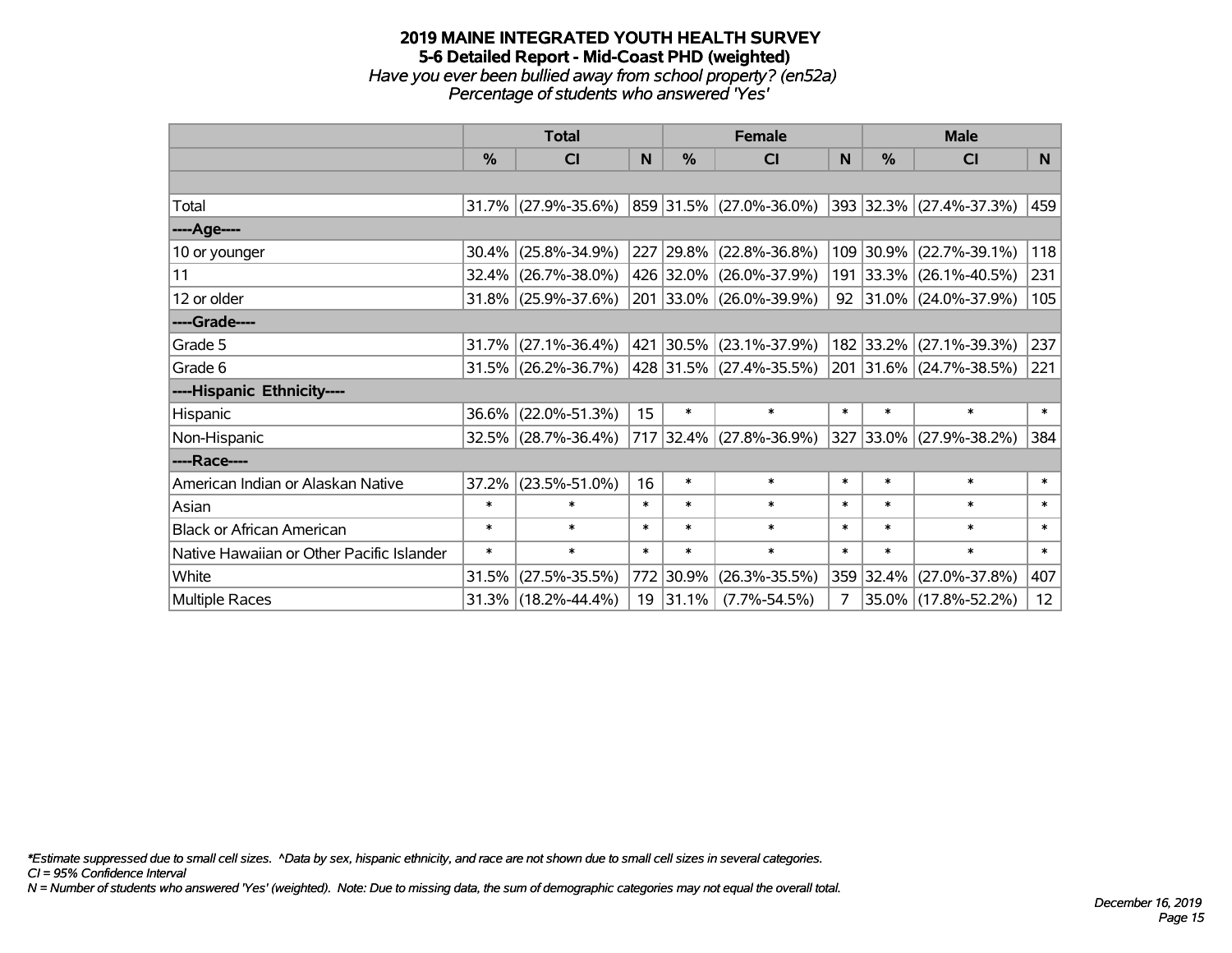# 2019 MAINE INTEGRATED YOUTH HEALTH SURVEY
## 5-6 Detailed Report - Mid-Coast PHD (weighted)
*Have you ever been bullied away from school property? (en52a)*
*Percentage of students who answered 'Yes'*

| | Total | | | Female | | | Male | | |
|---|---|---|---|---|---|---|---|---|---|
| | % | CI | N | % | CI | N | % | CI | N |
| Total | 31.7% | (27.9%-35.6%) | 859 | 31.5% | (27.0%-36.0%) | 393 | 32.3% | (27.4%-37.3%) | 459 |
| ----Age---- | | | | | | | | | |
| 10 or younger | 30.4% | (25.8%-34.9%) | 227 | 29.8% | (22.8%-36.8%) | 109 | 30.9% | (22.7%-39.1%) | 118 |
| 11 | 32.4% | (26.7%-38.0%) | 426 | 32.0% | (26.0%-37.9%) | 191 | 33.3% | (26.1%-40.5%) | 231 |
| 12 or older | 31.8% | (25.9%-37.6%) | 201 | 33.0% | (26.0%-39.9%) | 92 | 31.0% | (24.0%-37.9%) | 105 |
| ----Grade---- | | | | | | | | | |
| Grade 5 | 31.7% | (27.1%-36.4%) | 421 | 30.5% | (23.1%-37.9%) | 182 | 33.2% | (27.1%-39.3%) | 237 |
| Grade 6 | 31.5% | (26.2%-36.7%) | 428 | 31.5% | (27.4%-35.5%) | 201 | 31.6% | (24.7%-38.5%) | 221 |
| ----Hispanic Ethnicity---- | | | | | | | | | |
| Hispanic | 36.6% | (22.0%-51.3%) | 15 | * | * | * | * | * | * |
| Non-Hispanic | 32.5% | (28.7%-36.4%) | 717 | 32.4% | (27.8%-36.9%) | 327 | 33.0% | (27.9%-38.2%) | 384 |
| ----Race---- | | | | | | | | | |
| American Indian or Alaskan Native | 37.2% | (23.5%-51.0%) | 16 | * | * | * | * | * | * |
| Asian | * | * | * | * | * | * | * | * | * |
| Black or African American | * | * | * | * | * | * | * | * | * |
| Native Hawaiian or Other Pacific Islander | * | * | * | * | * | * | * | * | * |
| White | 31.5% | (27.5%-35.5%) | 772 | 30.9% | (26.3%-35.5%) | 359 | 32.4% | (27.0%-37.8%) | 407 |
| Multiple Races | 31.3% | (18.2%-44.4%) | 19 | 31.1% | (7.7%-54.5%) | 7 | 35.0% | (17.8%-52.2%) | 12 |

*\*Estimate suppressed due to small cell sizes. ^Data by sex, hispanic ethnicity, and race are not shown due to small cell sizes in several categories.*
*CI = 95% Confidence Interval*
*N = Number of students who answered 'Yes' (weighted). Note: Due to missing data, the sum of demographic categories may not equal the overall total.*

*December 16, 2019*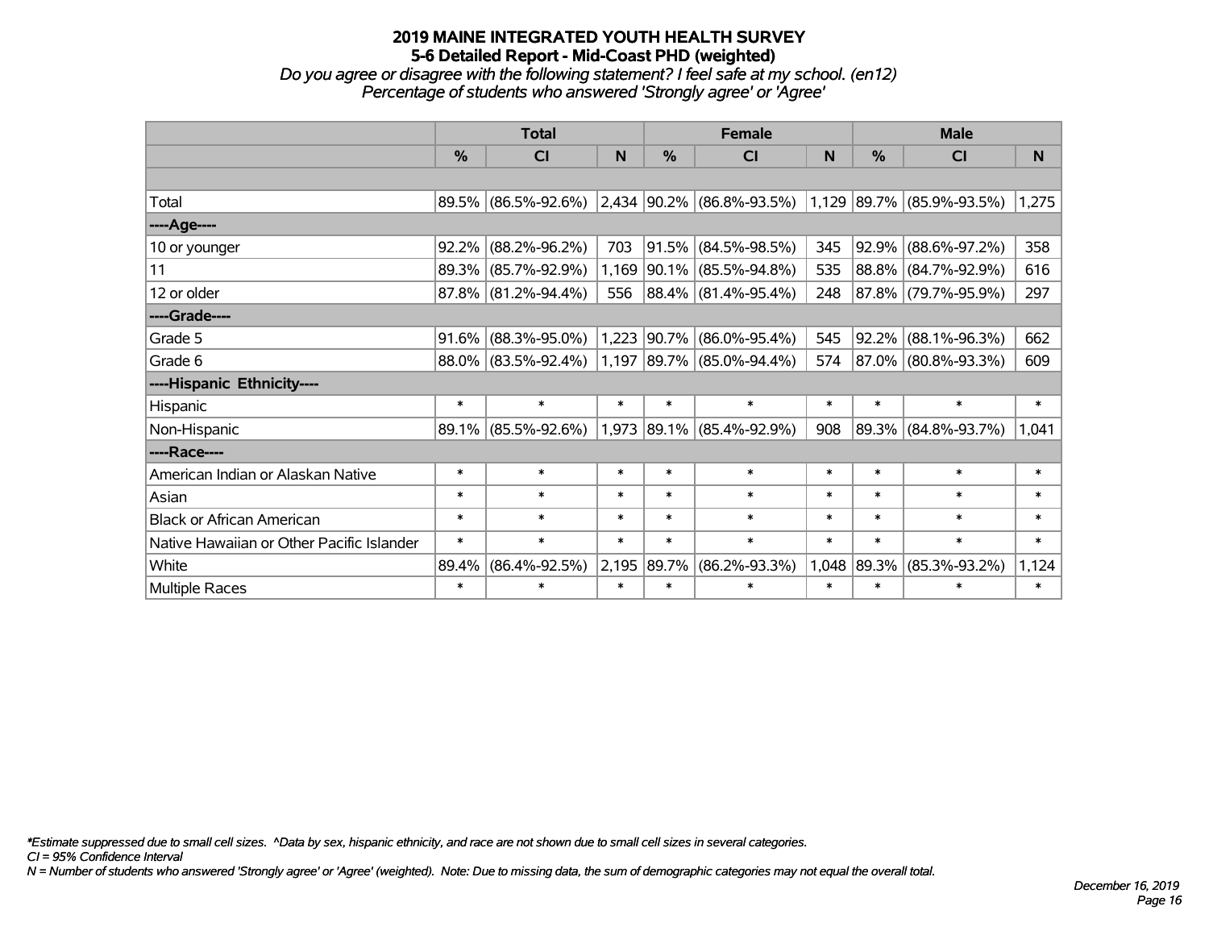# 2019 MAINE INTEGRATED YOUTH HEALTH SURVEY
## 5-6 Detailed Report - Mid-Coast PHD (weighted)

*Do you agree or disagree with the following statement? I feel safe at my school. (en12)*
*Percentage of students who answered 'Strongly agree' or 'Agree'*

| | Total | | | Female | | | Male | | |
|---|---|---|---|---|---|---|---|---|---|
| | % | CI | N | % | CI | N | % | CI | N |
| Total | 89.5% | (86.5%-92.6%) | 2,434 | 90.2% | (86.8%-93.5%) | 1,129 | 89.7% | (85.9%-93.5%) | 1,275 |
| ----Age---- | | | | | | | | | |
| 10 or younger | 92.2% | (88.2%-96.2%) | 703 | 91.5% | (84.5%-98.5%) | 345 | 92.9% | (88.6%-97.2%) | 358 |
| 11 | 89.3% | (85.7%-92.9%) | 1,169 | 90.1% | (85.5%-94.8%) | 535 | 88.8% | (84.7%-92.9%) | 616 |
| 12 or older | 87.8% | (81.2%-94.4%) | 556 | 88.4% | (81.4%-95.4%) | 248 | 87.8% | (79.7%-95.9%) | 297 |
| ----Grade---- | | | | | | | | | |
| Grade 5 | 91.6% | (88.3%-95.0%) | 1,223 | 90.7% | (86.0%-95.4%) | 545 | 92.2% | (88.1%-96.3%) | 662 |
| Grade 6 | 88.0% | (83.5%-92.4%) | 1,197 | 89.7% | (85.0%-94.4%) | 574 | 87.0% | (80.8%-93.3%) | 609 |
| ----Hispanic Ethnicity---- | | | | | | | | | |
| Hispanic | * | * | * | * | * | * | * | * | * |
| Non-Hispanic | 89.1% | (85.5%-92.6%) | 1,973 | 89.1% | (85.4%-92.9%) | 908 | 89.3% | (84.8%-93.7%) | 1,041 |
| ----Race---- | | | | | | | | | |
| American Indian or Alaskan Native | * | * | * | * | * | * | * | * | * |
| Asian | * | * | * | * | * | * | * | * | * |
| Black or African American | * | * | * | * | * | * | * | * | * |
| Native Hawaiian or Other Pacific Islander | * | * | * | * | * | * | * | * | * |
| White | 89.4% | (86.4%-92.5%) | 2,195 | 89.7% | (86.2%-93.3%) | 1,048 | 89.3% | (85.3%-93.2%) | 1,124 |
| Multiple Races | * | * | * | * | * | * | * | * | * |

*\*Estimate suppressed due to small cell sizes. ^Data by sex, hispanic ethnicity, and race are not shown due to small cell sizes in several categories.*
*CI = 95% Confidence Interval*
*N = Number of students who answered 'Strongly agree' or 'Agree' (weighted). Note: Due to missing data, the sum of demographic categories may not equal the overall total.*

*December 16, 2019*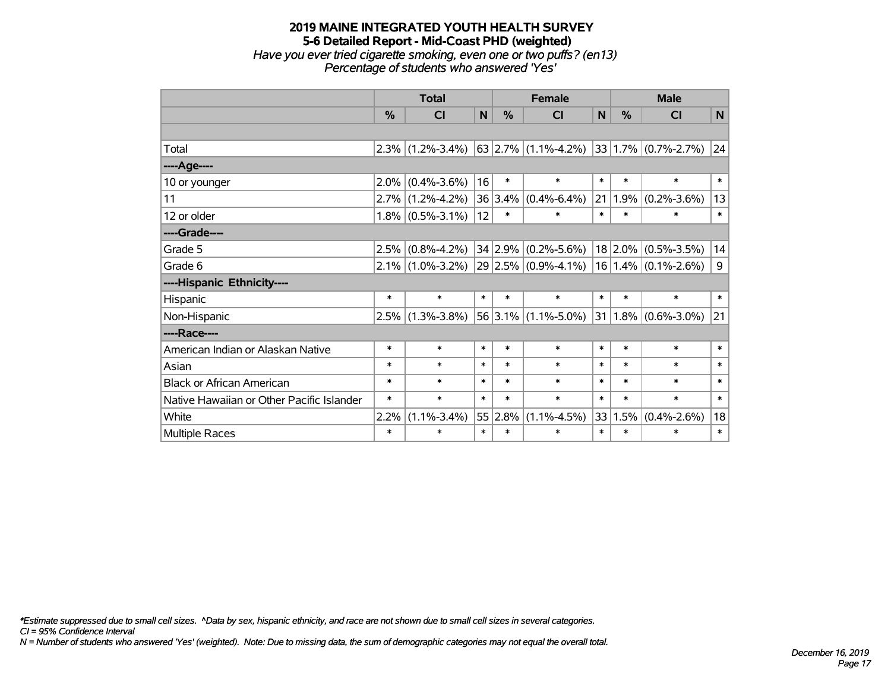**2019 MAINE INTEGRATED YOUTH HEALTH SURVEY**
**5-6 Detailed Report - Mid-Coast PHD (weighted)**
*Have you ever tried cigarette smoking, even one or two puffs? (en13)*
*Percentage of students who answered 'Yes'*

| | Total | | | Female | | | Male | | |
|---|---|---|---|---|---|---|---|---|---|
| | % | CI | N | % | CI | N | % | CI | N |
| | | | | | | | | | |
| Total | 2.3% | (1.2%-3.4%) | 63 | 2.7% | (1.1%-4.2%) | 33 | 1.7% | (0.7%-2.7%) | 24 |
| ----Age---- | | | | | | | | | |
| 10 or younger | 2.0% | (0.4%-3.6%) | 16 | * | * | * | * | * | * |
| 11 | 2.7% | (1.2%-4.2%) | 36 | 3.4% | (0.4%-6.4%) | 21 | 1.9% | (0.2%-3.6%) | 13 |
| 12 or older | 1.8% | (0.5%-3.1%) | 12 | * | * | * | * | * | * |
| ----Grade---- | | | | | | | | | |
| Grade 5 | 2.5% | (0.8%-4.2%) | 34 | 2.9% | (0.2%-5.6%) | 18 | 2.0% | (0.5%-3.5%) | 14 |
| Grade 6 | 2.1% | (1.0%-3.2%) | 29 | 2.5% | (0.9%-4.1%) | 16 | 1.4% | (0.1%-2.6%) | 9 |
| ----Hispanic Ethnicity---- | | | | | | | | | |
| Hispanic | * | * | * | * | * | * | * | * | * |
| Non-Hispanic | 2.5% | (1.3%-3.8%) | 56 | 3.1% | (1.1%-5.0%) | 31 | 1.8% | (0.6%-3.0%) | 21 |
| ----Race---- | | | | | | | | | |
| American Indian or Alaskan Native | * | * | * | * | * | * | * | * | * |
| Asian | * | * | * | * | * | * | * | * | * |
| Black or African American | * | * | * | * | * | * | * | * | * |
| Native Hawaiian or Other Pacific Islander | * | * | * | * | * | * | * | * | * |
| White | 2.2% | (1.1%-3.4%) | 55 | 2.8% | (1.1%-4.5%) | 33 | 1.5% | (0.4%-2.6%) | 18 |
| Multiple Races | * | * | * | * | * | * | * | * | * |

*\*Estimate suppressed due to small cell sizes. ^Data by sex, hispanic ethnicity, and race are not shown due to small cell sizes in several categories.*
*CI = 95% Confidence Interval*
*N = Number of students who answered 'Yes' (weighted). Note: Due to missing data, the sum of demographic categories may not equal the overall total.*

*December 16, 2019*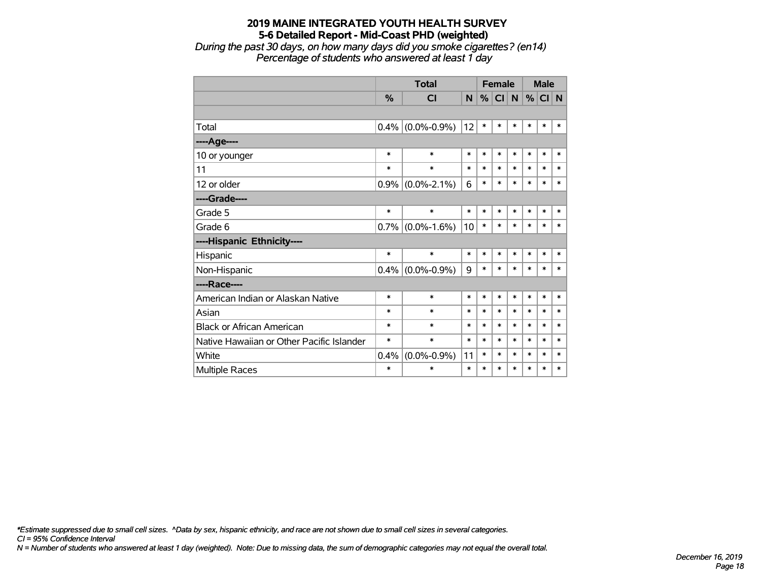# 2019 MAINE INTEGRATED YOUTH HEALTH SURVEY
## 5-6 Detailed Report - Mid-Coast PHD (weighted)
*During the past 30 days, on how many days did you smoke cigarettes? (en14)*
*Percentage of students who answered at least 1 day*

| | Total | | | Female | | | Male | | |
|---|---|---|---|---|---|---|---|---|---|
| | % | CI | N | % | CI | N | % | CI | N |
| | | | | | | | | | |
| Total | 0.4% | (0.0%-0.9%) | 12 | * | * | * | * | * | * |
| ----Age---- | | | | | | | | | |
| 10 or younger | * | * | * | * | * | * | * | * | * |
| 11 | * | * | * | * | * | * | * | * | * |
| 12 or older | 0.9% | (0.0%-2.1%) | 6 | * | * | * | * | * | * |
| ----Grade---- | | | | | | | | | |
| Grade 5 | * | * | * | * | * | * | * | * | * |
| Grade 6 | 0.7% | (0.0%-1.6%) | 10 | * | * | * | * | * | * |
| ----Hispanic Ethnicity---- | | | | | | | | | |
| Hispanic | * | * | * | * | * | * | * | * | * |
| Non-Hispanic | 0.4% | (0.0%-0.9%) | 9 | * | * | * | * | * | * |
| ----Race---- | | | | | | | | | |
| American Indian or Alaskan Native | * | * | * | * | * | * | * | * | * |
| Asian | * | * | * | * | * | * | * | * | * |
| Black or African American | * | * | * | * | * | * | * | * | * |
| Native Hawaiian or Other Pacific Islander | * | * | * | * | * | * | * | * | * |
| White | 0.4% | (0.0%-0.9%) | 11 | * | * | * | * | * | * |
| Multiple Races | * | * | * | * | * | * | * | * | * |

*\*Estimate suppressed due to small cell sizes. ^Data by sex, hispanic ethnicity, and race are not shown due to small cell sizes in several categories.*
*CI = 95% Confidence Interval*
*N = Number of students who answered at least 1 day (weighted). Note: Due to missing data, the sum of demographic categories may not equal the overall total.*

*December 16, 2019*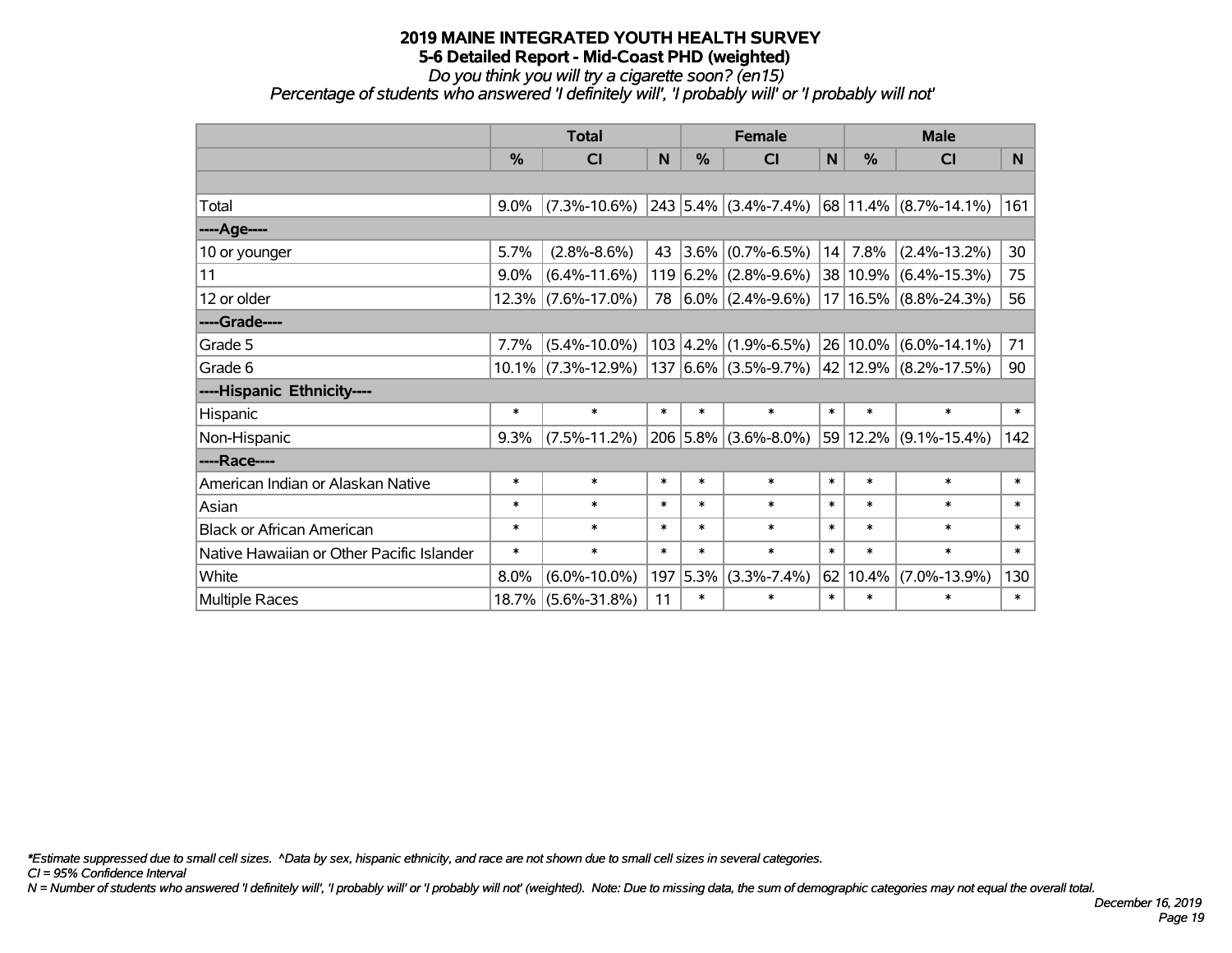# 2019 MAINE INTEGRATED YOUTH HEALTH SURVEY
## 5-6 Detailed Report - Mid-Coast PHD (weighted)
*Do you think you will try a cigarette soon? (en15)*
*Percentage of students who answered 'I definitely will', 'I probably will' or 'I probably will not'*

| | Total | | | Female | | | Male | | |
|---|---|---|---|---|---|---|---|---|---|
| | % | CI | N | % | CI | N | % | CI | N |
| | | | | | | | | | |
| Total | 9.0% | (7.3%-10.6%) | 243 | 5.4% | (3.4%-7.4%) | 68 | 11.4% | (8.7%-14.1%) | 161 |
| ----Age---- | | | | | | | | | |
| 10 or younger | 5.7% | (2.8%-8.6%) | 43 | 3.6% | (0.7%-6.5%) | 14 | 7.8% | (2.4%-13.2%) | 30 |
| 11 | 9.0% | (6.4%-11.6%) | 119 | 6.2% | (2.8%-9.6%) | 38 | 10.9% | (6.4%-15.3%) | 75 |
| 12 or older | 12.3% | (7.6%-17.0%) | 78 | 6.0% | (2.4%-9.6%) | 17 | 16.5% | (8.8%-24.3%) | 56 |
| ----Grade---- | | | | | | | | | |
| Grade 5 | 7.7% | (5.4%-10.0%) | 103 | 4.2% | (1.9%-6.5%) | 26 | 10.0% | (6.0%-14.1%) | 71 |
| Grade 6 | 10.1% | (7.3%-12.9%) | 137 | 6.6% | (3.5%-9.7%) | 42 | 12.9% | (8.2%-17.5%) | 90 |
| ----Hispanic Ethnicity---- | | | | | | | | | |
| Hispanic | * | * | * | * | * | * | * | * | * |
| Non-Hispanic | 9.3% | (7.5%-11.2%) | 206 | 5.8% | (3.6%-8.0%) | 59 | 12.2% | (9.1%-15.4%) | 142 |
| ----Race---- | | | | | | | | | |
| American Indian or Alaskan Native | * | * | * | * | * | * | * | * | * |
| Asian | * | * | * | * | * | * | * | * | * |
| Black or African American | * | * | * | * | * | * | * | * | * |
| Native Hawaiian or Other Pacific Islander | * | * | * | * | * | * | * | * | * |
| White | 8.0% | (6.0%-10.0%) | 197 | 5.3% | (3.3%-7.4%) | 62 | 10.4% | (7.0%-13.9%) | 130 |
| Multiple Races | 18.7% | (5.6%-31.8%) | 11 | * | * | * | * | * | * |

*\*Estimate suppressed due to small cell sizes. ^Data by sex, hispanic ethnicity, and race are not shown due to small cell sizes in several categories.*

*CI = 95% Confidence Interval*

*N = Number of students who answered 'I definitely will', 'I probably will' or 'I probably will not' (weighted). Note: Due to missing data, the sum of demographic categories may not equal the overall total.*

*December 16, 2019*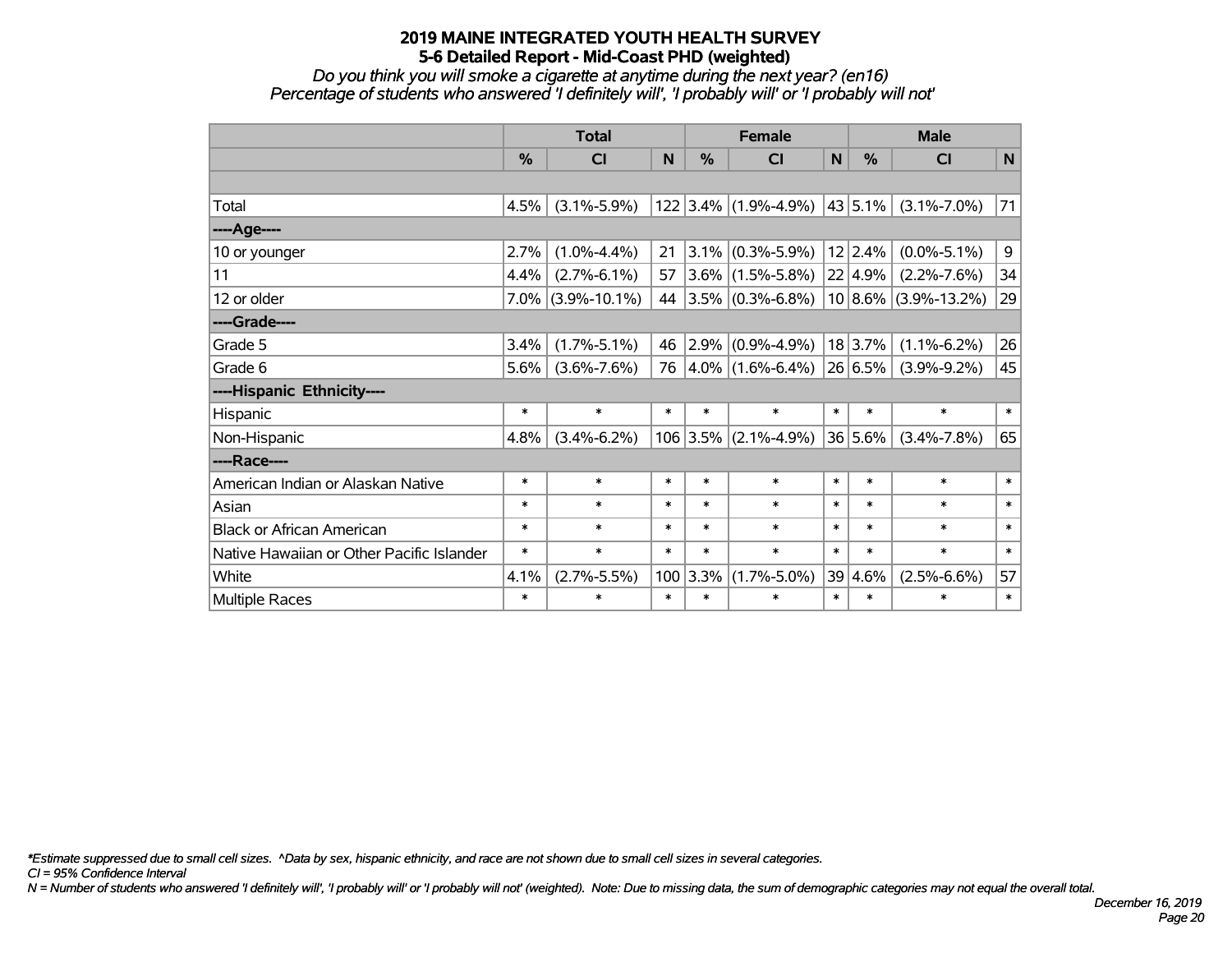# 2019 MAINE INTEGRATED YOUTH HEALTH SURVEY
## 5-6 Detailed Report - Mid-Coast PHD (weighted)

*Do you think you will smoke a cigarette at anytime during the next year? (en16)*
*Percentage of students who answered 'I definitely will', 'I probably will' or 'I probably will not'*

| | Total | | | Female | | | Male | | |
|---|---|---|---|---|---|---|---|---|---|
| | % | CI | N | % | CI | N | % | CI | N |
| Total | 4.5% | (3.1%-5.9%) | 122 | 3.4% | (1.9%-4.9%) | 43 | 5.1% | (3.1%-7.0%) | 71 |
| ----Age---- | | | | | | | | | |
| 10 or younger | 2.7% | (1.0%-4.4%) | 21 | 3.1% | (0.3%-5.9%) | 12 | 2.4% | (0.0%-5.1%) | 9 |
| 11 | 4.4% | (2.7%-6.1%) | 57 | 3.6% | (1.5%-5.8%) | 22 | 4.9% | (2.2%-7.6%) | 34 |
| 12 or older | 7.0% | (3.9%-10.1%) | 44 | 3.5% | (0.3%-6.8%) | 10 | 8.6% | (3.9%-13.2%) | 29 |
| ----Grade---- | | | | | | | | | |
| Grade 5 | 3.4% | (1.7%-5.1%) | 46 | 2.9% | (0.9%-4.9%) | 18 | 3.7% | (1.1%-6.2%) | 26 |
| Grade 6 | 5.6% | (3.6%-7.6%) | 76 | 4.0% | (1.6%-6.4%) | 26 | 6.5% | (3.9%-9.2%) | 45 |
| ----Hispanic Ethnicity---- | | | | | | | | | |
| Hispanic | * | * | * | * | * | * | * | * | * |
| Non-Hispanic | 4.8% | (3.4%-6.2%) | 106 | 3.5% | (2.1%-4.9%) | 36 | 5.6% | (3.4%-7.8%) | 65 |
| ----Race---- | | | | | | | | | |
| American Indian or Alaskan Native | * | * | * | * | * | * | * | * | * |
| Asian | * | * | * | * | * | * | * | * | * |
| Black or African American | * | * | * | * | * | * | * | * | * |
| Native Hawaiian or Other Pacific Islander | * | * | * | * | * | * | * | * | * |
| White | 4.1% | (2.7%-5.5%) | 100 | 3.3% | (1.7%-5.0%) | 39 | 4.6% | (2.5%-6.6%) | 57 |
| Multiple Races | * | * | * | * | * | * | * | * | * |

*\*Estimate suppressed due to small cell sizes. ^Data by sex, hispanic ethnicity, and race are not shown due to small cell sizes in several categories.*
*CI = 95% Confidence Interval*
*N = Number of students who answered 'I definitely will', 'I probably will' or 'I probably will not' (weighted). Note: Due to missing data, the sum of demographic categories may not equal the overall total.*

*December 16, 2019*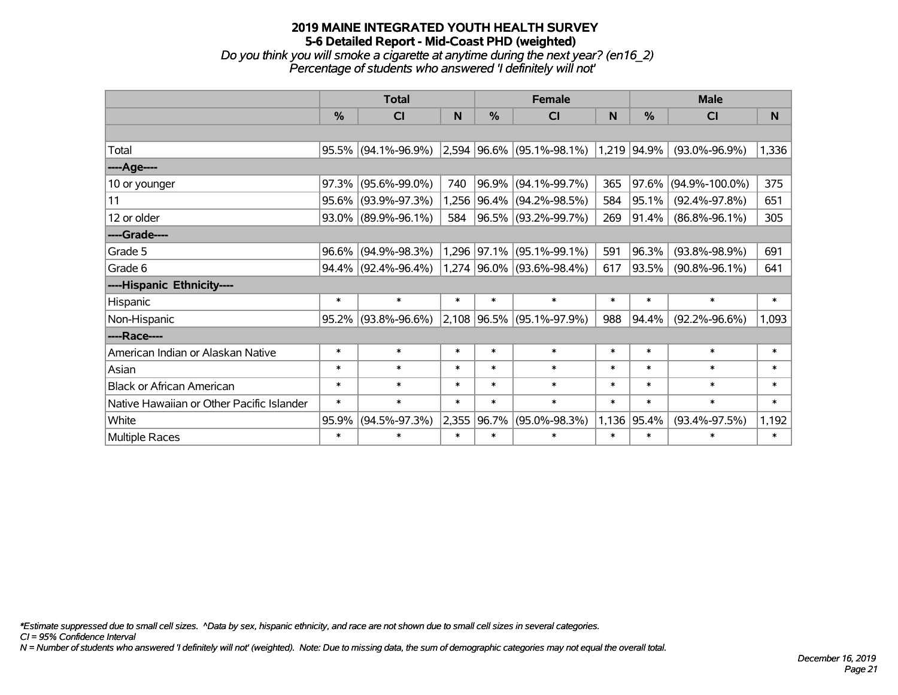# 2019 MAINE INTEGRATED YOUTH HEALTH SURVEY
## 5-6 Detailed Report - Mid-Coast PHD (weighted)
*Do you think you will smoke a cigarette at anytime during the next year? (en16_2)*
*Percentage of students who answered 'I definitely will not'*

| | Total | | | Female | | | Male | | |
|---|---|---|---|---|---|---|---|---|---|
| | % | CI | N | % | CI | N | % | CI | N |
| Total | 95.5% | (94.1%-96.9%) | 2,594 | 96.6% | (95.1%-98.1%) | 1,219 | 94.9% | (93.0%-96.9%) | 1,336 |
| ----Age---- | | | | | | | | | |
| 10 or younger | 97.3% | (95.6%-99.0%) | 740 | 96.9% | (94.1%-99.7%) | 365 | 97.6% | (94.9%-100.0%) | 375 |
| 11 | 95.6% | (93.9%-97.3%) | 1,256 | 96.4% | (94.2%-98.5%) | 584 | 95.1% | (92.4%-97.8%) | 651 |
| 12 or older | 93.0% | (89.9%-96.1%) | 584 | 96.5% | (93.2%-99.7%) | 269 | 91.4% | (86.8%-96.1%) | 305 |
| ----Grade---- | | | | | | | | | |
| Grade 5 | 96.6% | (94.9%-98.3%) | 1,296 | 97.1% | (95.1%-99.1%) | 591 | 96.3% | (93.8%-98.9%) | 691 |
| Grade 6 | 94.4% | (92.4%-96.4%) | 1,274 | 96.0% | (93.6%-98.4%) | 617 | 93.5% | (90.8%-96.1%) | 641 |
| ----Hispanic Ethnicity---- | | | | | | | | | |
| Hispanic | * | * | * | * | * | * | * | * | * |
| Non-Hispanic | 95.2% | (93.8%-96.6%) | 2,108 | 96.5% | (95.1%-97.9%) | 988 | 94.4% | (92.2%-96.6%) | 1,093 |
| ----Race---- | | | | | | | | | |
| American Indian or Alaskan Native | * | * | * | * | * | * | * | * | * |
| Asian | * | * | * | * | * | * | * | * | * |
| Black or African American | * | * | * | * | * | * | * | * | * |
| Native Hawaiian or Other Pacific Islander | * | * | * | * | * | * | * | * | * |
| White | 95.9% | (94.5%-97.3%) | 2,355 | 96.7% | (95.0%-98.3%) | 1,136 | 95.4% | (93.4%-97.5%) | 1,192 |
| Multiple Races | * | * | * | * | * | * | * | * | * |

*\*Estimate suppressed due to small cell sizes. ^Data by sex, hispanic ethnicity, and race are not shown due to small cell sizes in several categories.*
*CI = 95% Confidence Interval*
*N = Number of students who answered 'I definitely will not' (weighted). Note: Due to missing data, the sum of demographic categories may not equal the overall total.*

*December 16, 2019*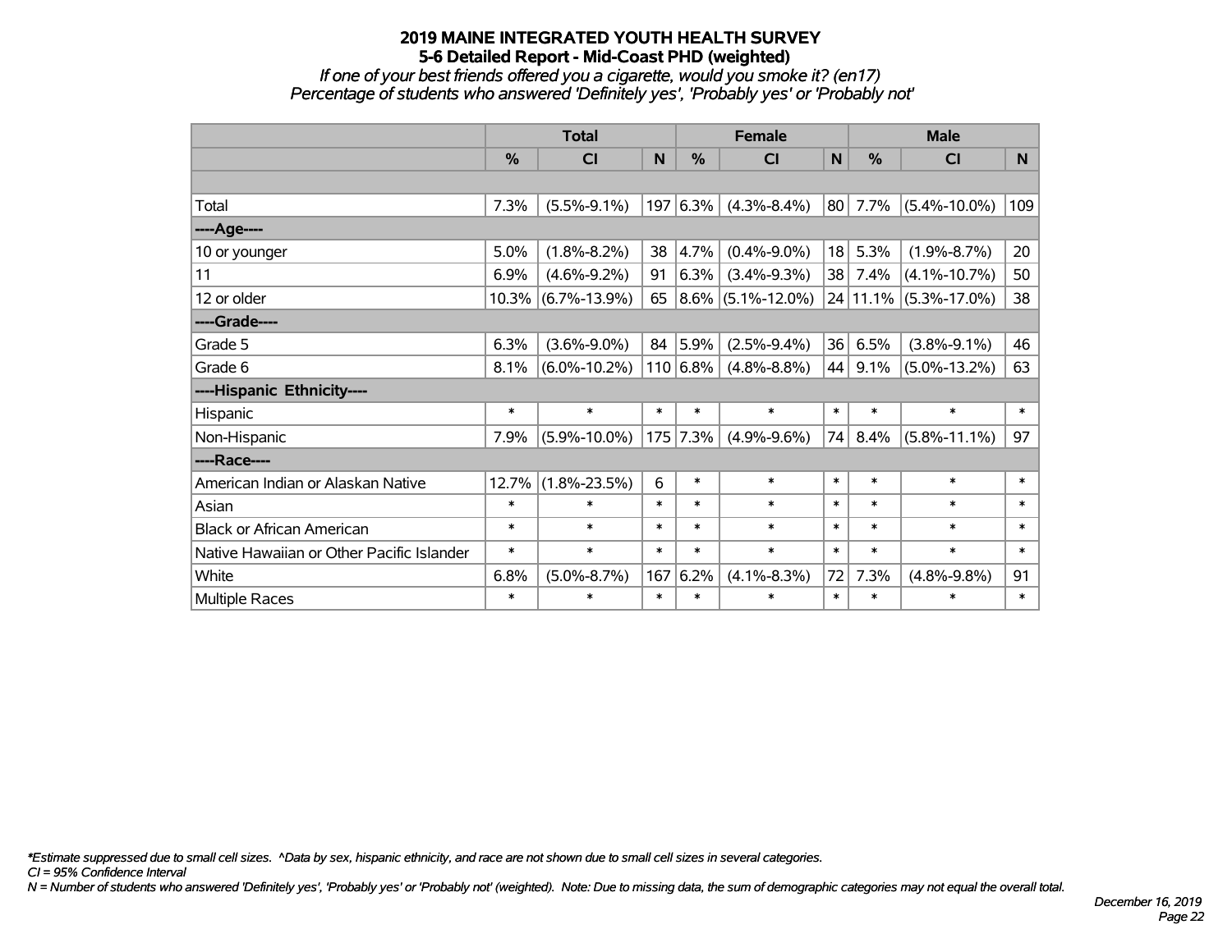# 2019 MAINE INTEGRATED YOUTH HEALTH SURVEY
## 5-6 Detailed Report - Mid-Coast PHD (weighted)

*If one of your best friends offered you a cigarette, would you smoke it? (en17)*
*Percentage of students who answered 'Definitely yes', 'Probably yes' or 'Probably not'*

| | Total | | | Female | | | Male | | |
|---|---|---|---|---|---|---|---|---|---|
| | % | CI | N | % | CI | N | % | CI | N |
| Total | 7.3% | (5.5%-9.1%) | 197 | 6.3% | (4.3%-8.4%) | 80 | 7.7% | (5.4%-10.0%) | 109 |
| ----Age---- | | | | | | | | | |
| 10 or younger | 5.0% | (1.8%-8.2%) | 38 | 4.7% | (0.4%-9.0%) | 18 | 5.3% | (1.9%-8.7%) | 20 |
| 11 | 6.9% | (4.6%-9.2%) | 91 | 6.3% | (3.4%-9.3%) | 38 | 7.4% | (4.1%-10.7%) | 50 |
| 12 or older | 10.3% | (6.7%-13.9%) | 65 | 8.6% | (5.1%-12.0%) | 24 | 11.1% | (5.3%-17.0%) | 38 |
| ----Grade---- | | | | | | | | | |
| Grade 5 | 6.3% | (3.6%-9.0%) | 84 | 5.9% | (2.5%-9.4%) | 36 | 6.5% | (3.8%-9.1%) | 46 |
| Grade 6 | 8.1% | (6.0%-10.2%) | 110 | 6.8% | (4.8%-8.8%) | 44 | 9.1% | (5.0%-13.2%) | 63 |
| ----Hispanic Ethnicity---- | | | | | | | | | |
| Hispanic | * | * | * | * | * | * | * | * | * |
| Non-Hispanic | 7.9% | (5.9%-10.0%) | 175 | 7.3% | (4.9%-9.6%) | 74 | 8.4% | (5.8%-11.1%) | 97 |
| ----Race---- | | | | | | | | | |
| American Indian or Alaskan Native | 12.7% | (1.8%-23.5%) | 6 | * | * | * | * | * | * |
| Asian | * | * | * | * | * | * | * | * | * |
| Black or African American | * | * | * | * | * | * | * | * | * |
| Native Hawaiian or Other Pacific Islander | * | * | * | * | * | * | * | * | * |
| White | 6.8% | (5.0%-8.7%) | 167 | 6.2% | (4.1%-8.3%) | 72 | 7.3% | (4.8%-9.8%) | 91 |
| Multiple Races | * | * | * | * | * | * | * | * | * |

*\*Estimate suppressed due to small cell sizes. ^Data by sex, hispanic ethnicity, and race are not shown due to small cell sizes in several categories.*
*CI = 95% Confidence Interval*
*N = Number of students who answered 'Definitely yes', 'Probably yes' or 'Probably not' (weighted). Note: Due to missing data, the sum of demographic categories may not equal the overall total.*

*December 16, 2019*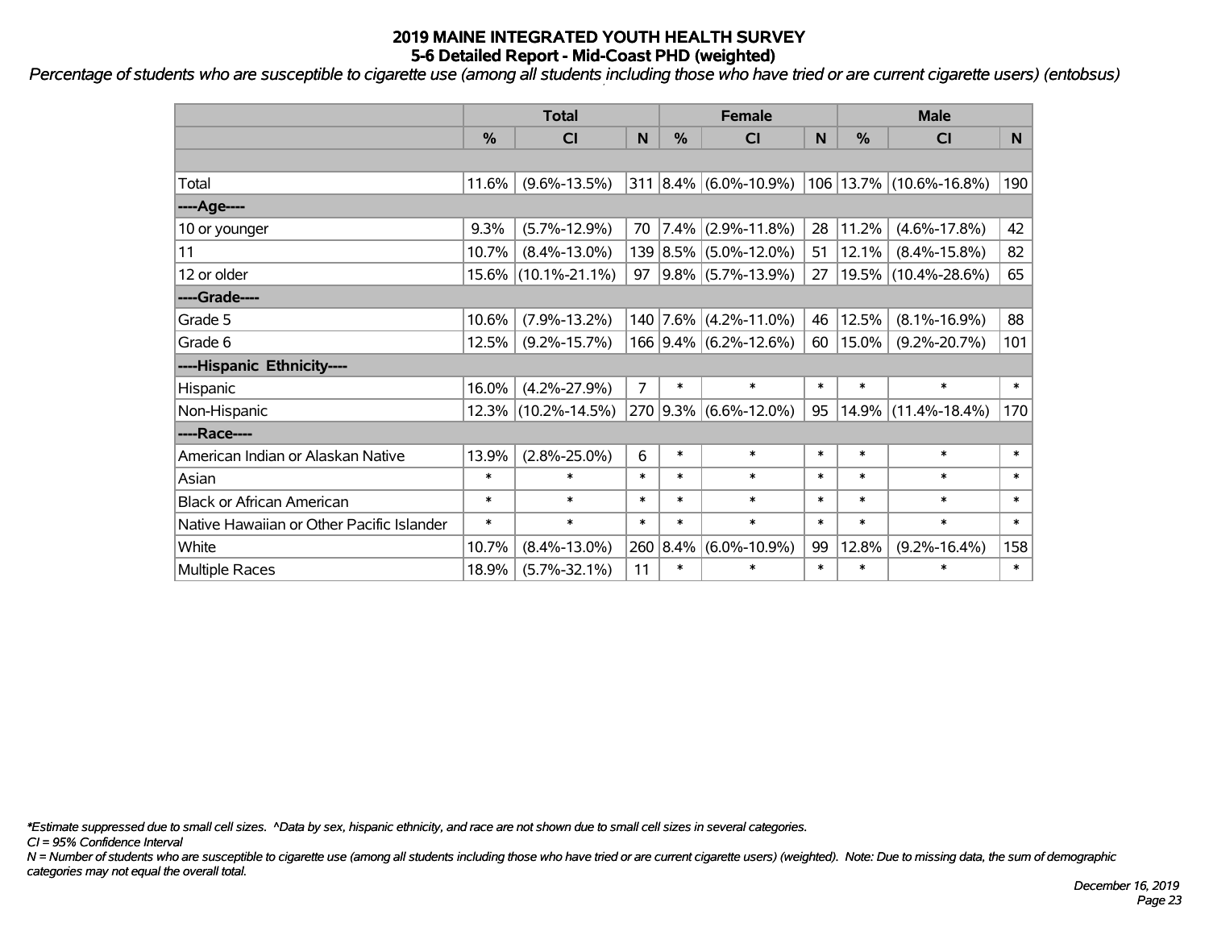# 2019 MAINE INTEGRATED YOUTH HEALTH SURVEY
## 5-6 Detailed Report - Mid-Coast PHD (weighted)

*Percentage of students who are susceptible to cigarette use (among all students including those who have tried or are current cigarette users) (entobsus)*

| | Total | | | Female | | | Male | | |
|---|---|---|---|---|---|---|---|---|---|
| | % | CI | N | % | CI | N | % | CI | N |
| | | | | | | | | | |
| Total | 11.6% | (9.6%-13.5%) | 311 | 8.4% | (6.0%-10.9%) | 106 | 13.7% | (10.6%-16.8%) | 190 |
| ----Age---- | | | | | | | | | |
| 10 or younger | 9.3% | (5.7%-12.9%) | 70 | 7.4% | (2.9%-11.8%) | 28 | 11.2% | (4.6%-17.8%) | 42 |
| 11 | 10.7% | (8.4%-13.0%) | 139 | 8.5% | (5.0%-12.0%) | 51 | 12.1% | (8.4%-15.8%) | 82 |
| 12 or older | 15.6% | (10.1%-21.1%) | 97 | 9.8% | (5.7%-13.9%) | 27 | 19.5% | (10.4%-28.6%) | 65 |
| ----Grade---- | | | | | | | | | |
| Grade 5 | 10.6% | (7.9%-13.2%) | 140 | 7.6% | (4.2%-11.0%) | 46 | 12.5% | (8.1%-16.9%) | 88 |
| Grade 6 | 12.5% | (9.2%-15.7%) | 166 | 9.4% | (6.2%-12.6%) | 60 | 15.0% | (9.2%-20.7%) | 101 |
| ----Hispanic Ethnicity---- | | | | | | | | | |
| Hispanic | 16.0% | (4.2%-27.9%) | 7 | * | * | * | * | * | * |
| Non-Hispanic | 12.3% | (10.2%-14.5%) | 270 | 9.3% | (6.6%-12.0%) | 95 | 14.9% | (11.4%-18.4%) | 170 |
| ----Race---- | | | | | | | | | |
| American Indian or Alaskan Native | 13.9% | (2.8%-25.0%) | 6 | * | * | * | * | * | * |
| Asian | * | * | * | * | * | * | * | * | * |
| Black or African American | * | * | * | * | * | * | * | * | * |
| Native Hawaiian or Other Pacific Islander | * | * | * | * | * | * | * | * | * |
| White | 10.7% | (8.4%-13.0%) | 260 | 8.4% | (6.0%-10.9%) | 99 | 12.8% | (9.2%-16.4%) | 158 |
| Multiple Races | 18.9% | (5.7%-32.1%) | 11 | * | * | * | * | * | * |

*\*Estimate suppressed due to small cell sizes. ^Data by sex, hispanic ethnicity, and race are not shown due to small cell sizes in several categories.*

*CI = 95% Confidence Interval*

*N = Number of students who are susceptible to cigarette use (among all students including those who have tried or are current cigarette users) (weighted). Note: Due to missing data, the sum of demographic categories may not equal the overall total.*

*December 16, 2019*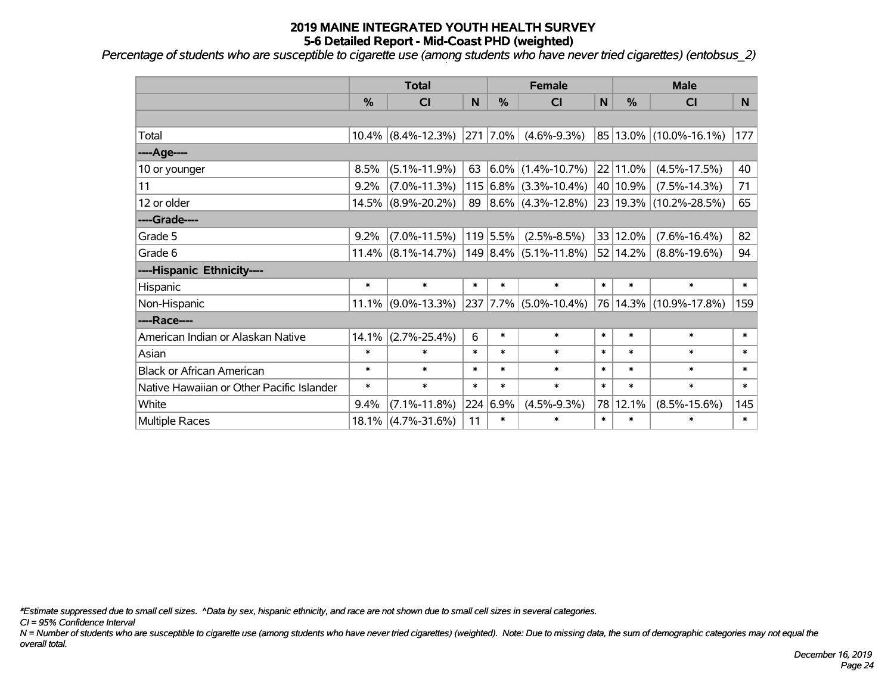# 2019 MAINE INTEGRATED YOUTH HEALTH SURVEY
## 5-6 Detailed Report - Mid-Coast PHD (weighted)

*Percentage of students who are susceptible to cigarette use (among students who have never tried cigarettes) (entobsus_2)*

| | Total | | | Female | | | Male | | |
|---|---|---|---|---|---|---|---|---|---|
| | % | CI | N | % | CI | N | % | CI | N |
| | | | | | | | | | |
| Total | 10.4% | (8.4%-12.3%) | 271 | 7.0% | (4.6%-9.3%) | 85 | 13.0% | (10.0%-16.1%) | 177 |
| ----Age---- | | | | | | | | | |
| 10 or younger | 8.5% | (5.1%-11.9%) | 63 | 6.0% | (1.4%-10.7%) | 22 | 11.0% | (4.5%-17.5%) | 40 |
| 11 | 9.2% | (7.0%-11.3%) | 115 | 6.8% | (3.3%-10.4%) | 40 | 10.9% | (7.5%-14.3%) | 71 |
| 12 or older | 14.5% | (8.9%-20.2%) | 89 | 8.6% | (4.3%-12.8%) | 23 | 19.3% | (10.2%-28.5%) | 65 |
| ----Grade---- | | | | | | | | | |
| Grade 5 | 9.2% | (7.0%-11.5%) | 119 | 5.5% | (2.5%-8.5%) | 33 | 12.0% | (7.6%-16.4%) | 82 |
| Grade 6 | 11.4% | (8.1%-14.7%) | 149 | 8.4% | (5.1%-11.8%) | 52 | 14.2% | (8.8%-19.6%) | 94 |
| ----Hispanic Ethnicity---- | | | | | | | | | |
| Hispanic | * | * | * | * | * | * | * | * | * |
| Non-Hispanic | 11.1% | (9.0%-13.3%) | 237 | 7.7% | (5.0%-10.4%) | 76 | 14.3% | (10.9%-17.8%) | 159 |
| ----Race---- | | | | | | | | | |
| American Indian or Alaskan Native | 14.1% | (2.7%-25.4%) | 6 | * | * | * | * | * | * |
| Asian | * | * | * | * | * | * | * | * | * |
| Black or African American | * | * | * | * | * | * | * | * | * |
| Native Hawaiian or Other Pacific Islander | * | * | * | * | * | * | * | * | * |
| White | 9.4% | (7.1%-11.8%) | 224 | 6.9% | (4.5%-9.3%) | 78 | 12.1% | (8.5%-15.6%) | 145 |
| Multiple Races | 18.1% | (4.7%-31.6%) | 11 | * | * | * | * | * | * |

*\*Estimate suppressed due to small cell sizes. ^Data by sex, hispanic ethnicity, and race are not shown due to small cell sizes in several categories.*

*CI = 95% Confidence Interval*

*N = Number of students who are susceptible to cigarette use (among students who have never tried cigarettes) (weighted). Note: Due to missing data, the sum of demographic categories may not equal the overall total.*

*December 16, 2019*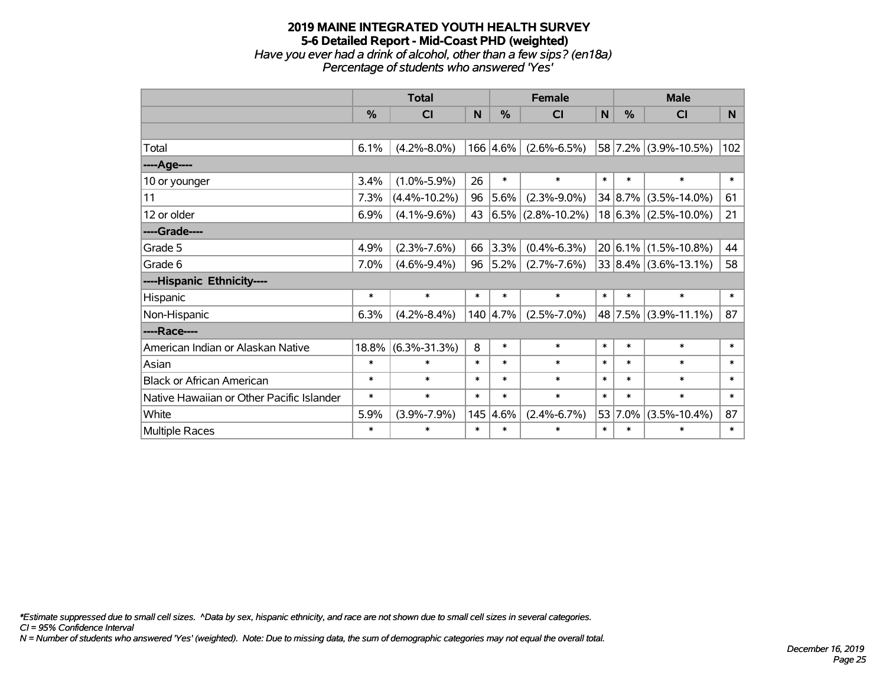# 2019 MAINE INTEGRATED YOUTH HEALTH SURVEY
## 5-6 Detailed Report - Mid-Coast PHD (weighted)
*Have you ever had a drink of alcohol, other than a few sips? (en18a)*
*Percentage of students who answered 'Yes'*

| | Total | | | Female | | | Male | | |
|---|---|---|---|---|---|---|---|---|---|
| | % | CI | N | % | CI | N | % | CI | N |
| Total | 6.1% | (4.2%-8.0%) | 166 | 4.6% | (2.6%-6.5%) | 58 | 7.2% | (3.9%-10.5%) | 102 |
| ----Age---- | | | | | | | | | |
| 10 or younger | 3.4% | (1.0%-5.9%) | 26 | * | * | * | * | * | * |
| 11 | 7.3% | (4.4%-10.2%) | 96 | 5.6% | (2.3%-9.0%) | 34 | 8.7% | (3.5%-14.0%) | 61 |
| 12 or older | 6.9% | (4.1%-9.6%) | 43 | 6.5% | (2.8%-10.2%) | 18 | 6.3% | (2.5%-10.0%) | 21 |
| ----Grade---- | | | | | | | | | |
| Grade 5 | 4.9% | (2.3%-7.6%) | 66 | 3.3% | (0.4%-6.3%) | 20 | 6.1% | (1.5%-10.8%) | 44 |
| Grade 6 | 7.0% | (4.6%-9.4%) | 96 | 5.2% | (2.7%-7.6%) | 33 | 8.4% | (3.6%-13.1%) | 58 |
| ----Hispanic Ethnicity---- | | | | | | | | | |
| Hispanic | * | * | * | * | * | * | * | * | * |
| Non-Hispanic | 6.3% | (4.2%-8.4%) | 140 | 4.7% | (2.5%-7.0%) | 48 | 7.5% | (3.9%-11.1%) | 87 |
| ----Race---- | | | | | | | | | |
| American Indian or Alaskan Native | 18.8% | (6.3%-31.3%) | 8 | * | * | * | * | * | * |
| Asian | * | * | * | * | * | * | * | * | * |
| Black or African American | * | * | * | * | * | * | * | * | * |
| Native Hawaiian or Other Pacific Islander | * | * | * | * | * | * | * | * | * |
| White | 5.9% | (3.9%-7.9%) | 145 | 4.6% | (2.4%-6.7%) | 53 | 7.0% | (3.5%-10.4%) | 87 |
| Multiple Races | * | * | * | * | * | * | * | * | * |

*\*Estimate suppressed due to small cell sizes. ^Data by sex, hispanic ethnicity, and race are not shown due to small cell sizes in several categories.*
*CI = 95% Confidence Interval*
*N = Number of students who answered 'Yes' (weighted). Note: Due to missing data, the sum of demographic categories may not equal the overall total.*

*December 16, 2019*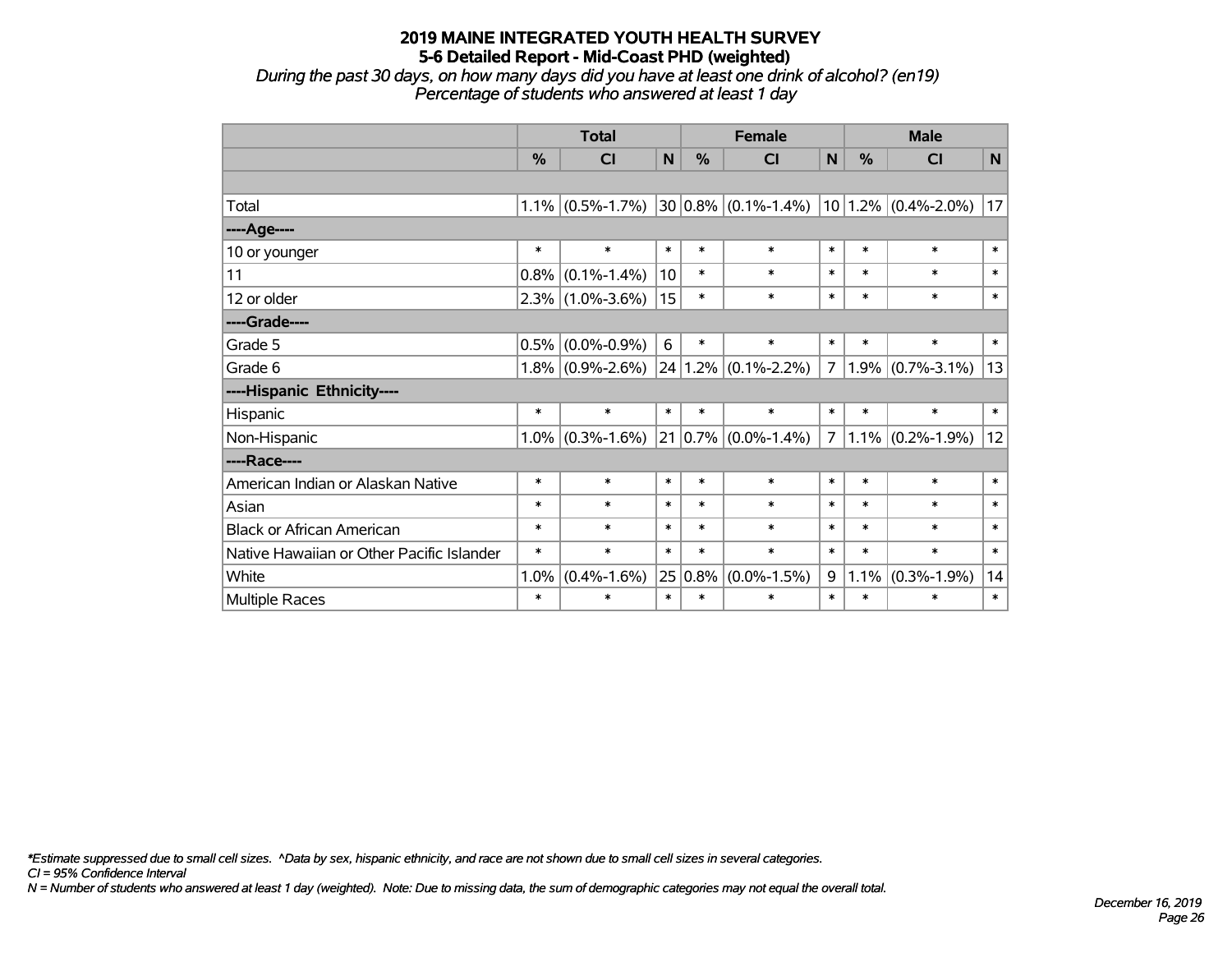# 2019 MAINE INTEGRATED YOUTH HEALTH SURVEY
## 5-6 Detailed Report - Mid-Coast PHD (weighted)

*During the past 30 days, on how many days did you have at least one drink of alcohol? (en19)*
*Percentage of students who answered at least 1 day*

| | Total | | | Female | | | Male | | |
|---|---|---|---|---|---|---|---|---|---|
| | % | CI | N | % | CI | N | % | CI | N |
| | | | | | | | | | |
| Total | 1.1% | (0.5%-1.7%) | 30 | 0.8% | (0.1%-1.4%) | 10 | 1.2% | (0.4%-2.0%) | 17 |
| ----Age---- | | | | | | | | | |
| 10 or younger | * | * | * | * | * | * | * | * | * |
| 11 | 0.8% | (0.1%-1.4%) | 10 | * | * | * | * | * | * |
| 12 or older | 2.3% | (1.0%-3.6%) | 15 | * | * | * | * | * | * |
| ----Grade---- | | | | | | | | | |
| Grade 5 | 0.5% | (0.0%-0.9%) | 6 | * | * | * | * | * | * |
| Grade 6 | 1.8% | (0.9%-2.6%) | 24 | 1.2% | (0.1%-2.2%) | 7 | 1.9% | (0.7%-3.1%) | 13 |
| ----Hispanic Ethnicity---- | | | | | | | | | |
| Hispanic | * | * | * | * | * | * | * | * | * |
| Non-Hispanic | 1.0% | (0.3%-1.6%) | 21 | 0.7% | (0.0%-1.4%) | 7 | 1.1% | (0.2%-1.9%) | 12 |
| ----Race---- | | | | | | | | | |
| American Indian or Alaskan Native | * | * | * | * | * | * | * | * | * |
| Asian | * | * | * | * | * | * | * | * | * |
| Black or African American | * | * | * | * | * | * | * | * | * |
| Native Hawaiian or Other Pacific Islander | * | * | * | * | * | * | * | * | * |
| White | 1.0% | (0.4%-1.6%) | 25 | 0.8% | (0.0%-1.5%) | 9 | 1.1% | (0.3%-1.9%) | 14 |
| Multiple Races | * | * | * | * | * | * | * | * | * |

*\*Estimate suppressed due to small cell sizes. ^Data by sex, hispanic ethnicity, and race are not shown due to small cell sizes in several categories.*
*CI = 95% Confidence Interval*
*N = Number of students who answered at least 1 day (weighted). Note: Due to missing data, the sum of demographic categories may not equal the overall total.*

*December 16, 2019*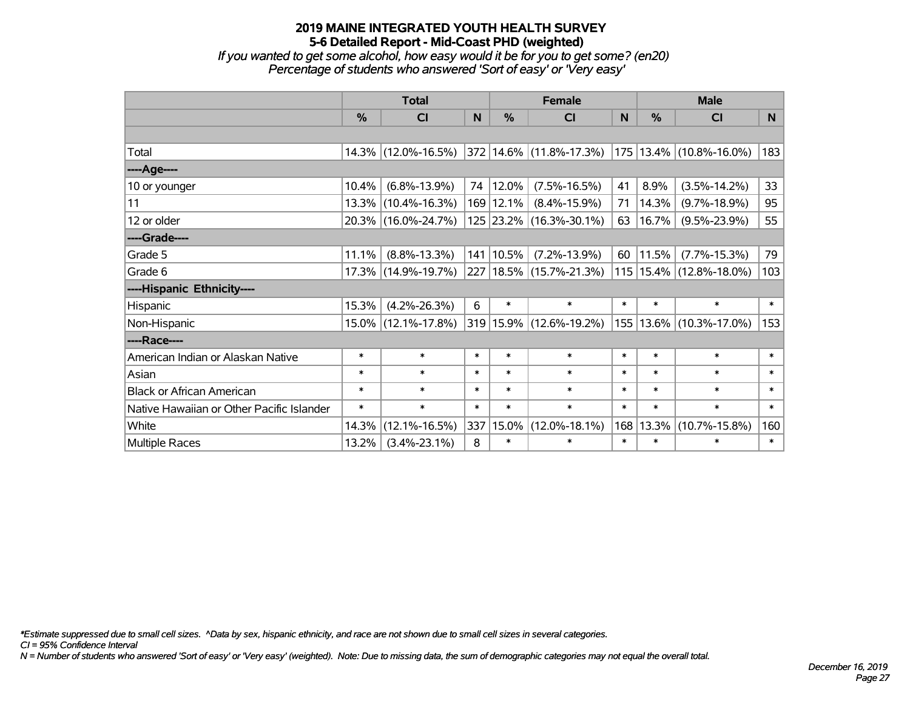# 2019 MAINE INTEGRATED YOUTH HEALTH SURVEY
## 5-6 Detailed Report - Mid-Coast PHD (weighted)
*If you wanted to get some alcohol, how easy would it be for you to get some? (en20)*
*Percentage of students who answered 'Sort of easy' or 'Very easy'*

| | Total | | | Female | | | Male | | |
|---|---|---|---|---|---|---|---|---|---|
| | % | CI | N | % | CI | N | % | CI | N |
| Total | 14.3% | (12.0%-16.5%) | 372 | 14.6% | (11.8%-17.3%) | 175 | 13.4% | (10.8%-16.0%) | 183 |
| ----Age---- | | | | | | | | | |
| 10 or younger | 10.4% | (6.8%-13.9%) | 74 | 12.0% | (7.5%-16.5%) | 41 | 8.9% | (3.5%-14.2%) | 33 |
| 11 | 13.3% | (10.4%-16.3%) | 169 | 12.1% | (8.4%-15.9%) | 71 | 14.3% | (9.7%-18.9%) | 95 |
| 12 or older | 20.3% | (16.0%-24.7%) | 125 | 23.2% | (16.3%-30.1%) | 63 | 16.7% | (9.5%-23.9%) | 55 |
| ----Grade---- | | | | | | | | | |
| Grade 5 | 11.1% | (8.8%-13.3%) | 141 | 10.5% | (7.2%-13.9%) | 60 | 11.5% | (7.7%-15.3%) | 79 |
| Grade 6 | 17.3% | (14.9%-19.7%) | 227 | 18.5% | (15.7%-21.3%) | 115 | 15.4% | (12.8%-18.0%) | 103 |
| ----Hispanic Ethnicity---- | | | | | | | | | |
| Hispanic | 15.3% | (4.2%-26.3%) | 6 | * | * | * | * | * | * |
| Non-Hispanic | 15.0% | (12.1%-17.8%) | 319 | 15.9% | (12.6%-19.2%) | 155 | 13.6% | (10.3%-17.0%) | 153 |
| ----Race---- | | | | | | | | | |
| American Indian or Alaskan Native | * | * | * | * | * | * | * | * | * |
| Asian | * | * | * | * | * | * | * | * | * |
| Black or African American | * | * | * | * | * | * | * | * | * |
| Native Hawaiian or Other Pacific Islander | * | * | * | * | * | * | * | * | * |
| White | 14.3% | (12.1%-16.5%) | 337 | 15.0% | (12.0%-18.1%) | 168 | 13.3% | (10.7%-15.8%) | 160 |
| Multiple Races | 13.2% | (3.4%-23.1%) | 8 | * | * | * | * | * | * |

*\*Estimate suppressed due to small cell sizes. ^Data by sex, hispanic ethnicity, and race are not shown due to small cell sizes in several categories.*
*CI = 95% Confidence Interval*
*N = Number of students who answered 'Sort of easy' or 'Very easy' (weighted). Note: Due to missing data, the sum of demographic categories may not equal the overall total.*

*December 16, 2019*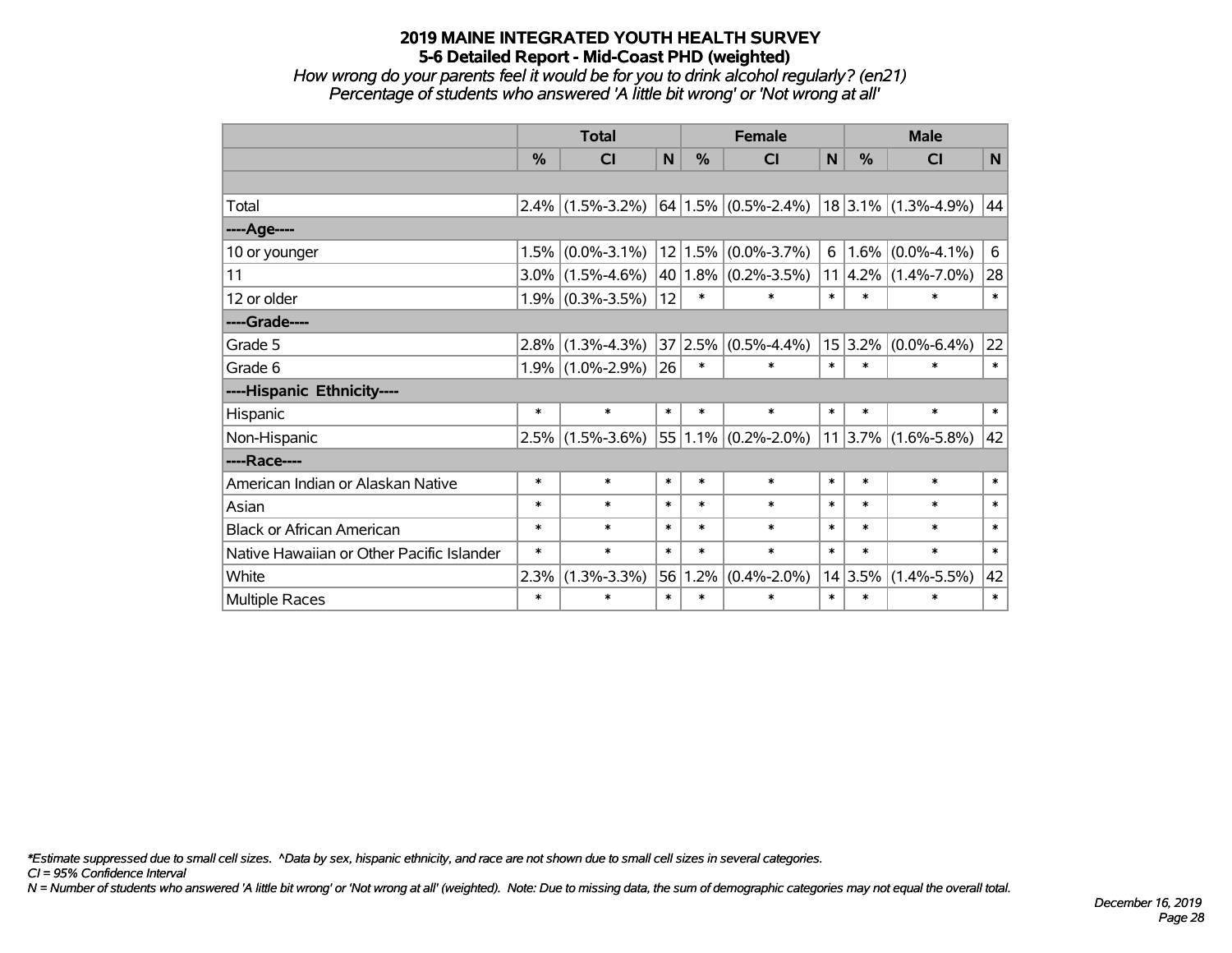# 2019 MAINE INTEGRATED YOUTH HEALTH SURVEY
## 5-6 Detailed Report - Mid-Coast PHD (weighted)
### *How wrong do your parents feel it would be for you to drink alcohol regularly? (en21)*
### *Percentage of students who answered 'A little bit wrong' or 'Not wrong at all'*

| | Total | | | Female | | | Male | | |
|---|---|---|---|---|---|---|---|---|---|
| | % | CI | N | % | CI | N | % | CI | N |
| | | | | | | | | | |
| Total | 2.4% | (1.5%-3.2%) | 64 | 1.5% | (0.5%-2.4%) | 18 | 3.1% | (1.3%-4.9%) | 44 |
| ----Age---- | | | | | | | | | |
| 10 or younger | 1.5% | (0.0%-3.1%) | 12 | 1.5% | (0.0%-3.7%) | 6 | 1.6% | (0.0%-4.1%) | 6 |
| 11 | 3.0% | (1.5%-4.6%) | 40 | 1.8% | (0.2%-3.5%) | 11 | 4.2% | (1.4%-7.0%) | 28 |
| 12 or older | 1.9% | (0.3%-3.5%) | 12 | * | * | * | * | * | * |
| ----Grade---- | | | | | | | | | |
| Grade 5 | 2.8% | (1.3%-4.3%) | 37 | 2.5% | (0.5%-4.4%) | 15 | 3.2% | (0.0%-6.4%) | 22 |
| Grade 6 | 1.9% | (1.0%-2.9%) | 26 | * | * | * | * | * | * |
| ----Hispanic Ethnicity---- | | | | | | | | | |
| Hispanic | * | * | * | * | * | * | * | * | * |
| Non-Hispanic | 2.5% | (1.5%-3.6%) | 55 | 1.1% | (0.2%-2.0%) | 11 | 3.7% | (1.6%-5.8%) | 42 |
| ----Race---- | | | | | | | | | |
| American Indian or Alaskan Native | * | * | * | * | * | * | * | * | * |
| Asian | * | * | * | * | * | * | * | * | * |
| Black or African American | * | * | * | * | * | * | * | * | * |
| Native Hawaiian or Other Pacific Islander | * | * | * | * | * | * | * | * | * |
| White | 2.3% | (1.3%-3.3%) | 56 | 1.2% | (0.4%-2.0%) | 14 | 3.5% | (1.4%-5.5%) | 42 |
| Multiple Races | * | * | * | * | * | * | * | * | * |

*\*Estimate suppressed due to small cell sizes. ^Data by sex, hispanic ethnicity, and race are not shown due to small cell sizes in several categories.*

*CI = 95% Confidence Interval*

*N = Number of students who answered 'A little bit wrong' or 'Not wrong at all' (weighted). Note: Due to missing data, the sum of demographic categories may not equal the overall total.*

*December 16, 2019*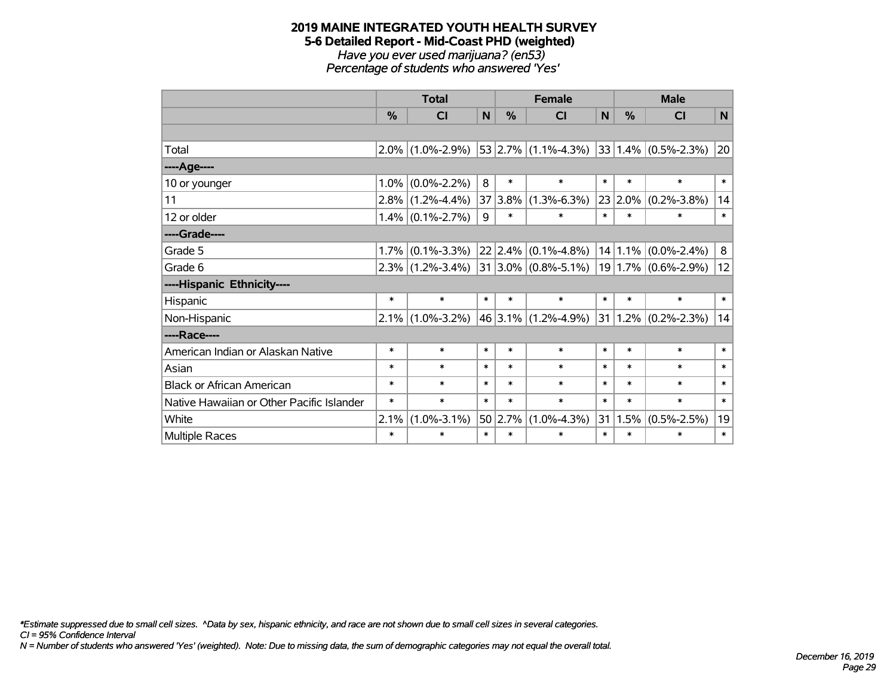# 2019 MAINE INTEGRATED YOUTH HEALTH SURVEY

## 5-6 Detailed Report - Mid-Coast PHD (weighted)

*Have you ever used marijuana? (en53)*

*Percentage of students who answered 'Yes'*

| | Total | | | Female | | | Male | | |
|---|---|---|---|---|---|---|---|---|---|
| | % | CI | N | % | CI | N | % | CI | N |
| | | | | | | | | | |
| Total | 2.0% | (1.0%-2.9%) | 53 | 2.7% | (1.1%-4.3%) | 33 | 1.4% | (0.5%-2.3%) | 20 |
| ----Age---- | | | | | | | | | |
| 10 or younger | 1.0% | (0.0%-2.2%) | 8 | * | * | * | * | * | * |
| 11 | 2.8% | (1.2%-4.4%) | 37 | 3.8% | (1.3%-6.3%) | 23 | 2.0% | (0.2%-3.8%) | 14 |
| 12 or older | 1.4% | (0.1%-2.7%) | 9 | * | * | * | * | * | * |
| ----Grade---- | | | | | | | | | |
| Grade 5 | 1.7% | (0.1%-3.3%) | 22 | 2.4% | (0.1%-4.8%) | 14 | 1.1% | (0.0%-2.4%) | 8 |
| Grade 6 | 2.3% | (1.2%-3.4%) | 31 | 3.0% | (0.8%-5.1%) | 19 | 1.7% | (0.6%-2.9%) | 12 |
| ----Hispanic Ethnicity---- | | | | | | | | | |
| Hispanic | * | * | * | * | * | * | * | * | * |
| Non-Hispanic | 2.1% | (1.0%-3.2%) | 46 | 3.1% | (1.2%-4.9%) | 31 | 1.2% | (0.2%-2.3%) | 14 |
| ----Race---- | | | | | | | | | |
| American Indian or Alaskan Native | * | * | * | * | * | * | * | * | * |
| Asian | * | * | * | * | * | * | * | * | * |
| Black or African American | * | * | * | * | * | * | * | * | * |
| Native Hawaiian or Other Pacific Islander | * | * | * | * | * | * | * | * | * |
| White | 2.1% | (1.0%-3.1%) | 50 | 2.7% | (1.0%-4.3%) | 31 | 1.5% | (0.5%-2.5%) | 19 |
| Multiple Races | * | * | * | * | * | * | * | * | * |

*\*Estimate suppressed due to small cell sizes. ^Data by sex, hispanic ethnicity, and race are not shown due to small cell sizes in several categories.*
*CI = 95% Confidence Interval*
*N = Number of students who answered 'Yes' (weighted). Note: Due to missing data, the sum of demographic categories may not equal the overall total.*

*December 16, 2019*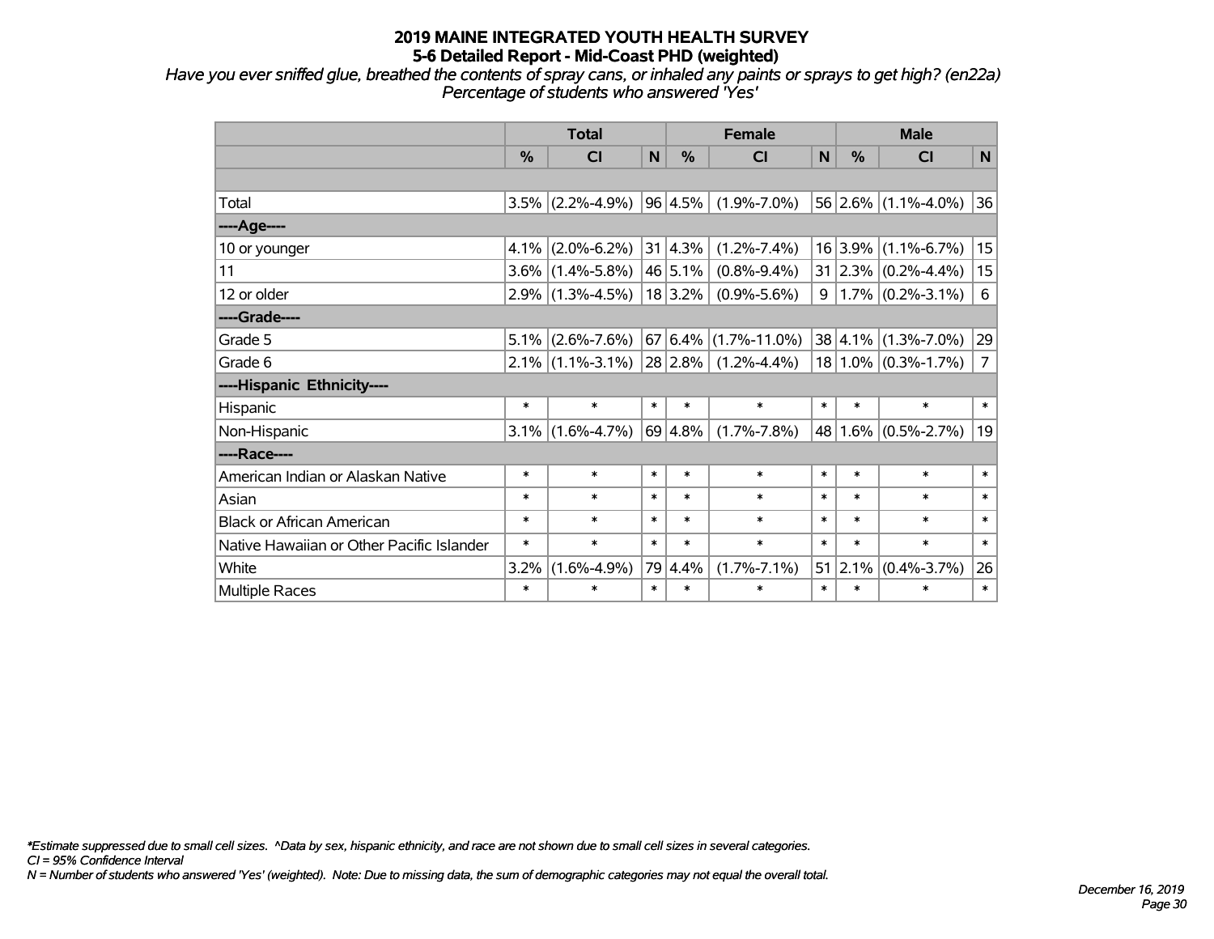# 2019 MAINE INTEGRATED YOUTH HEALTH SURVEY
## 5-6 Detailed Report - Mid-Coast PHD (weighted)

*Have you ever sniffed glue, breathed the contents of spray cans, or inhaled any paints or sprays to get high? (en22a)*
*Percentage of students who answered 'Yes'*

| | Total | | | Female | | | Male | | |
|---|---|---|---|---|---|---|---|---|---|
| | % | CI | N | % | CI | N | % | CI | N |
| | | | | | | | | | |
| Total | 3.5% | (2.2%-4.9%) | 96 | 4.5% | (1.9%-7.0%) | 56 | 2.6% | (1.1%-4.0%) | 36 |
| ----Age---- | | | | | | | | | |
| 10 or younger | 4.1% | (2.0%-6.2%) | 31 | 4.3% | (1.2%-7.4%) | 16 | 3.9% | (1.1%-6.7%) | 15 |
| 11 | 3.6% | (1.4%-5.8%) | 46 | 5.1% | (0.8%-9.4%) | 31 | 2.3% | (0.2%-4.4%) | 15 |
| 12 or older | 2.9% | (1.3%-4.5%) | 18 | 3.2% | (0.9%-5.6%) | 9 | 1.7% | (0.2%-3.1%) | 6 |
| ----Grade---- | | | | | | | | | |
| Grade 5 | 5.1% | (2.6%-7.6%) | 67 | 6.4% | (1.7%-11.0%) | 38 | 4.1% | (1.3%-7.0%) | 29 |
| Grade 6 | 2.1% | (1.1%-3.1%) | 28 | 2.8% | (1.2%-4.4%) | 18 | 1.0% | (0.3%-1.7%) | 7 |
| ----Hispanic Ethnicity---- | | | | | | | | | |
| Hispanic | * | * | * | * | * | * | * | * | * |
| Non-Hispanic | 3.1% | (1.6%-4.7%) | 69 | 4.8% | (1.7%-7.8%) | 48 | 1.6% | (0.5%-2.7%) | 19 |
| ----Race---- | | | | | | | | | |
| American Indian or Alaskan Native | * | * | * | * | * | * | * | * | * |
| Asian | * | * | * | * | * | * | * | * | * |
| Black or African American | * | * | * | * | * | * | * | * | * |
| Native Hawaiian or Other Pacific Islander | * | * | * | * | * | * | * | * | * |
| White | 3.2% | (1.6%-4.9%) | 79 | 4.4% | (1.7%-7.1%) | 51 | 2.1% | (0.4%-3.7%) | 26 |
| Multiple Races | * | * | * | * | * | * | * | * | * |

*\*Estimate suppressed due to small cell sizes. ^Data by sex, hispanic ethnicity, and race are not shown due to small cell sizes in several categories.*
*CI = 95% Confidence Interval*
*N = Number of students who answered 'Yes' (weighted). Note: Due to missing data, the sum of demographic categories may not equal the overall total.*

*December 16, 2019*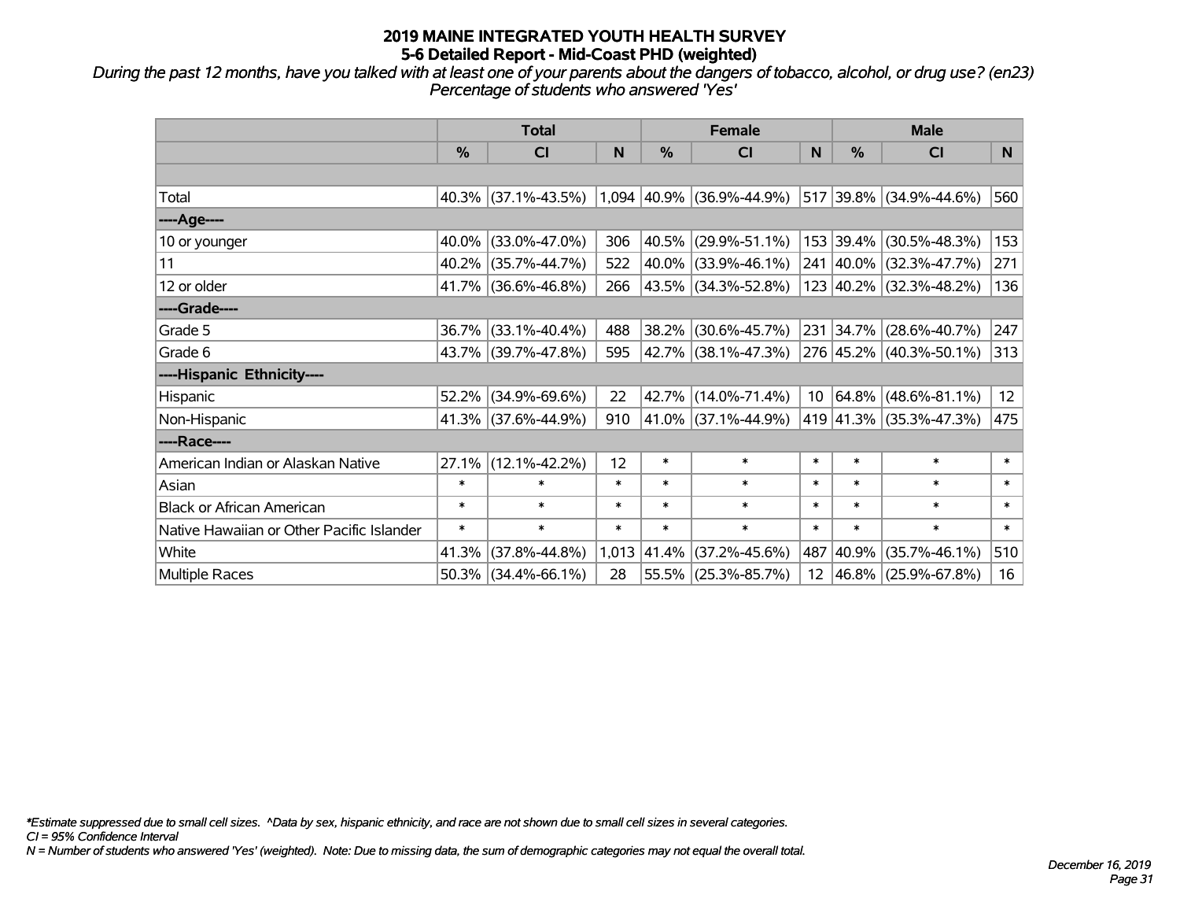# 2019 MAINE INTEGRATED YOUTH HEALTH SURVEY
## 5-6 Detailed Report - Mid-Coast PHD (weighted)

*During the past 12 months, have you talked with at least one of your parents about the dangers of tobacco, alcohol, or drug use? (en23)*
*Percentage of students who answered 'Yes'*

| | Total | | | Female | | | Male | | |
|---|---|---|---|---|---|---|---|---|---|
| | % | CI | N | % | CI | N | % | CI | N |
| Total | 40.3% | (37.1%-43.5%) | 1,094 | 40.9% | (36.9%-44.9%) | 517 | 39.8% | (34.9%-44.6%) | 560 |
| ----Age---- | | | | | | | | | |
| 10 or younger | 40.0% | (33.0%-47.0%) | 306 | 40.5% | (29.9%-51.1%) | 153 | 39.4% | (30.5%-48.3%) | 153 |
| 11 | 40.2% | (35.7%-44.7%) | 522 | 40.0% | (33.9%-46.1%) | 241 | 40.0% | (32.3%-47.7%) | 271 |
| 12 or older | 41.7% | (36.6%-46.8%) | 266 | 43.5% | (34.3%-52.8%) | 123 | 40.2% | (32.3%-48.2%) | 136 |
| ----Grade---- | | | | | | | | | |
| Grade 5 | 36.7% | (33.1%-40.4%) | 488 | 38.2% | (30.6%-45.7%) | 231 | 34.7% | (28.6%-40.7%) | 247 |
| Grade 6 | 43.7% | (39.7%-47.8%) | 595 | 42.7% | (38.1%-47.3%) | 276 | 45.2% | (40.3%-50.1%) | 313 |
| ----Hispanic Ethnicity---- | | | | | | | | | |
| Hispanic | 52.2% | (34.9%-69.6%) | 22 | 42.7% | (14.0%-71.4%) | 10 | 64.8% | (48.6%-81.1%) | 12 |
| Non-Hispanic | 41.3% | (37.6%-44.9%) | 910 | 41.0% | (37.1%-44.9%) | 419 | 41.3% | (35.3%-47.3%) | 475 |
| ----Race---- | | | | | | | | | |
| American Indian or Alaskan Native | 27.1% | (12.1%-42.2%) | 12 | * | * | * | * | * | * |
| Asian | * | * | * | * | * | * | * | * | * |
| Black or African American | * | * | * | * | * | * | * | * | * |
| Native Hawaiian or Other Pacific Islander | * | * | * | * | * | * | * | * | * |
| White | 41.3% | (37.8%-44.8%) | 1,013 | 41.4% | (37.2%-45.6%) | 487 | 40.9% | (35.7%-46.1%) | 510 |
| Multiple Races | 50.3% | (34.4%-66.1%) | 28 | 55.5% | (25.3%-85.7%) | 12 | 46.8% | (25.9%-67.8%) | 16 |

*\*Estimate suppressed due to small cell sizes. ^Data by sex, hispanic ethnicity, and race are not shown due to small cell sizes in several categories.*
*CI = 95% Confidence Interval*
*N = Number of students who answered 'Yes' (weighted). Note: Due to missing data, the sum of demographic categories may not equal the overall total.*

*December 16, 2019*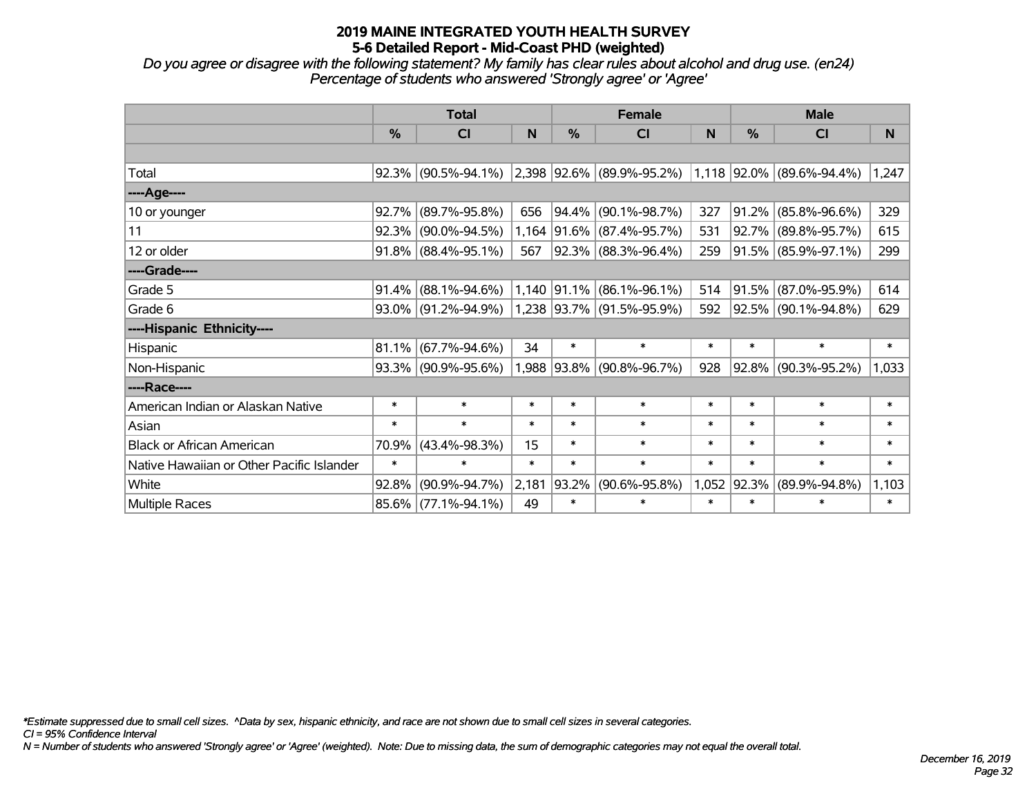# 2019 MAINE INTEGRATED YOUTH HEALTH SURVEY
## 5-6 Detailed Report - Mid-Coast PHD (weighted)

*Do you agree or disagree with the following statement? My family has clear rules about alcohol and drug use. (en24)*
*Percentage of students who answered 'Strongly agree' or 'Agree'*

| | Total | | | Female | | | Male | | |
|---|---|---|---|---|---|---|---|---|---|
| | % | CI | N | % | CI | N | % | CI | N |
| | | | | | | | | | |
| Total | 92.3% | (90.5%-94.1%) | 2,398 | 92.6% | (89.9%-95.2%) | 1,118 | 92.0% | (89.6%-94.4%) | 1,247 |
| ----Age---- | | | | | | | | | |
| 10 or younger | 92.7% | (89.7%-95.8%) | 656 | 94.4% | (90.1%-98.7%) | 327 | 91.2% | (85.8%-96.6%) | 329 |
| 11 | 92.3% | (90.0%-94.5%) | 1,164 | 91.6% | (87.4%-95.7%) | 531 | 92.7% | (89.8%-95.7%) | 615 |
| 12 or older | 91.8% | (88.4%-95.1%) | 567 | 92.3% | (88.3%-96.4%) | 259 | 91.5% | (85.9%-97.1%) | 299 |
| ----Grade---- | | | | | | | | | |
| Grade 5 | 91.4% | (88.1%-94.6%) | 1,140 | 91.1% | (86.1%-96.1%) | 514 | 91.5% | (87.0%-95.9%) | 614 |
| Grade 6 | 93.0% | (91.2%-94.9%) | 1,238 | 93.7% | (91.5%-95.9%) | 592 | 92.5% | (90.1%-94.8%) | 629 |
| ----Hispanic Ethnicity---- | | | | | | | | | |
| Hispanic | 81.1% | (67.7%-94.6%) | 34 | * | * | * | * | * | * |
| Non-Hispanic | 93.3% | (90.9%-95.6%) | 1,988 | 93.8% | (90.8%-96.7%) | 928 | 92.8% | (90.3%-95.2%) | 1,033 |
| ----Race---- | | | | | | | | | |
| American Indian or Alaskan Native | * | * | * | * | * | * | * | * | * |
| Asian | * | * | * | * | * | * | * | * | * |
| Black or African American | 70.9% | (43.4%-98.3%) | 15 | * | * | * | * | * | * |
| Native Hawaiian or Other Pacific Islander | * | * | * | * | * | * | * | * | * |
| White | 92.8% | (90.9%-94.7%) | 2,181 | 93.2% | (90.6%-95.8%) | 1,052 | 92.3% | (89.9%-94.8%) | 1,103 |
| Multiple Races | 85.6% | (77.1%-94.1%) | 49 | * | * | * | * | * | * |

*\*Estimate suppressed due to small cell sizes. ^Data by sex, hispanic ethnicity, and race are not shown due to small cell sizes in several categories.*
*CI = 95% Confidence Interval*
*N = Number of students who answered 'Strongly agree' or 'Agree' (weighted). Note: Due to missing data, the sum of demographic categories may not equal the overall total.*

*December 16, 2019*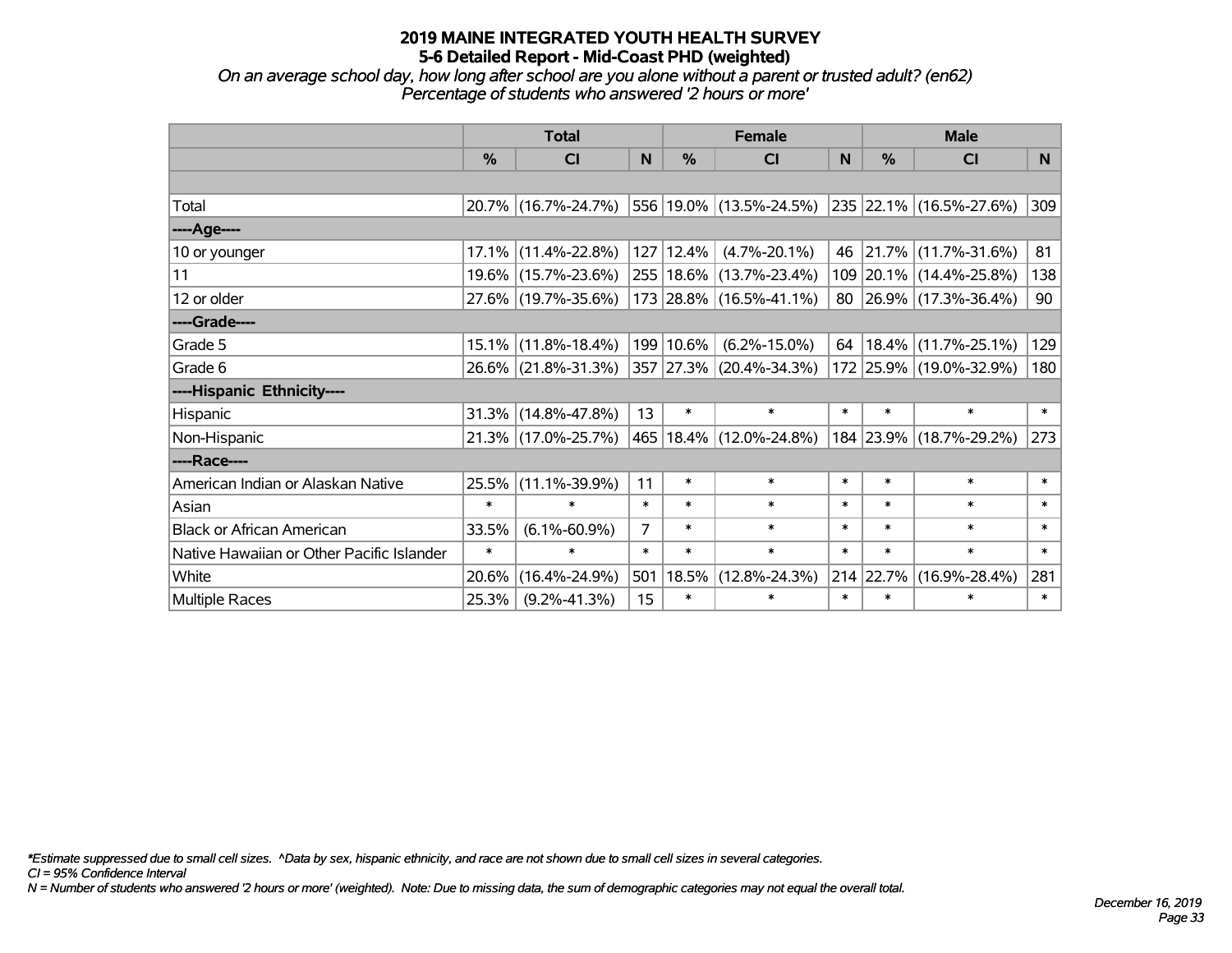# 2019 MAINE INTEGRATED YOUTH HEALTH SURVEY
## 5-6 Detailed Report - Mid-Coast PHD (weighted)

*On an average school day, how long after school are you alone without a parent or trusted adult? (en62)*
*Percentage of students who answered '2 hours or more'*

| | Total | | | Female | | | Male | | |
|---|---|---|---|---|---|---|---|---|---|
| | % | CI | N | % | CI | N | % | CI | N |
| | | | | | | | | | |
| Total | 20.7% | (16.7%-24.7%) | 556 | 19.0% | (13.5%-24.5%) | 235 | 22.1% | (16.5%-27.6%) | 309 |
| ----Age---- | | | | | | | | | |
| 10 or younger | 17.1% | (11.4%-22.8%) | 127 | 12.4% | (4.7%-20.1%) | 46 | 21.7% | (11.7%-31.6%) | 81 |
| 11 | 19.6% | (15.7%-23.6%) | 255 | 18.6% | (13.7%-23.4%) | 109 | 20.1% | (14.4%-25.8%) | 138 |
| 12 or older | 27.6% | (19.7%-35.6%) | 173 | 28.8% | (16.5%-41.1%) | 80 | 26.9% | (17.3%-36.4%) | 90 |
| ----Grade---- | | | | | | | | | |
| Grade 5 | 15.1% | (11.8%-18.4%) | 199 | 10.6% | (6.2%-15.0%) | 64 | 18.4% | (11.7%-25.1%) | 129 |
| Grade 6 | 26.6% | (21.8%-31.3%) | 357 | 27.3% | (20.4%-34.3%) | 172 | 25.9% | (19.0%-32.9%) | 180 |
| ----Hispanic Ethnicity---- | | | | | | | | | |
| Hispanic | 31.3% | (14.8%-47.8%) | 13 | * | * | * | * | * | * |
| Non-Hispanic | 21.3% | (17.0%-25.7%) | 465 | 18.4% | (12.0%-24.8%) | 184 | 23.9% | (18.7%-29.2%) | 273 |
| ----Race---- | | | | | | | | | |
| American Indian or Alaskan Native | 25.5% | (11.1%-39.9%) | 11 | * | * | * | * | * | * |
| Asian | * | * | * | * | * | * | * | * | * |
| Black or African American | 33.5% | (6.1%-60.9%) | 7 | * | * | * | * | * | * |
| Native Hawaiian or Other Pacific Islander | * | * | * | * | * | * | * | * | * |
| White | 20.6% | (16.4%-24.9%) | 501 | 18.5% | (12.8%-24.3%) | 214 | 22.7% | (16.9%-28.4%) | 281 |
| Multiple Races | 25.3% | (9.2%-41.3%) | 15 | * | * | * | * | * | * |

*\*Estimate suppressed due to small cell sizes. ^Data by sex, hispanic ethnicity, and race are not shown due to small cell sizes in several categories.*
*CI = 95% Confidence Interval*
*N = Number of students who answered '2 hours or more' (weighted). Note: Due to missing data, the sum of demographic categories may not equal the overall total.*

*December 16, 2019*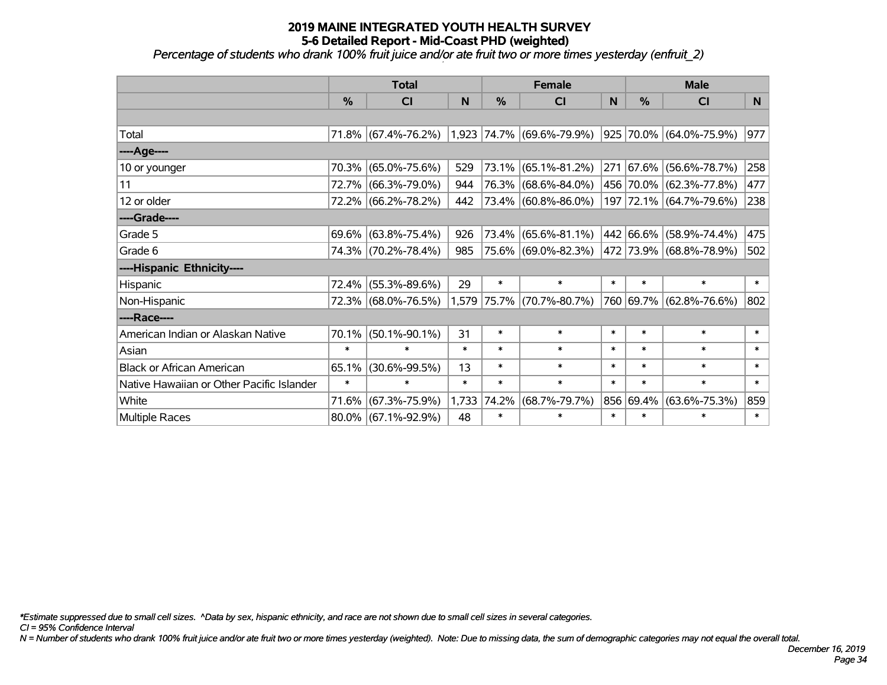# 2019 MAINE INTEGRATED YOUTH HEALTH SURVEY
## 5-6 Detailed Report - Mid-Coast PHD (weighted)

*Percentage of students who drank 100% fruit juice and/or ate fruit two or more times yesterday (enfruit_2)*

| | Total | | | Female | | | Male | | |
|---|---|---|---|---|---|---|---|---|---|
| | % | CI | N | % | CI | N | % | CI | N |
| | | | | | | | | | |
| Total | 71.8% | (67.4%-76.2%) | 1,923 | 74.7% | (69.6%-79.9%) | 925 | 70.0% | (64.0%-75.9%) | 977 |
| ----Age---- | | | | | | | | | |
| 10 or younger | 70.3% | (65.0%-75.6%) | 529 | 73.1% | (65.1%-81.2%) | 271 | 67.6% | (56.6%-78.7%) | 258 |
| 11 | 72.7% | (66.3%-79.0%) | 944 | 76.3% | (68.6%-84.0%) | 456 | 70.0% | (62.3%-77.8%) | 477 |
| 12 or older | 72.2% | (66.2%-78.2%) | 442 | 73.4% | (60.8%-86.0%) | 197 | 72.1% | (64.7%-79.6%) | 238 |
| ----Grade---- | | | | | | | | | |
| Grade 5 | 69.6% | (63.8%-75.4%) | 926 | 73.4% | (65.6%-81.1%) | 442 | 66.6% | (58.9%-74.4%) | 475 |
| Grade 6 | 74.3% | (70.2%-78.4%) | 985 | 75.6% | (69.0%-82.3%) | 472 | 73.9% | (68.8%-78.9%) | 502 |
| ----Hispanic Ethnicity---- | | | | | | | | | |
| Hispanic | 72.4% | (55.3%-89.6%) | 29 | * | * | * | * | * | * |
| Non-Hispanic | 72.3% | (68.0%-76.5%) | 1,579 | 75.7% | (70.7%-80.7%) | 760 | 69.7% | (62.8%-76.6%) | 802 |
| ----Race---- | | | | | | | | | |
| American Indian or Alaskan Native | 70.1% | (50.1%-90.1%) | 31 | * | * | * | * | * | * |
| Asian | * | * | * | * | * | * | * | * | * |
| Black or African American | 65.1% | (30.6%-99.5%) | 13 | * | * | * | * | * | * |
| Native Hawaiian or Other Pacific Islander | * | * | * | * | * | * | * | * | * |
| White | 71.6% | (67.3%-75.9%) | 1,733 | 74.2% | (68.7%-79.7%) | 856 | 69.4% | (63.6%-75.3%) | 859 |
| Multiple Races | 80.0% | (67.1%-92.9%) | 48 | * | * | * | * | * | * |

*\*Estimate suppressed due to small cell sizes. ^Data by sex, hispanic ethnicity, and race are not shown due to small cell sizes in several categories.*

*CI = 95% Confidence Interval*

*N = Number of students who drank 100% fruit juice and/or ate fruit two or more times yesterday (weighted). Note: Due to missing data, the sum of demographic categories may not equal the overall total.*

*December 16, 2019*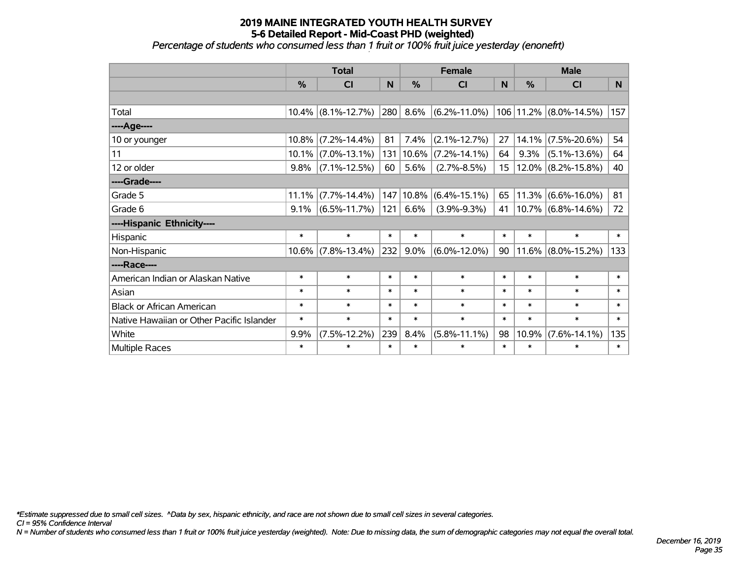# 2019 MAINE INTEGRATED YOUTH HEALTH SURVEY
## 5-6 Detailed Report - Mid-Coast PHD (weighted)
*Percentage of students who consumed less than 1 fruit or 100% fruit juice yesterday (enonefrt)*

| | Total | | | Female | | | Male | | |
|---|---|---|---|---|---|---|---|---|---|
| | % | CI | N | % | CI | N | % | CI | N |
| | | | | | | | | | |
| Total | 10.4% | (8.1%-12.7%) | 280 | 8.6% | (6.2%-11.0%) | 106 | 11.2% | (8.0%-14.5%) | 157 |
| ----Age---- | | | | | | | | | |
| 10 or younger | 10.8% | (7.2%-14.4%) | 81 | 7.4% | (2.1%-12.7%) | 27 | 14.1% | (7.5%-20.6%) | 54 |
| 11 | 10.1% | (7.0%-13.1%) | 131 | 10.6% | (7.2%-14.1%) | 64 | 9.3% | (5.1%-13.6%) | 64 |
| 12 or older | 9.8% | (7.1%-12.5%) | 60 | 5.6% | (2.7%-8.5%) | 15 | 12.0% | (8.2%-15.8%) | 40 |
| ----Grade---- | | | | | | | | | |
| Grade 5 | 11.1% | (7.7%-14.4%) | 147 | 10.8% | (6.4%-15.1%) | 65 | 11.3% | (6.6%-16.0%) | 81 |
| Grade 6 | 9.1% | (6.5%-11.7%) | 121 | 6.6% | (3.9%-9.3%) | 41 | 10.7% | (6.8%-14.6%) | 72 |
| ----Hispanic Ethnicity---- | | | | | | | | | |
| Hispanic | * | * | * | * | * | * | * | * | * |
| Non-Hispanic | 10.6% | (7.8%-13.4%) | 232 | 9.0% | (6.0%-12.0%) | 90 | 11.6% | (8.0%-15.2%) | 133 |
| ----Race---- | | | | | | | | | |
| American Indian or Alaskan Native | * | * | * | * | * | * | * | * | * |
| Asian | * | * | * | * | * | * | * | * | * |
| Black or African American | * | * | * | * | * | * | * | * | * |
| Native Hawaiian or Other Pacific Islander | * | * | * | * | * | * | * | * | * |
| White | 9.9% | (7.5%-12.2%) | 239 | 8.4% | (5.8%-11.1%) | 98 | 10.9% | (7.6%-14.1%) | 135 |
| Multiple Races | * | * | * | * | * | * | * | * | * |

*\*Estimate suppressed due to small cell sizes. ^Data by sex, hispanic ethnicity, and race are not shown due to small cell sizes in several categories.*

*CI = 95% Confidence Interval*

*N = Number of students who consumed less than 1 fruit or 100% fruit juice yesterday (weighted). Note: Due to missing data, the sum of demographic categories may not equal the overall total.*

*December 16, 2019*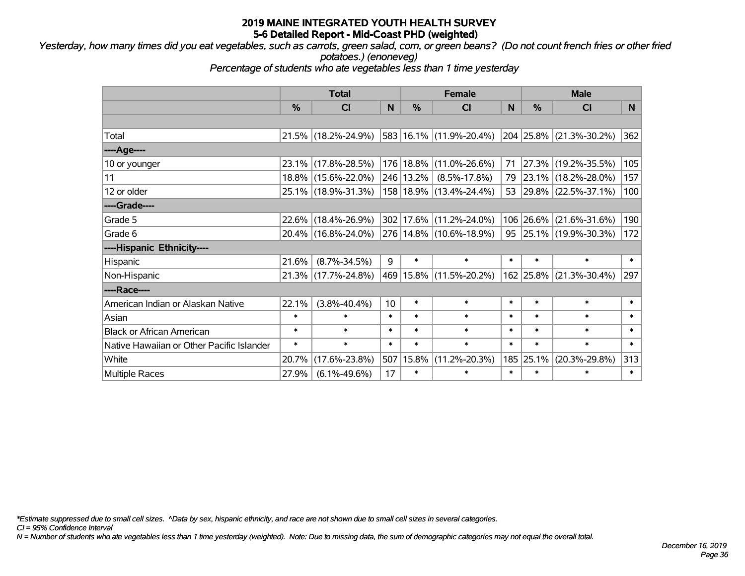# 2019 MAINE INTEGRATED YOUTH HEALTH SURVEY
## 5-6 Detailed Report - Mid-Coast PHD (weighted)

*Yesterday, how many times did you eat vegetables, such as carrots, green salad, corn, or green beans? (Do not count french fries or other fried potatoes.) (enoneveg)*

*Percentage of students who ate vegetables less than 1 time yesterday*

| | Total | | | Female | | | Male | | |
|---|---|---|---|---|---|---|---|---|---|
| | % | CI | N | % | CI | N | % | CI | N |
| Total | 21.5% | (18.2%-24.9%) | 583 | 16.1% | (11.9%-20.4%) | 204 | 25.8% | (21.3%-30.2%) | 362 |
| ----Age---- | | | | | | | | | |
| 10 or younger | 23.1% | (17.8%-28.5%) | 176 | 18.8% | (11.0%-26.6%) | 71 | 27.3% | (19.2%-35.5%) | 105 |
| 11 | 18.8% | (15.6%-22.0%) | 246 | 13.2% | (8.5%-17.8%) | 79 | 23.1% | (18.2%-28.0%) | 157 |
| 12 or older | 25.1% | (18.9%-31.3%) | 158 | 18.9% | (13.4%-24.4%) | 53 | 29.8% | (22.5%-37.1%) | 100 |
| ----Grade---- | | | | | | | | | |
| Grade 5 | 22.6% | (18.4%-26.9%) | 302 | 17.6% | (11.2%-24.0%) | 106 | 26.6% | (21.6%-31.6%) | 190 |
| Grade 6 | 20.4% | (16.8%-24.0%) | 276 | 14.8% | (10.6%-18.9%) | 95 | 25.1% | (19.9%-30.3%) | 172 |
| ----Hispanic Ethnicity---- | | | | | | | | | |
| Hispanic | 21.6% | (8.7%-34.5%) | 9 | * | * | * | * | * | * |
| Non-Hispanic | 21.3% | (17.7%-24.8%) | 469 | 15.8% | (11.5%-20.2%) | 162 | 25.8% | (21.3%-30.4%) | 297 |
| ----Race---- | | | | | | | | | |
| American Indian or Alaskan Native | 22.1% | (3.8%-40.4%) | 10 | * | * | * | * | * | * |
| Asian | * | * | * | * | * | * | * | * | * |
| Black or African American | * | * | * | * | * | * | * | * | * |
| Native Hawaiian or Other Pacific Islander | * | * | * | * | * | * | * | * | * |
| White | 20.7% | (17.6%-23.8%) | 507 | 15.8% | (11.2%-20.3%) | 185 | 25.1% | (20.3%-29.8%) | 313 |
| Multiple Races | 27.9% | (6.1%-49.6%) | 17 | * | * | * | * | * | * |

*\*Estimate suppressed due to small cell sizes. ^Data by sex, hispanic ethnicity, and race are not shown due to small cell sizes in several categories.*

*CI = 95% Confidence Interval*

*N = Number of students who ate vegetables less than 1 time yesterday (weighted). Note: Due to missing data, the sum of demographic categories may not equal the overall total.*

*December 16, 2019*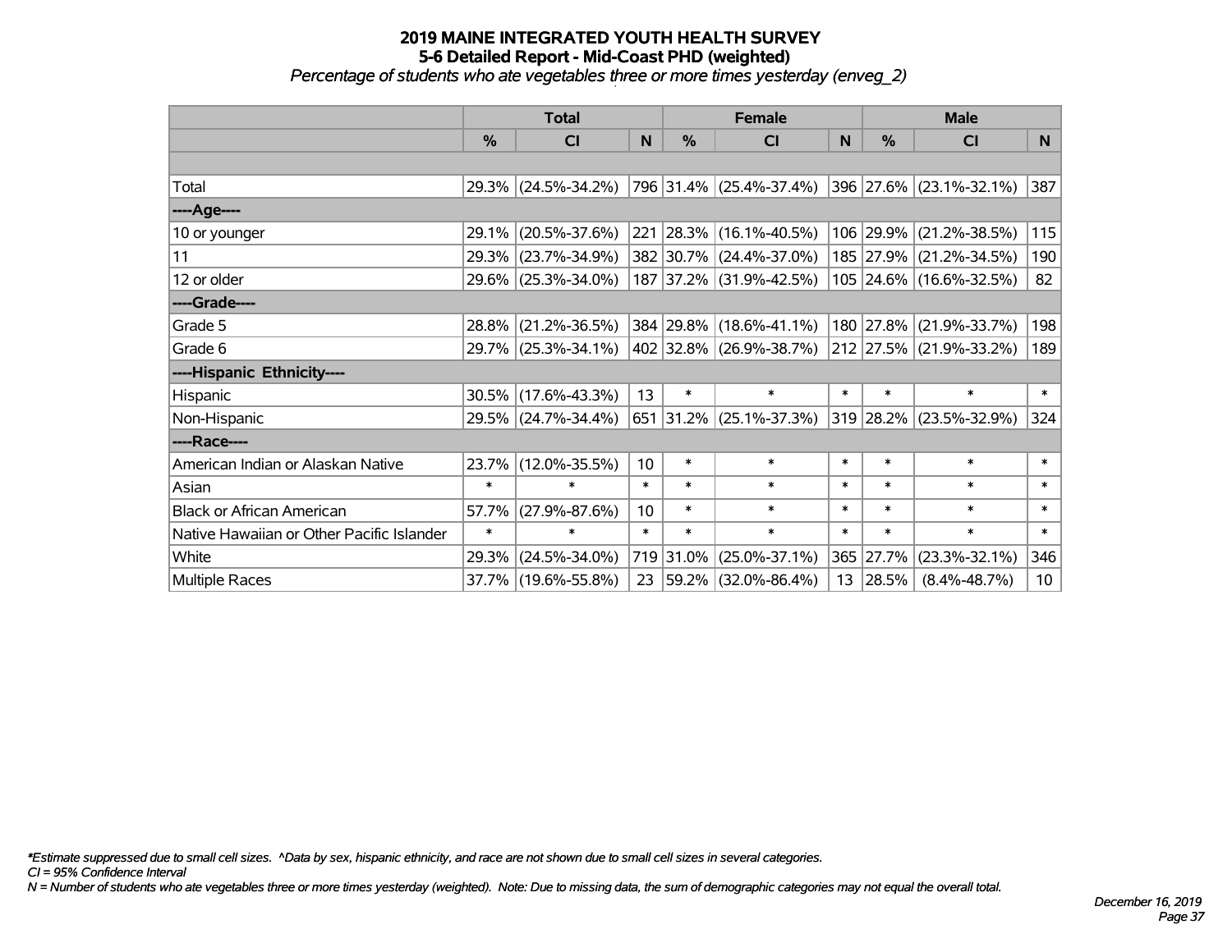# 2019 MAINE INTEGRATED YOUTH HEALTH SURVEY
## 5-6 Detailed Report - Mid-Coast PHD (weighted)
*Percentage of students who ate vegetables three or more times yesterday (enveg_2)*

| | Total | | | Female | | | Male | | |
|---|---|---|---|---|---|---|---|---|---|
| | % | CI | N | % | CI | N | % | CI | N |
| | | | | | | | | | |
| Total | 29.3% | (24.5%-34.2%) | 796 | 31.4% | (25.4%-37.4%) | 396 | 27.6% | (23.1%-32.1%) | 387 |
| ----Age---- | | | | | | | | | |
| 10 or younger | 29.1% | (20.5%-37.6%) | 221 | 28.3% | (16.1%-40.5%) | 106 | 29.9% | (21.2%-38.5%) | 115 |
| 11 | 29.3% | (23.7%-34.9%) | 382 | 30.7% | (24.4%-37.0%) | 185 | 27.9% | (21.2%-34.5%) | 190 |
| 12 or older | 29.6% | (25.3%-34.0%) | 187 | 37.2% | (31.9%-42.5%) | 105 | 24.6% | (16.6%-32.5%) | 82 |
| ----Grade---- | | | | | | | | | |
| Grade 5 | 28.8% | (21.2%-36.5%) | 384 | 29.8% | (18.6%-41.1%) | 180 | 27.8% | (21.9%-33.7%) | 198 |
| Grade 6 | 29.7% | (25.3%-34.1%) | 402 | 32.8% | (26.9%-38.7%) | 212 | 27.5% | (21.9%-33.2%) | 189 |
| ----Hispanic Ethnicity---- | | | | | | | | | |
| Hispanic | 30.5% | (17.6%-43.3%) | 13 | * | * | * | * | * | * |
| Non-Hispanic | 29.5% | (24.7%-34.4%) | 651 | 31.2% | (25.1%-37.3%) | 319 | 28.2% | (23.5%-32.9%) | 324 |
| ----Race---- | | | | | | | | | |
| American Indian or Alaskan Native | 23.7% | (12.0%-35.5%) | 10 | * | * | * | * | * | * |
| Asian | * | * | * | * | * | * | * | * | * |
| Black or African American | 57.7% | (27.9%-87.6%) | 10 | * | * | * | * | * | * |
| Native Hawaiian or Other Pacific Islander | * | * | * | * | * | * | * | * | * |
| White | 29.3% | (24.5%-34.0%) | 719 | 31.0% | (25.0%-37.1%) | 365 | 27.7% | (23.3%-32.1%) | 346 |
| Multiple Races | 37.7% | (19.6%-55.8%) | 23 | 59.2% | (32.0%-86.4%) | 13 | 28.5% | (8.4%-48.7%) | 10 |

*\*Estimate suppressed due to small cell sizes. ^Data by sex, hispanic ethnicity, and race are not shown due to small cell sizes in several categories.*
*CI = 95% Confidence Interval*
*N = Number of students who ate vegetables three or more times yesterday (weighted). Note: Due to missing data, the sum of demographic categories may not equal the overall total.*

*December 16, 2019*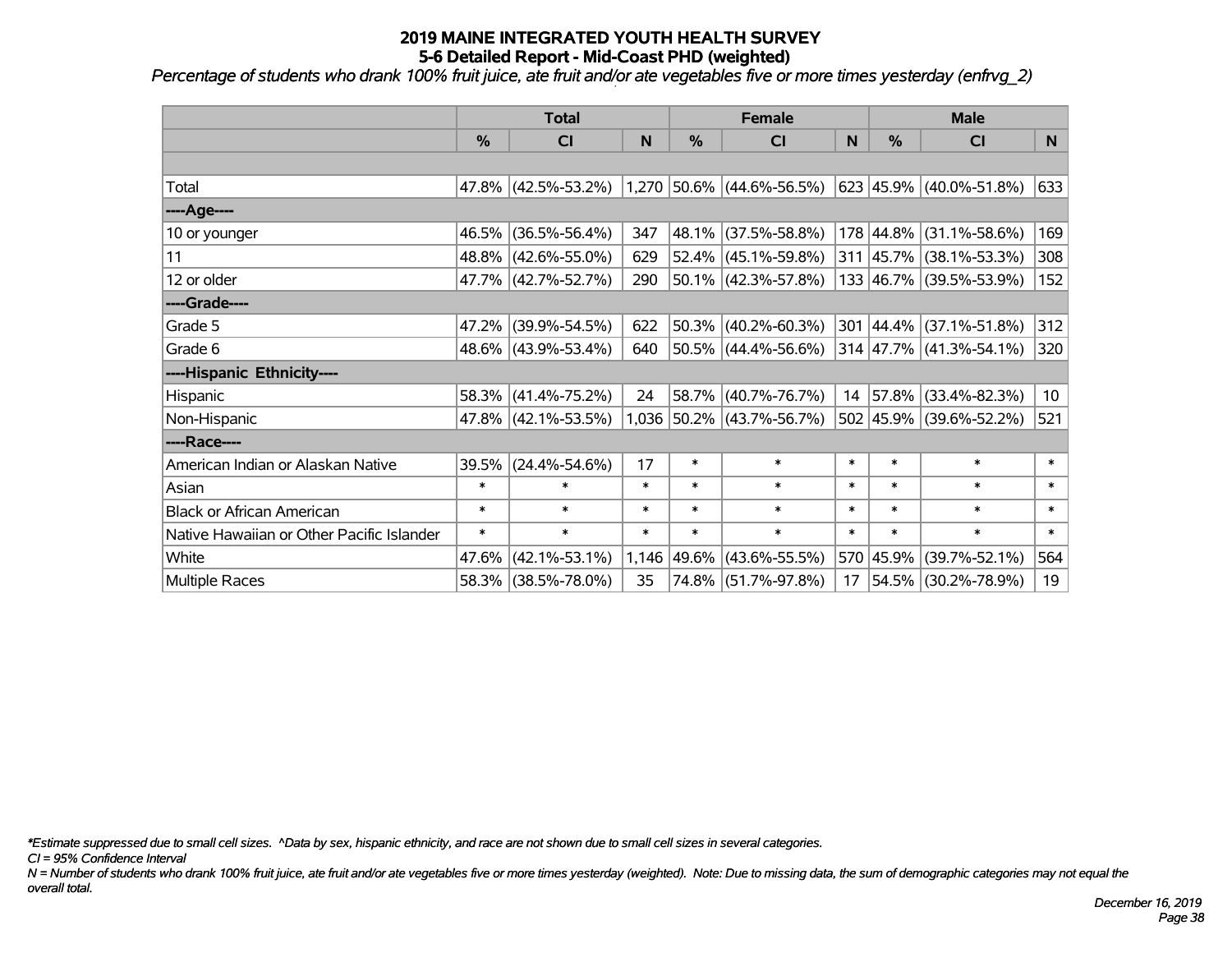# 2019 MAINE INTEGRATED YOUTH HEALTH SURVEY
## 5-6 Detailed Report - Mid-Coast PHD (weighted)

*Percentage of students who drank 100% fruit juice, ate fruit and/or ate vegetables five or more times yesterday (enfrvg_2)*

| | Total | | | Female | | | Male | | |
|---|---|---|---|---|---|---|---|---|---|
| | % | CI | N | % | CI | N | % | CI | N |
| | | | | | | | | | |
| Total | 47.8% | (42.5%-53.2%) | 1,270 | 50.6% | (44.6%-56.5%) | 623 | 45.9% | (40.0%-51.8%) | 633 |
| ----Age---- | | | | | | | | | |
| 10 or younger | 46.5% | (36.5%-56.4%) | 347 | 48.1% | (37.5%-58.8%) | 178 | 44.8% | (31.1%-58.6%) | 169 |
| 11 | 48.8% | (42.6%-55.0%) | 629 | 52.4% | (45.1%-59.8%) | 311 | 45.7% | (38.1%-53.3%) | 308 |
| 12 or older | 47.7% | (42.7%-52.7%) | 290 | 50.1% | (42.3%-57.8%) | 133 | 46.7% | (39.5%-53.9%) | 152 |
| ----Grade---- | | | | | | | | | |
| Grade 5 | 47.2% | (39.9%-54.5%) | 622 | 50.3% | (40.2%-60.3%) | 301 | 44.4% | (37.1%-51.8%) | 312 |
| Grade 6 | 48.6% | (43.9%-53.4%) | 640 | 50.5% | (44.4%-56.6%) | 314 | 47.7% | (41.3%-54.1%) | 320 |
| ----Hispanic Ethnicity---- | | | | | | | | | |
| Hispanic | 58.3% | (41.4%-75.2%) | 24 | 58.7% | (40.7%-76.7%) | 14 | 57.8% | (33.4%-82.3%) | 10 |
| Non-Hispanic | 47.8% | (42.1%-53.5%) | 1,036 | 50.2% | (43.7%-56.7%) | 502 | 45.9% | (39.6%-52.2%) | 521 |
| ----Race---- | | | | | | | | | |
| American Indian or Alaskan Native | 39.5% | (24.4%-54.6%) | 17 | * | * | * | * | * | * |
| Asian | * | * | * | * | * | * | * | * | * |
| Black or African American | * | * | * | * | * | * | * | * | * |
| Native Hawaiian or Other Pacific Islander | * | * | * | * | * | * | * | * | * |
| White | 47.6% | (42.1%-53.1%) | 1,146 | 49.6% | (43.6%-55.5%) | 570 | 45.9% | (39.7%-52.1%) | 564 |
| Multiple Races | 58.3% | (38.5%-78.0%) | 35 | 74.8% | (51.7%-97.8%) | 17 | 54.5% | (30.2%-78.9%) | 19 |

*\*Estimate suppressed due to small cell sizes. ^Data by sex, hispanic ethnicity, and race are not shown due to small cell sizes in several categories.*

*CI = 95% Confidence Interval*

*N = Number of students who drank 100% fruit juice, ate fruit and/or ate vegetables five or more times yesterday (weighted). Note: Due to missing data, the sum of demographic categories may not equal the overall total.*

*December 16, 2019*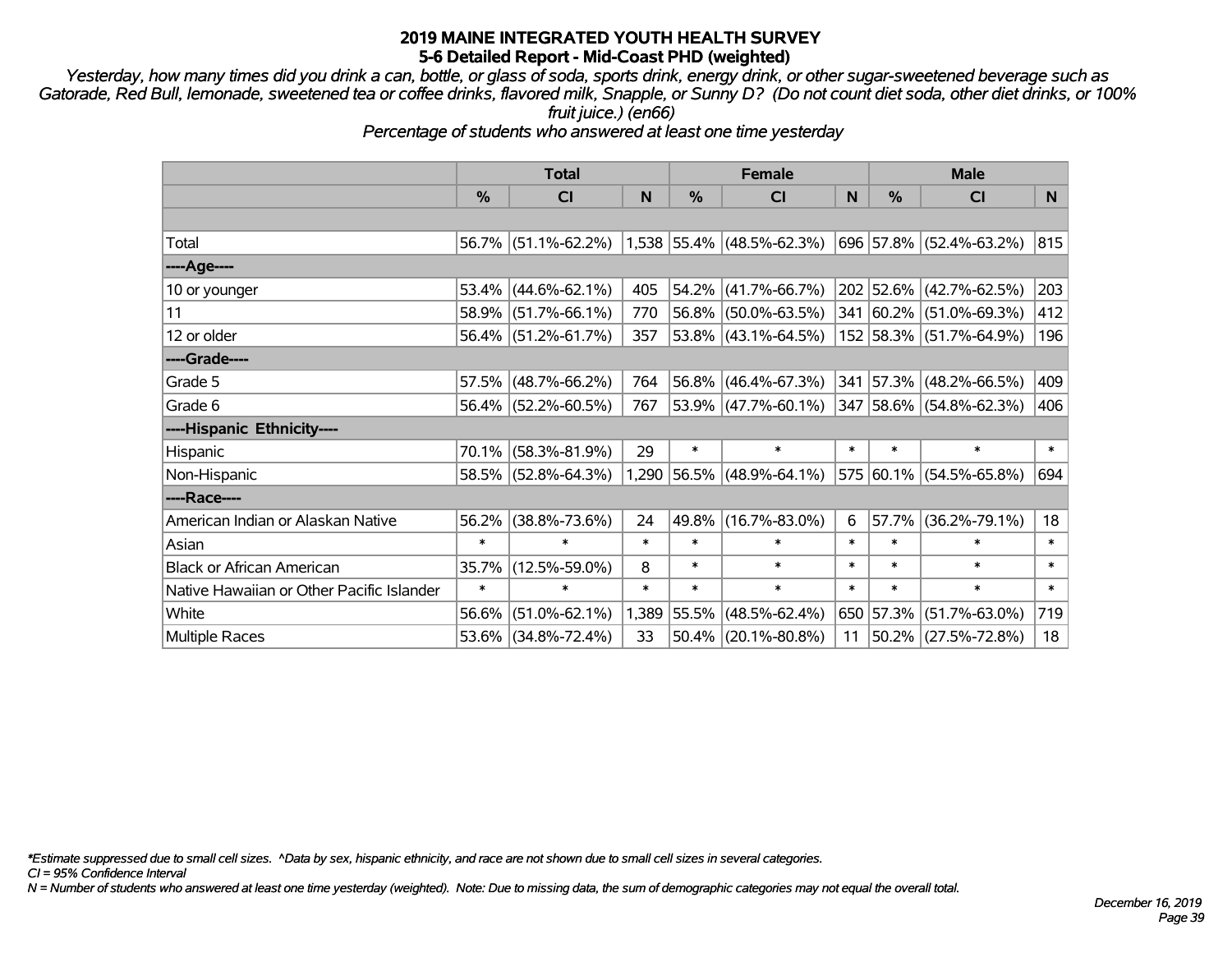# 2019 MAINE INTEGRATED YOUTH HEALTH SURVEY
## 5-6 Detailed Report - Mid-Coast PHD (weighted)

*Yesterday, how many times did you drink a can, bottle, or glass of soda, sports drink, energy drink, or other sugar-sweetened beverage such as Gatorade, Red Bull, lemonade, sweetened tea or coffee drinks, flavored milk, Snapple, or Sunny D? (Do not count diet soda, other diet drinks, or 100% fruit juice.) (en66)*

*Percentage of students who answered at least one time yesterday*

| | Total | | | Female | | | Male | | |
|---|---|---|---|---|---|---|---|---|---|
| | % | CI | N | % | CI | N | % | CI | N |
| | | | | | | | | | |
| Total | 56.7% | (51.1%-62.2%) | 1,538 | 55.4% | (48.5%-62.3%) | 696 | 57.8% | (52.4%-63.2%) | 815 |
| ----Age---- | | | | | | | | | |
| 10 or younger | 53.4% | (44.6%-62.1%) | 405 | 54.2% | (41.7%-66.7%) | 202 | 52.6% | (42.7%-62.5%) | 203 |
| 11 | 58.9% | (51.7%-66.1%) | 770 | 56.8% | (50.0%-63.5%) | 341 | 60.2% | (51.0%-69.3%) | 412 |
| 12 or older | 56.4% | (51.2%-61.7%) | 357 | 53.8% | (43.1%-64.5%) | 152 | 58.3% | (51.7%-64.9%) | 196 |
| ----Grade---- | | | | | | | | | |
| Grade 5 | 57.5% | (48.7%-66.2%) | 764 | 56.8% | (46.4%-67.3%) | 341 | 57.3% | (48.2%-66.5%) | 409 |
| Grade 6 | 56.4% | (52.2%-60.5%) | 767 | 53.9% | (47.7%-60.1%) | 347 | 58.6% | (54.8%-62.3%) | 406 |
| ----Hispanic Ethnicity---- | | | | | | | | | |
| Hispanic | 70.1% | (58.3%-81.9%) | 29 | * | * | * | * | * | * |
| Non-Hispanic | 58.5% | (52.8%-64.3%) | 1,290 | 56.5% | (48.9%-64.1%) | 575 | 60.1% | (54.5%-65.8%) | 694 |
| ----Race---- | | | | | | | | | |
| American Indian or Alaskan Native | 56.2% | (38.8%-73.6%) | 24 | 49.8% | (16.7%-83.0%) | 6 | 57.7% | (36.2%-79.1%) | 18 |
| Asian | * | * | * | * | * | * | * | * | * |
| Black or African American | 35.7% | (12.5%-59.0%) | 8 | * | * | * | * | * | * |
| Native Hawaiian or Other Pacific Islander | * | * | * | * | * | * | * | * | * |
| White | 56.6% | (51.0%-62.1%) | 1,389 | 55.5% | (48.5%-62.4%) | 650 | 57.3% | (51.7%-63.0%) | 719 |
| Multiple Races | 53.6% | (34.8%-72.4%) | 33 | 50.4% | (20.1%-80.8%) | 11 | 50.2% | (27.5%-72.8%) | 18 |

*\*Estimate suppressed due to small cell sizes. ^Data by sex, hispanic ethnicity, and race are not shown due to small cell sizes in several categories.*

*CI = 95% Confidence Interval*

*N = Number of students who answered at least one time yesterday (weighted). Note: Due to missing data, the sum of demographic categories may not equal the overall total.*

*December 16, 2019*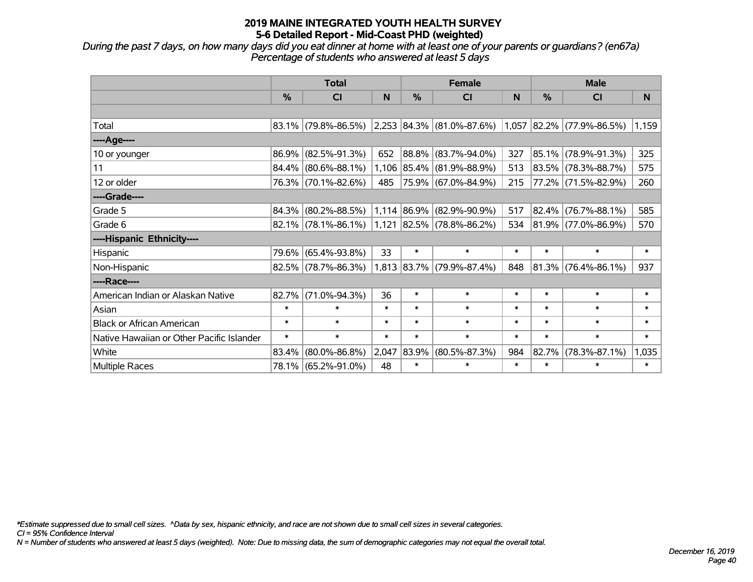# 2019 MAINE INTEGRATED YOUTH HEALTH SURVEY
## 5-6 Detailed Report - Mid-Coast PHD (weighted)

*During the past 7 days, on how many days did you eat dinner at home with at least one of your parents or guardians? (en67a)*
*Percentage of students who answered at least 5 days*

| | Total | | | Female | | | Male | | |
|---|---|---|---|---|---|---|---|---|---|
| | % | CI | N | % | CI | N | % | CI | N |
| | | | | | | | | | |
| Total | 83.1% | (79.8%-86.5%) | 2,253 | 84.3% | (81.0%-87.6%) | 1,057 | 82.2% | (77.9%-86.5%) | 1,159 |
| ----Age---- | | | | | | | | | |
| 10 or younger | 86.9% | (82.5%-91.3%) | 652 | 88.8% | (83.7%-94.0%) | 327 | 85.1% | (78.9%-91.3%) | 325 |
| 11 | 84.4% | (80.6%-88.1%) | 1,106 | 85.4% | (81.9%-88.9%) | 513 | 83.5% | (78.3%-88.7%) | 575 |
| 12 or older | 76.3% | (70.1%-82.6%) | 485 | 75.9% | (67.0%-84.9%) | 215 | 77.2% | (71.5%-82.9%) | 260 |
| ----Grade---- | | | | | | | | | |
| Grade 5 | 84.3% | (80.2%-88.5%) | 1,114 | 86.9% | (82.9%-90.9%) | 517 | 82.4% | (76.7%-88.1%) | 585 |
| Grade 6 | 82.1% | (78.1%-86.1%) | 1,121 | 82.5% | (78.8%-86.2%) | 534 | 81.9% | (77.0%-86.9%) | 570 |
| ----Hispanic Ethnicity---- | | | | | | | | | |
| Hispanic | 79.6% | (65.4%-93.8%) | 33 | * | * | * | * | * | * |
| Non-Hispanic | 82.5% | (78.7%-86.3%) | 1,813 | 83.7% | (79.9%-87.4%) | 848 | 81.3% | (76.4%-86.1%) | 937 |
| ----Race---- | | | | | | | | | |
| American Indian or Alaskan Native | 82.7% | (71.0%-94.3%) | 36 | * | * | * | * | * | * |
| Asian | * | * | * | * | * | * | * | * | * |
| Black or African American | * | * | * | * | * | * | * | * | * |
| Native Hawaiian or Other Pacific Islander | * | * | * | * | * | * | * | * | * |
| White | 83.4% | (80.0%-86.8%) | 2,047 | 83.9% | (80.5%-87.3%) | 984 | 82.7% | (78.3%-87.1%) | 1,035 |
| Multiple Races | 78.1% | (65.2%-91.0%) | 48 | * | * | * | * | * | * |

*\*Estimate suppressed due to small cell sizes. ^Data by sex, hispanic ethnicity, and race are not shown due to small cell sizes in several categories.*
*CI = 95% Confidence Interval*
*N = Number of students who answered at least 5 days (weighted). Note: Due to missing data, the sum of demographic categories may not equal the overall total.*

*December 16, 2019*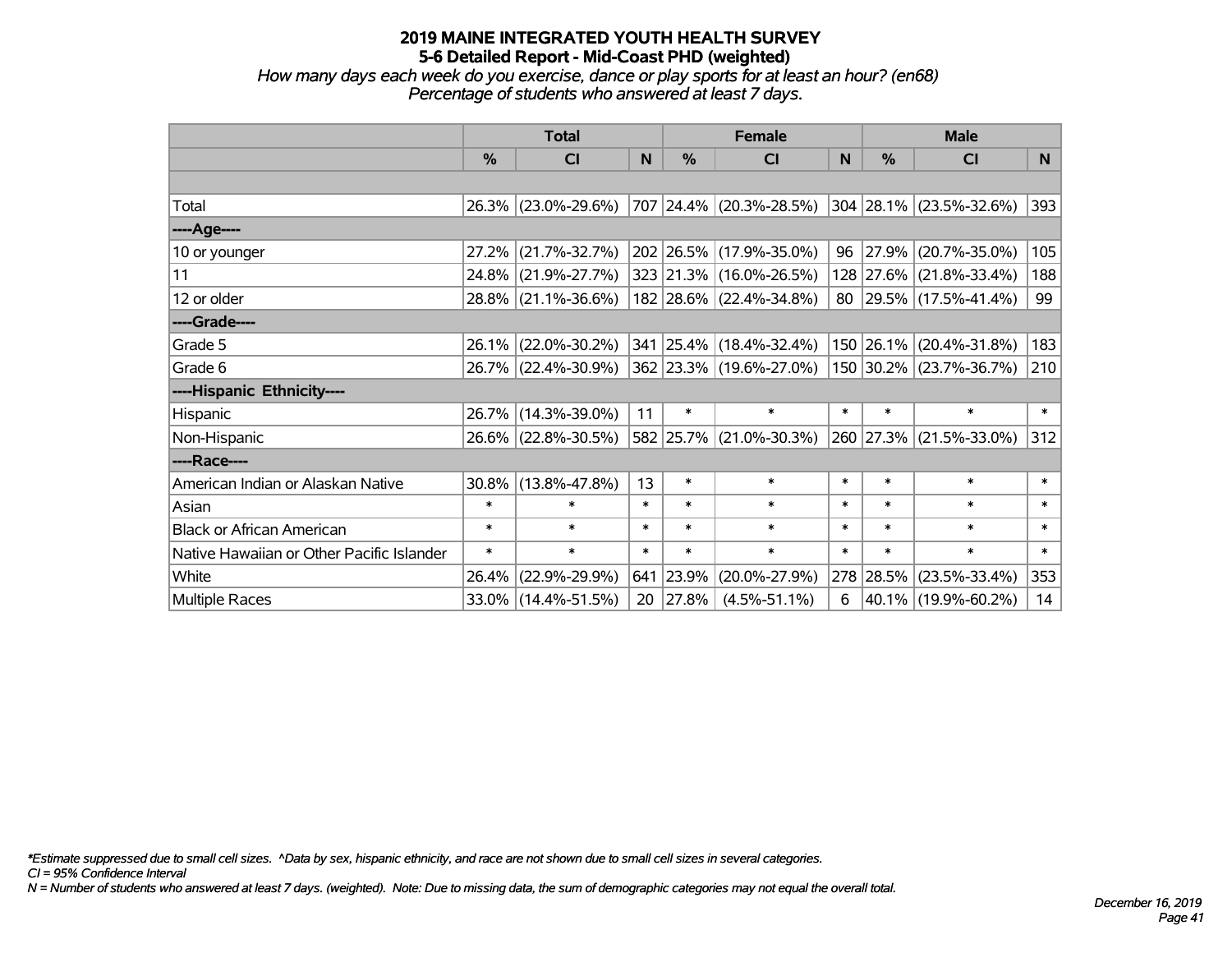**2019 MAINE INTEGRATED YOUTH HEALTH SURVEY**
**5-6 Detailed Report - Mid-Coast PHD (weighted)**
*How many days each week do you exercise, dance or play sports for at least an hour? (en68)*
*Percentage of students who answered at least 7 days.*

| | Total | | | Female | | | Male | | |
|---|---|---|---|---|---|---|---|---|---|
| | % | CI | N | % | CI | N | % | CI | N |
| | | | | | | | | | |
| Total | 26.3% | (23.0%-29.6%) | 707 | 24.4% | (20.3%-28.5%) | 304 | 28.1% | (23.5%-32.6%) | 393 |
| ----Age---- | | | | | | | | | |
| 10 or younger | 27.2% | (21.7%-32.7%) | 202 | 26.5% | (17.9%-35.0%) | 96 | 27.9% | (20.7%-35.0%) | 105 |
| 11 | 24.8% | (21.9%-27.7%) | 323 | 21.3% | (16.0%-26.5%) | 128 | 27.6% | (21.8%-33.4%) | 188 |
| 12 or older | 28.8% | (21.1%-36.6%) | 182 | 28.6% | (22.4%-34.8%) | 80 | 29.5% | (17.5%-41.4%) | 99 |
| ----Grade---- | | | | | | | | | |
| Grade 5 | 26.1% | (22.0%-30.2%) | 341 | 25.4% | (18.4%-32.4%) | 150 | 26.1% | (20.4%-31.8%) | 183 |
| Grade 6 | 26.7% | (22.4%-30.9%) | 362 | 23.3% | (19.6%-27.0%) | 150 | 30.2% | (23.7%-36.7%) | 210 |
| ----Hispanic Ethnicity---- | | | | | | | | | |
| Hispanic | 26.7% | (14.3%-39.0%) | 11 | * | * | * | * | * | * |
| Non-Hispanic | 26.6% | (22.8%-30.5%) | 582 | 25.7% | (21.0%-30.3%) | 260 | 27.3% | (21.5%-33.0%) | 312 |
| ----Race---- | | | | | | | | | |
| American Indian or Alaskan Native | 30.8% | (13.8%-47.8%) | 13 | * | * | * | * | * | * |
| Asian | * | * | * | * | * | * | * | * | * |
| Black or African American | * | * | * | * | * | * | * | * | * |
| Native Hawaiian or Other Pacific Islander | * | * | * | * | * | * | * | * | * |
| White | 26.4% | (22.9%-29.9%) | 641 | 23.9% | (20.0%-27.9%) | 278 | 28.5% | (23.5%-33.4%) | 353 |
| Multiple Races | 33.0% | (14.4%-51.5%) | 20 | 27.8% | (4.5%-51.1%) | 6 | 40.1% | (19.9%-60.2%) | 14 |

*\*Estimate suppressed due to small cell sizes. ^Data by sex, hispanic ethnicity, and race are not shown due to small cell sizes in several categories.*
*CI = 95% Confidence Interval*
*N = Number of students who answered at least 7 days. (weighted). Note: Due to missing data, the sum of demographic categories may not equal the overall total.*

*December 16, 2019*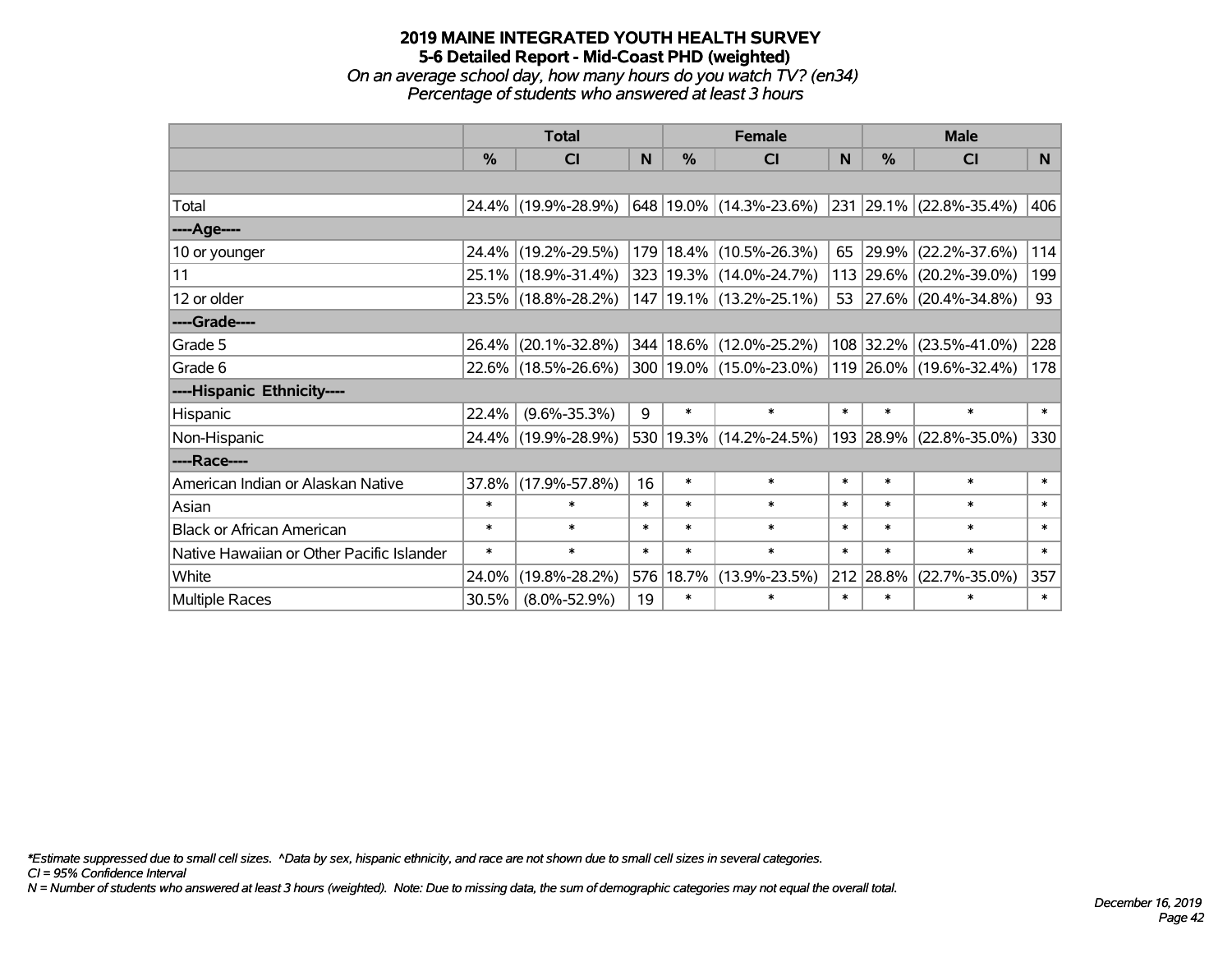# 2019 MAINE INTEGRATED YOUTH HEALTH SURVEY
## 5-6 Detailed Report - Mid-Coast PHD (weighted)
*On an average school day, how many hours do you watch TV? (en34)*
*Percentage of students who answered at least 3 hours*

| | Total | | | Female | | | Male | | |
|---|---|---|---|---|---|---|---|---|---|
| | % | CI | N | % | CI | N | % | CI | N |
| Total | 24.4% | (19.9%-28.9%) | 648 | 19.0% | (14.3%-23.6%) | 231 | 29.1% | (22.8%-35.4%) | 406 |
| ----Age---- | | | | | | | | | |
| 10 or younger | 24.4% | (19.2%-29.5%) | 179 | 18.4% | (10.5%-26.3%) | 65 | 29.9% | (22.2%-37.6%) | 114 |
| 11 | 25.1% | (18.9%-31.4%) | 323 | 19.3% | (14.0%-24.7%) | 113 | 29.6% | (20.2%-39.0%) | 199 |
| 12 or older | 23.5% | (18.8%-28.2%) | 147 | 19.1% | (13.2%-25.1%) | 53 | 27.6% | (20.4%-34.8%) | 93 |
| ----Grade---- | | | | | | | | | |
| Grade 5 | 26.4% | (20.1%-32.8%) | 344 | 18.6% | (12.0%-25.2%) | 108 | 32.2% | (23.5%-41.0%) | 228 |
| Grade 6 | 22.6% | (18.5%-26.6%) | 300 | 19.0% | (15.0%-23.0%) | 119 | 26.0% | (19.6%-32.4%) | 178 |
| ----Hispanic Ethnicity---- | | | | | | | | | |
| Hispanic | 22.4% | (9.6%-35.3%) | 9 | * | * | * | * | * | * |
| Non-Hispanic | 24.4% | (19.9%-28.9%) | 530 | 19.3% | (14.2%-24.5%) | 193 | 28.9% | (22.8%-35.0%) | 330 |
| ----Race---- | | | | | | | | | |
| American Indian or Alaskan Native | 37.8% | (17.9%-57.8%) | 16 | * | * | * | * | * | * |
| Asian | * | * | * | * | * | * | * | * | * |
| Black or African American | * | * | * | * | * | * | * | * | * |
| Native Hawaiian or Other Pacific Islander | * | * | * | * | * | * | * | * | * |
| White | 24.0% | (19.8%-28.2%) | 576 | 18.7% | (13.9%-23.5%) | 212 | 28.8% | (22.7%-35.0%) | 357 |
| Multiple Races | 30.5% | (8.0%-52.9%) | 19 | * | * | * | * | * | * |

*\*Estimate suppressed due to small cell sizes. ^Data by sex, hispanic ethnicity, and race are not shown due to small cell sizes in several categories.*
*CI = 95% Confidence Interval*
*N = Number of students who answered at least 3 hours (weighted). Note: Due to missing data, the sum of demographic categories may not equal the overall total.*

*December 16, 2019*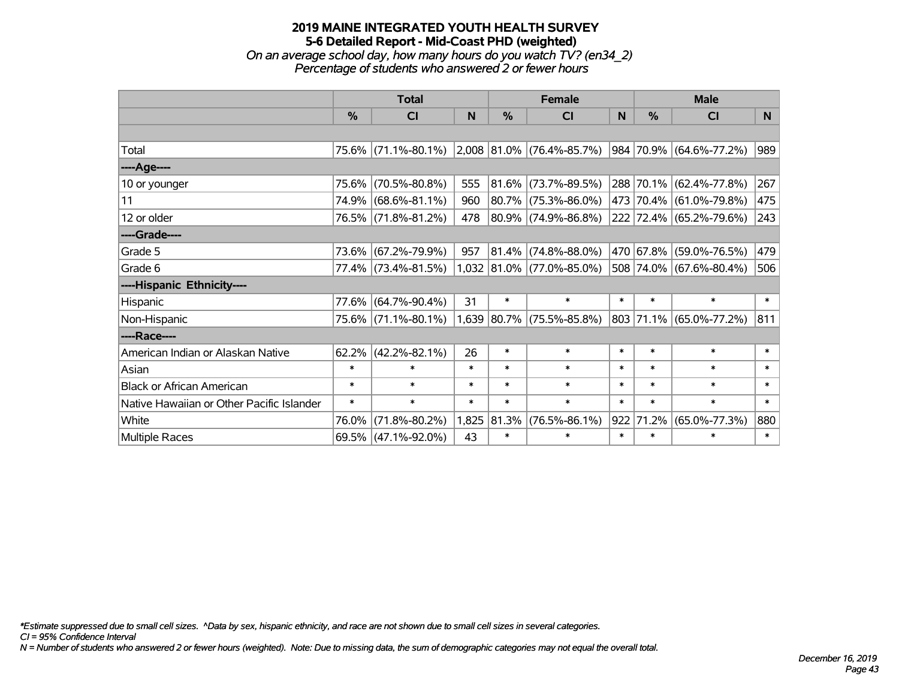# 2019 MAINE INTEGRATED YOUTH HEALTH SURVEY
## 5-6 Detailed Report - Mid-Coast PHD (weighted)
*On an average school day, how many hours do you watch TV? (en34_2)*
*Percentage of students who answered 2 or fewer hours*

| | Total | | | Female | | | Male | | |
|---|---|---|---|---|---|---|---|---|---|
| | % | CI | N | % | CI | N | % | CI | N |
| | | | | | | | | | |
| Total | 75.6% | (71.1%-80.1%) | 2,008 | 81.0% | (76.4%-85.7%) | 984 | 70.9% | (64.6%-77.2%) | 989 |
| ----Age---- | | | | | | | | | |
| 10 or younger | 75.6% | (70.5%-80.8%) | 555 | 81.6% | (73.7%-89.5%) | 288 | 70.1% | (62.4%-77.8%) | 267 |
| 11 | 74.9% | (68.6%-81.1%) | 960 | 80.7% | (75.3%-86.0%) | 473 | 70.4% | (61.0%-79.8%) | 475 |
| 12 or older | 76.5% | (71.8%-81.2%) | 478 | 80.9% | (74.9%-86.8%) | 222 | 72.4% | (65.2%-79.6%) | 243 |
| ----Grade---- | | | | | | | | | |
| Grade 5 | 73.6% | (67.2%-79.9%) | 957 | 81.4% | (74.8%-88.0%) | 470 | 67.8% | (59.0%-76.5%) | 479 |
| Grade 6 | 77.4% | (73.4%-81.5%) | 1,032 | 81.0% | (77.0%-85.0%) | 508 | 74.0% | (67.6%-80.4%) | 506 |
| ----Hispanic Ethnicity---- | | | | | | | | | |
| Hispanic | 77.6% | (64.7%-90.4%) | 31 | * | * | * | * | * | * |
| Non-Hispanic | 75.6% | (71.1%-80.1%) | 1,639 | 80.7% | (75.5%-85.8%) | 803 | 71.1% | (65.0%-77.2%) | 811 |
| ----Race---- | | | | | | | | | |
| American Indian or Alaskan Native | 62.2% | (42.2%-82.1%) | 26 | * | * | * | * | * | * |
| Asian | * | * | * | * | * | * | * | * | * |
| Black or African American | * | * | * | * | * | * | * | * | * |
| Native Hawaiian or Other Pacific Islander | * | * | * | * | * | * | * | * | * |
| White | 76.0% | (71.8%-80.2%) | 1,825 | 81.3% | (76.5%-86.1%) | 922 | 71.2% | (65.0%-77.3%) | 880 |
| Multiple Races | 69.5% | (47.1%-92.0%) | 43 | * | * | * | * | * | * |

*\*Estimate suppressed due to small cell sizes. ^Data by sex, hispanic ethnicity, and race are not shown due to small cell sizes in several categories.*
*CI = 95% Confidence Interval*
*N = Number of students who answered 2 or fewer hours (weighted). Note: Due to missing data, the sum of demographic categories may not equal the overall total.*

*December 16, 2019*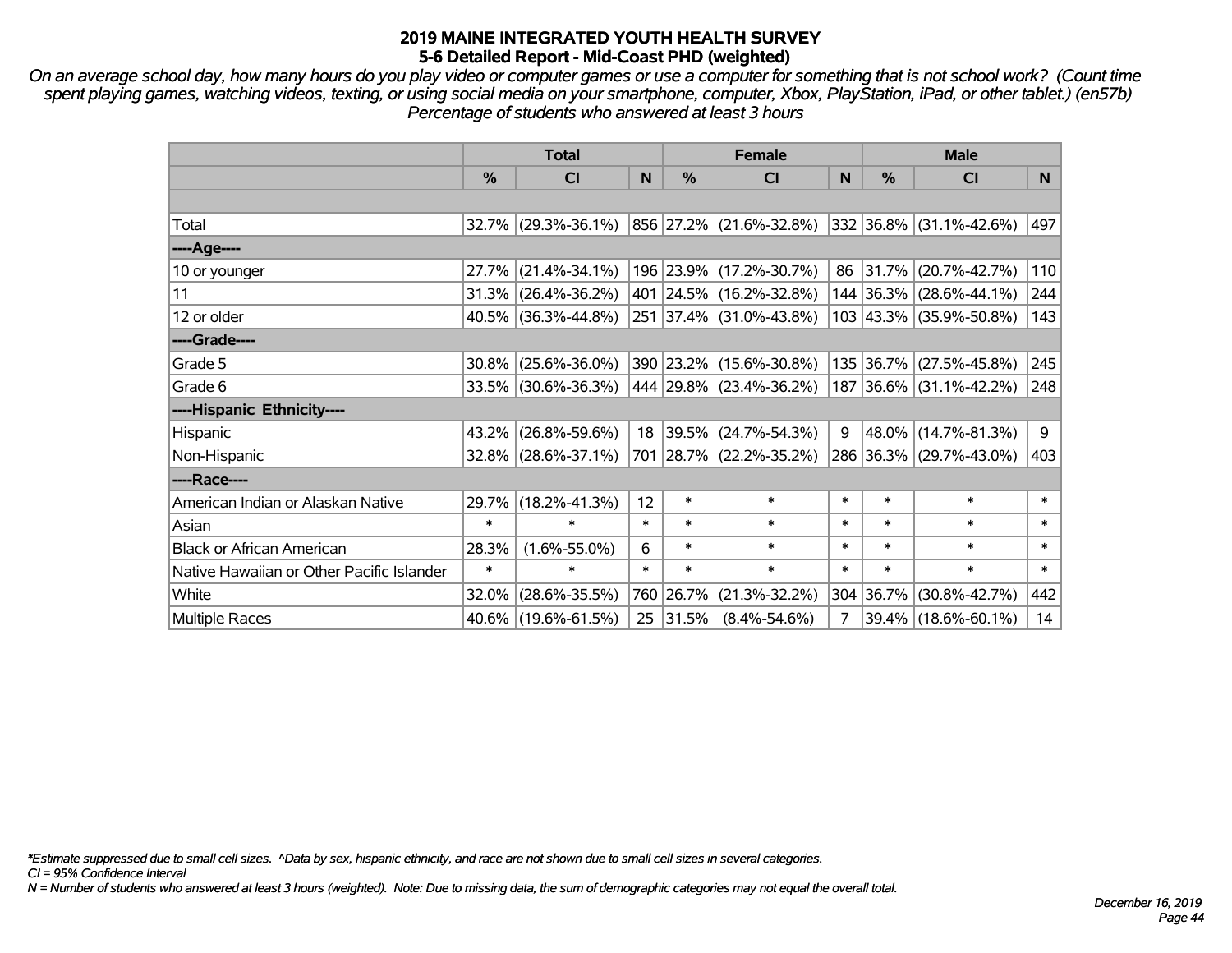# 2019 MAINE INTEGRATED YOUTH HEALTH SURVEY
## 5-6 Detailed Report - Mid-Coast PHD (weighted)

*On an average school day, how many hours do you play video or computer games or use a computer for something that is not school work? (Count time spent playing games, watching videos, texting, or using social media on your smartphone, computer, Xbox, PlayStation, iPad, or other tablet.) (en57b) Percentage of students who answered at least 3 hours*

| | Total | | | Female | | | Male | | |
|---|---|---|---|---|---|---|---|---|---|
| | % | CI | N | % | CI | N | % | CI | N |
| Total | 32.7% | (29.3%-36.1%) | 856 | 27.2% | (21.6%-32.8%) | 332 | 36.8% | (31.1%-42.6%) | 497 |
| ----Age---- | | | | | | | | | |
| 10 or younger | 27.7% | (21.4%-34.1%) | 196 | 23.9% | (17.2%-30.7%) | 86 | 31.7% | (20.7%-42.7%) | 110 |
| 11 | 31.3% | (26.4%-36.2%) | 401 | 24.5% | (16.2%-32.8%) | 144 | 36.3% | (28.6%-44.1%) | 244 |
| 12 or older | 40.5% | (36.3%-44.8%) | 251 | 37.4% | (31.0%-43.8%) | 103 | 43.3% | (35.9%-50.8%) | 143 |
| ----Grade---- | | | | | | | | | |
| Grade 5 | 30.8% | (25.6%-36.0%) | 390 | 23.2% | (15.6%-30.8%) | 135 | 36.7% | (27.5%-45.8%) | 245 |
| Grade 6 | 33.5% | (30.6%-36.3%) | 444 | 29.8% | (23.4%-36.2%) | 187 | 36.6% | (31.1%-42.2%) | 248 |
| ----Hispanic Ethnicity---- | | | | | | | | | |
| Hispanic | 43.2% | (26.8%-59.6%) | 18 | 39.5% | (24.7%-54.3%) | 9 | 48.0% | (14.7%-81.3%) | 9 |
| Non-Hispanic | 32.8% | (28.6%-37.1%) | 701 | 28.7% | (22.2%-35.2%) | 286 | 36.3% | (29.7%-43.0%) | 403 |
| ----Race---- | | | | | | | | | |
| American Indian or Alaskan Native | 29.7% | (18.2%-41.3%) | 12 | * | * | * | * | * | * |
| Asian | * | * | * | * | * | * | * | * | * |
| Black or African American | 28.3% | (1.6%-55.0%) | 6 | * | * | * | * | * | * |
| Native Hawaiian or Other Pacific Islander | * | * | * | * | * | * | * | * | * |
| White | 32.0% | (28.6%-35.5%) | 760 | 26.7% | (21.3%-32.2%) | 304 | 36.7% | (30.8%-42.7%) | 442 |
| Multiple Races | 40.6% | (19.6%-61.5%) | 25 | 31.5% | (8.4%-54.6%) | 7 | 39.4% | (18.6%-60.1%) | 14 |

*Estimate suppressed due to small cell sizes. ^Data by sex, hispanic ethnicity, and race are not shown due to small cell sizes in several categories.
CI = 95% Confidence Interval
N = Number of students who answered at least 3 hours (weighted). Note: Due to missing data, the sum of demographic categories may not equal the overall total.

December 16, 2019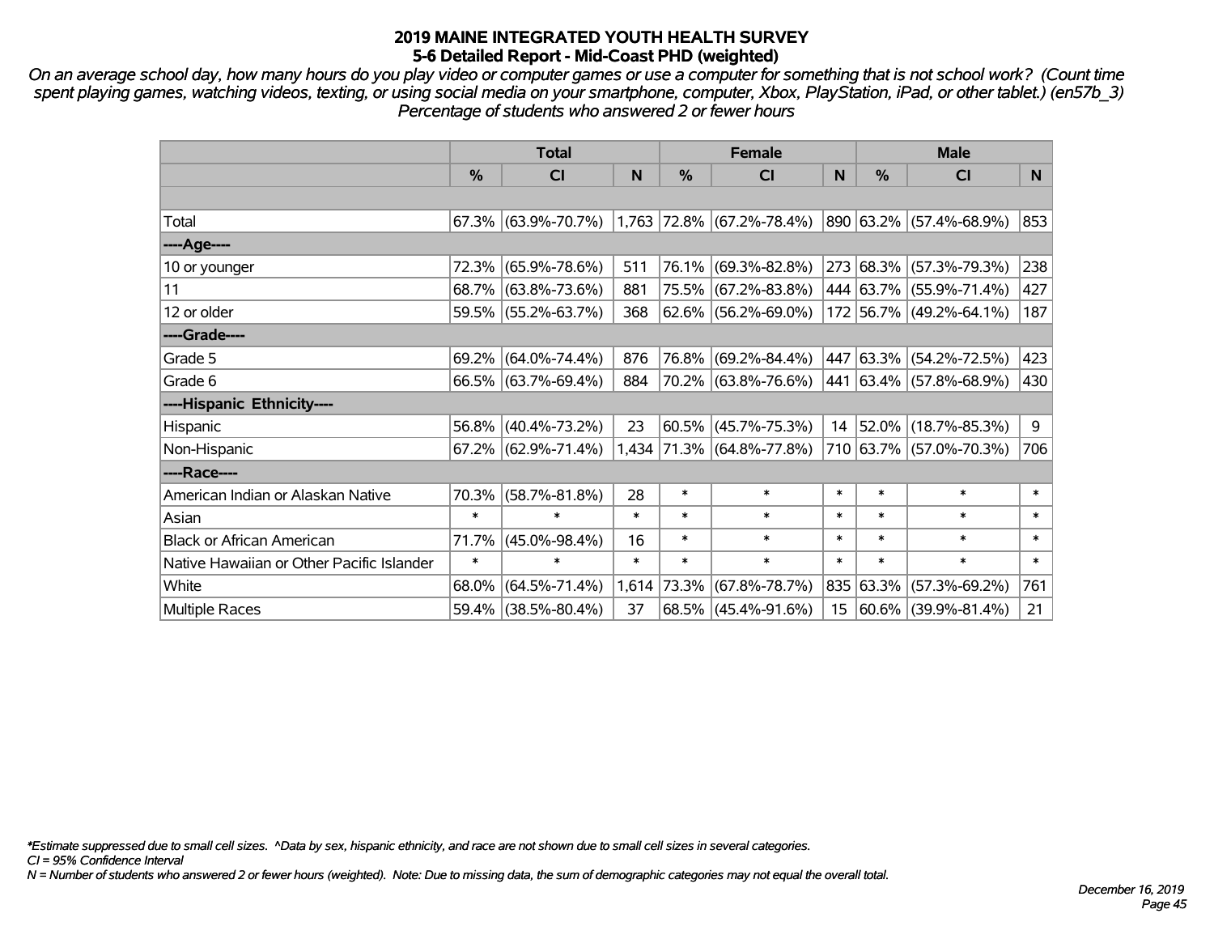# 2019 MAINE INTEGRATED YOUTH HEALTH SURVEY
## 5-6 Detailed Report - Mid-Coast PHD (weighted)

*On an average school day, how many hours do you play video or computer games or use a computer for something that is not school work? (Count time spent playing games, watching videos, texting, or using social media on your smartphone, computer, Xbox, PlayStation, iPad, or other tablet.) (en57b_3) Percentage of students who answered 2 or fewer hours*

| | Total | | | Female | | | Male | | |
|---|---|---|---|---|---|---|---|---|---|
| | % | CI | N | % | CI | N | % | CI | N |
| | | | | | | | | | |
| Total | 67.3% | (63.9%-70.7%) | 1,763 | 72.8% | (67.2%-78.4%) | 890 | 63.2% | (57.4%-68.9%) | 853 |
| ----Age---- | | | | | | | | | |
| 10 or younger | 72.3% | (65.9%-78.6%) | 511 | 76.1% | (69.3%-82.8%) | 273 | 68.3% | (57.3%-79.3%) | 238 |
| 11 | 68.7% | (63.8%-73.6%) | 881 | 75.5% | (67.2%-83.8%) | 444 | 63.7% | (55.9%-71.4%) | 427 |
| 12 or older | 59.5% | (55.2%-63.7%) | 368 | 62.6% | (56.2%-69.0%) | 172 | 56.7% | (49.2%-64.1%) | 187 |
| ----Grade---- | | | | | | | | | |
| Grade 5 | 69.2% | (64.0%-74.4%) | 876 | 76.8% | (69.2%-84.4%) | 447 | 63.3% | (54.2%-72.5%) | 423 |
| Grade 6 | 66.5% | (63.7%-69.4%) | 884 | 70.2% | (63.8%-76.6%) | 441 | 63.4% | (57.8%-68.9%) | 430 |
| ----Hispanic Ethnicity---- | | | | | | | | | |
| Hispanic | 56.8% | (40.4%-73.2%) | 23 | 60.5% | (45.7%-75.3%) | 14 | 52.0% | (18.7%-85.3%) | 9 |
| Non-Hispanic | 67.2% | (62.9%-71.4%) | 1,434 | 71.3% | (64.8%-77.8%) | 710 | 63.7% | (57.0%-70.3%) | 706 |
| ----Race---- | | | | | | | | | |
| American Indian or Alaskan Native | 70.3% | (58.7%-81.8%) | 28 | * | * | * | * | * | * |
| Asian | * | * | * | * | * | * | * | * | * |
| Black or African American | 71.7% | (45.0%-98.4%) | 16 | * | * | * | * | * | * |
| Native Hawaiian or Other Pacific Islander | * | * | * | * | * | * | * | * | * |
| White | 68.0% | (64.5%-71.4%) | 1,614 | 73.3% | (67.8%-78.7%) | 835 | 63.3% | (57.3%-69.2%) | 761 |
| Multiple Races | 59.4% | (38.5%-80.4%) | 37 | 68.5% | (45.4%-91.6%) | 15 | 60.6% | (39.9%-81.4%) | 21 |

*Estimate suppressed due to small cell sizes. ^Data by sex, hispanic ethnicity, and race are not shown due to small cell sizes in several categories.
CI = 95% Confidence Interval
N = Number of students who answered 2 or fewer hours (weighted). Note: Due to missing data, the sum of demographic categories may not equal the overall total.

December 16, 2019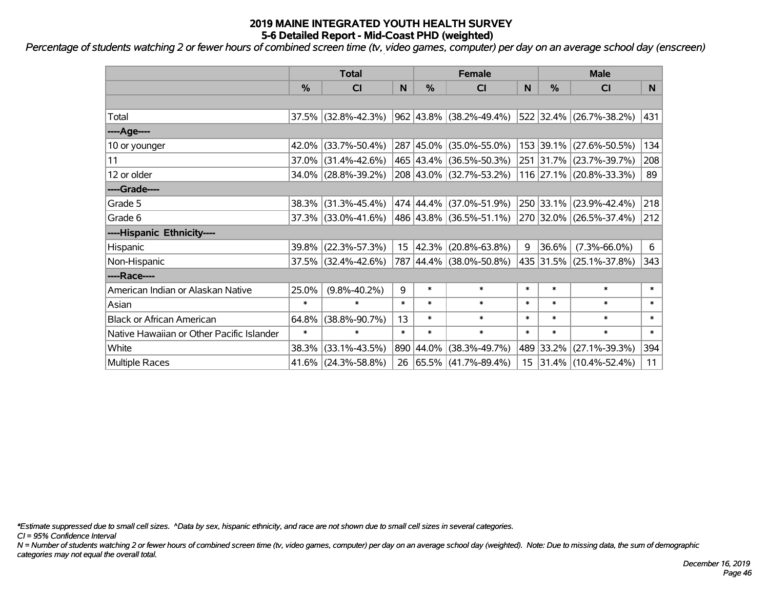# 2019 MAINE INTEGRATED YOUTH HEALTH SURVEY
## 5-6 Detailed Report - Mid-Coast PHD (weighted)

*Percentage of students watching 2 or fewer hours of combined screen time (tv, video games, computer) per day on an average school day (enscreen)*

| | Total | | | Female | | | Male | | |
|---|---|---|---|---|---|---|---|---|---|
| | % | CI | N | % | CI | N | % | CI | N |
| | | | | | | | | | |
| Total | 37.5% | (32.8%-42.3%) | 962 | 43.8% | (38.2%-49.4%) | 522 | 32.4% | (26.7%-38.2%) | 431 |
| ----Age---- | | | | | | | | | |
| 10 or younger | 42.0% | (33.7%-50.4%) | 287 | 45.0% | (35.0%-55.0%) | 153 | 39.1% | (27.6%-50.5%) | 134 |
| 11 | 37.0% | (31.4%-42.6%) | 465 | 43.4% | (36.5%-50.3%) | 251 | 31.7% | (23.7%-39.7%) | 208 |
| 12 or older | 34.0% | (28.8%-39.2%) | 208 | 43.0% | (32.7%-53.2%) | 116 | 27.1% | (20.8%-33.3%) | 89 |
| ----Grade---- | | | | | | | | | |
| Grade 5 | 38.3% | (31.3%-45.4%) | 474 | 44.4% | (37.0%-51.9%) | 250 | 33.1% | (23.9%-42.4%) | 218 |
| Grade 6 | 37.3% | (33.0%-41.6%) | 486 | 43.8% | (36.5%-51.1%) | 270 | 32.0% | (26.5%-37.4%) | 212 |
| ----Hispanic Ethnicity---- | | | | | | | | | |
| Hispanic | 39.8% | (22.3%-57.3%) | 15 | 42.3% | (20.8%-63.8%) | 9 | 36.6% | (7.3%-66.0%) | 6 |
| Non-Hispanic | 37.5% | (32.4%-42.6%) | 787 | 44.4% | (38.0%-50.8%) | 435 | 31.5% | (25.1%-37.8%) | 343 |
| ----Race---- | | | | | | | | | |
| American Indian or Alaskan Native | 25.0% | (9.8%-40.2%) | 9 | * | * | * | * | * | * |
| Asian | * | * | * | * | * | * | * | * | * |
| Black or African American | 64.8% | (38.8%-90.7%) | 13 | * | * | * | * | * | * |
| Native Hawaiian or Other Pacific Islander | * | * | * | * | * | * | * | * | * |
| White | 38.3% | (33.1%-43.5%) | 890 | 44.0% | (38.3%-49.7%) | 489 | 33.2% | (27.1%-39.3%) | 394 |
| Multiple Races | 41.6% | (24.3%-58.8%) | 26 | 65.5% | (41.7%-89.4%) | 15 | 31.4% | (10.4%-52.4%) | 11 |

*\*Estimate suppressed due to small cell sizes. ^Data by sex, hispanic ethnicity, and race are not shown due to small cell sizes in several categories.*

*CI = 95% Confidence Interval*

*N = Number of students watching 2 or fewer hours of combined screen time (tv, video games, computer) per day on an average school day (weighted). Note: Due to missing data, the sum of demographic categories may not equal the overall total.*

*December 16, 2019*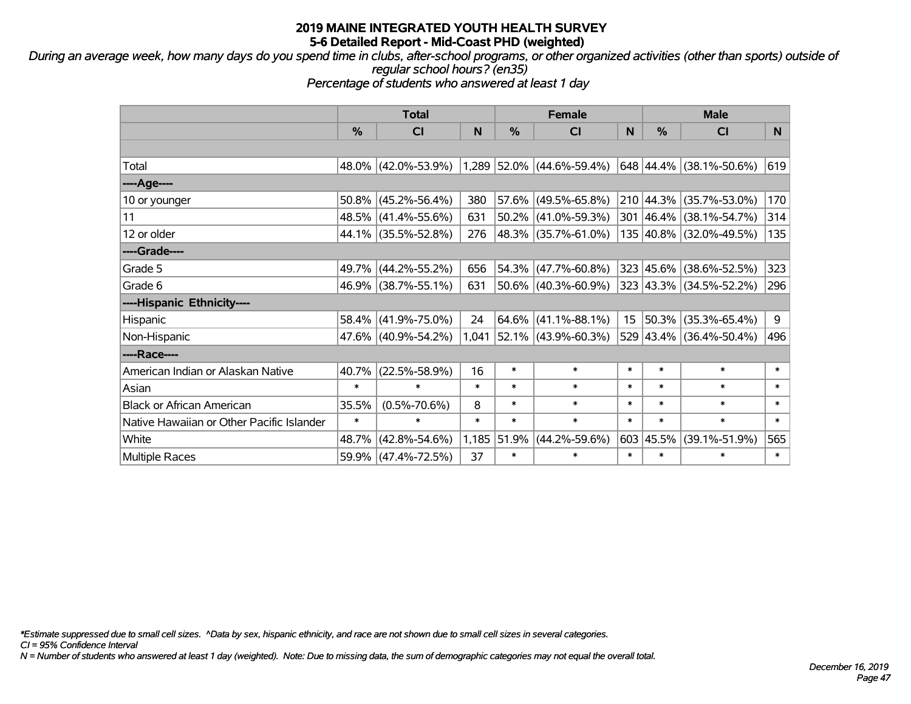# 2019 MAINE INTEGRATED YOUTH HEALTH SURVEY
## 5-6 Detailed Report - Mid-Coast PHD (weighted)

*During an average week, how many days do you spend time in clubs, after-school programs, or other organized activities (other than sports) outside of regular school hours? (en35)*
*Percentage of students who answered at least 1 day*

| | Total | | | Female | | | Male | | |
|---|---|---|---|---|---|---|---|---|---|
| | % | CI | N | % | CI | N | % | CI | N |
| | | | | | | | | | |
| Total | 48.0% | (42.0%-53.9%) | 1,289 | 52.0% | (44.6%-59.4%) | 648 | 44.4% | (38.1%-50.6%) | 619 |
| ----Age---- | | | | | | | | | |
| 10 or younger | 50.8% | (45.2%-56.4%) | 380 | 57.6% | (49.5%-65.8%) | 210 | 44.3% | (35.7%-53.0%) | 170 |
| 11 | 48.5% | (41.4%-55.6%) | 631 | 50.2% | (41.0%-59.3%) | 301 | 46.4% | (38.1%-54.7%) | 314 |
| 12 or older | 44.1% | (35.5%-52.8%) | 276 | 48.3% | (35.7%-61.0%) | 135 | 40.8% | (32.0%-49.5%) | 135 |
| ----Grade---- | | | | | | | | | |
| Grade 5 | 49.7% | (44.2%-55.2%) | 656 | 54.3% | (47.7%-60.8%) | 323 | 45.6% | (38.6%-52.5%) | 323 |
| Grade 6 | 46.9% | (38.7%-55.1%) | 631 | 50.6% | (40.3%-60.9%) | 323 | 43.3% | (34.5%-52.2%) | 296 |
| ----Hispanic Ethnicity---- | | | | | | | | | |
| Hispanic | 58.4% | (41.9%-75.0%) | 24 | 64.6% | (41.1%-88.1%) | 15 | 50.3% | (35.3%-65.4%) | 9 |
| Non-Hispanic | 47.6% | (40.9%-54.2%) | 1,041 | 52.1% | (43.9%-60.3%) | 529 | 43.4% | (36.4%-50.4%) | 496 |
| ----Race---- | | | | | | | | | |
| American Indian or Alaskan Native | 40.7% | (22.5%-58.9%) | 16 | * | * | * | * | * | * |
| Asian | * | * | * | * | * | * | * | * | * |
| Black or African American | 35.5% | (0.5%-70.6%) | 8 | * | * | * | * | * | * |
| Native Hawaiian or Other Pacific Islander | * | * | * | * | * | * | * | * | * |
| White | 48.7% | (42.8%-54.6%) | 1,185 | 51.9% | (44.2%-59.6%) | 603 | 45.5% | (39.1%-51.9%) | 565 |
| Multiple Races | 59.9% | (47.4%-72.5%) | 37 | * | * | * | * | * | * |

*\*Estimate suppressed due to small cell sizes. ^Data by sex, hispanic ethnicity, and race are not shown due to small cell sizes in several categories.*
*CI = 95% Confidence Interval*
*N = Number of students who answered at least 1 day (weighted). Note: Due to missing data, the sum of demographic categories may not equal the overall total.*

*December 16, 2019*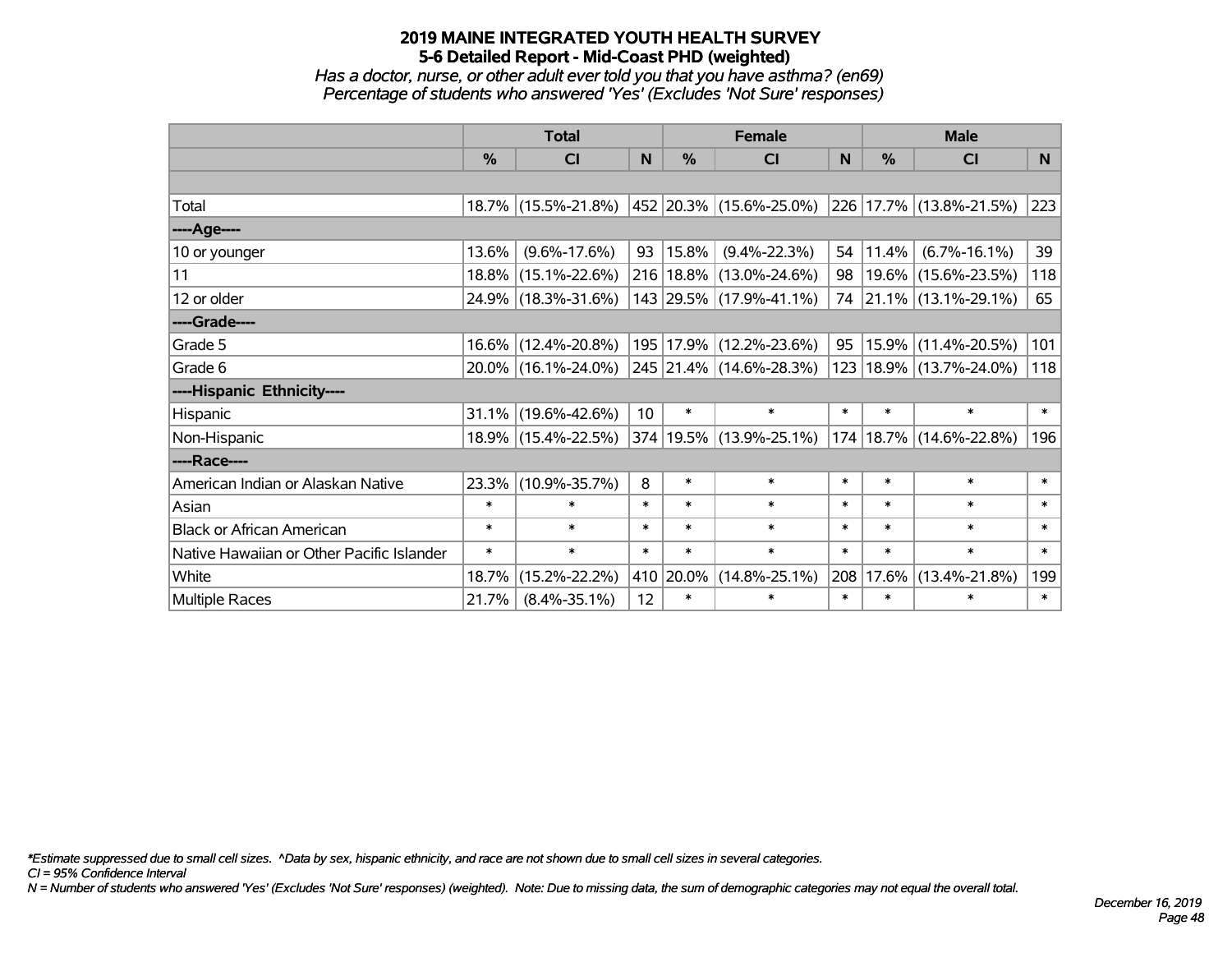# 2019 MAINE INTEGRATED YOUTH HEALTH SURVEY
## 5-6 Detailed Report - Mid-Coast PHD (weighted)

*Has a doctor, nurse, or other adult ever told you that you have asthma? (en69)*
*Percentage of students who answered 'Yes' (Excludes 'Not Sure' responses)*

| | Total | | | Female | | | Male | | |
|---|---|---|---|---|---|---|---|---|---|
| | % | CI | N | % | CI | N | % | CI | N |
| | | | | | | | | | |
| Total | 18.7% | (15.5%-21.8%) | 452 | 20.3% | (15.6%-25.0%) | 226 | 17.7% | (13.8%-21.5%) | 223 |
| ----Age---- | | | | | | | | | |
| 10 or younger | 13.6% | (9.6%-17.6%) | 93 | 15.8% | (9.4%-22.3%) | 54 | 11.4% | (6.7%-16.1%) | 39 |
| 11 | 18.8% | (15.1%-22.6%) | 216 | 18.8% | (13.0%-24.6%) | 98 | 19.6% | (15.6%-23.5%) | 118 |
| 12 or older | 24.9% | (18.3%-31.6%) | 143 | 29.5% | (17.9%-41.1%) | 74 | 21.1% | (13.1%-29.1%) | 65 |
| ----Grade---- | | | | | | | | | |
| Grade 5 | 16.6% | (12.4%-20.8%) | 195 | 17.9% | (12.2%-23.6%) | 95 | 15.9% | (11.4%-20.5%) | 101 |
| Grade 6 | 20.0% | (16.1%-24.0%) | 245 | 21.4% | (14.6%-28.3%) | 123 | 18.9% | (13.7%-24.0%) | 118 |
| ----Hispanic Ethnicity---- | | | | | | | | | |
| Hispanic | 31.1% | (19.6%-42.6%) | 10 | * | * | * | * | * | * |
| Non-Hispanic | 18.9% | (15.4%-22.5%) | 374 | 19.5% | (13.9%-25.1%) | 174 | 18.7% | (14.6%-22.8%) | 196 |
| ----Race---- | | | | | | | | | |
| American Indian or Alaskan Native | 23.3% | (10.9%-35.7%) | 8 | * | * | * | * | * | * |
| Asian | * | * | * | * | * | * | * | * | * |
| Black or African American | * | * | * | * | * | * | * | * | * |
| Native Hawaiian or Other Pacific Islander | * | * | * | * | * | * | * | * | * |
| White | 18.7% | (15.2%-22.2%) | 410 | 20.0% | (14.8%-25.1%) | 208 | 17.6% | (13.4%-21.8%) | 199 |
| Multiple Races | 21.7% | (8.4%-35.1%) | 12 | * | * | * | * | * | * |

*\*Estimate suppressed due to small cell sizes. ^Data by sex, hispanic ethnicity, and race are not shown due to small cell sizes in several categories.*

*CI = 95% Confidence Interval*

*N = Number of students who answered 'Yes' (Excludes 'Not Sure' responses) (weighted). Note: Due to missing data, the sum of demographic categories may not equal the overall total.*

*December 16, 2019*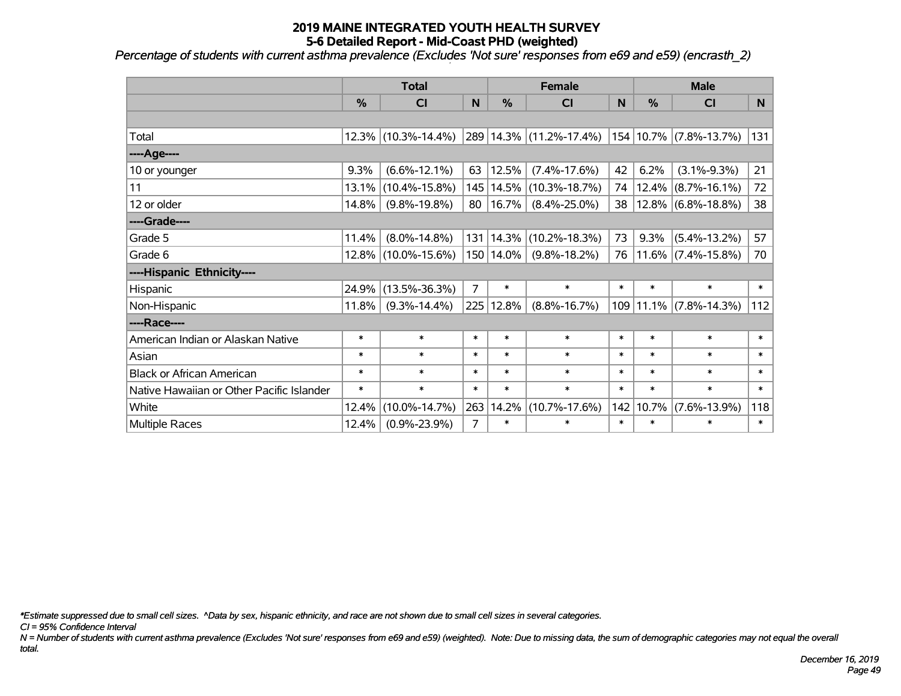# 2019 MAINE INTEGRATED YOUTH HEALTH SURVEY
## 5-6 Detailed Report - Mid-Coast PHD (weighted)

*Percentage of students with current asthma prevalence (Excludes 'Not sure' responses from e69 and e59) (encrasth_2)*

| | Total | | | Female | | | Male | | |
|---|---|---|---|---|---|---|---|---|---|
| | % | CI | N | % | CI | N | % | CI | N |
| | | | | | | | | | |
| Total | 12.3% | (10.3%-14.4%) | 289 | 14.3% | (11.2%-17.4%) | 154 | 10.7% | (7.8%-13.7%) | 131 |
| ----Age---- | | | | | | | | | |
| 10 or younger | 9.3% | (6.6%-12.1%) | 63 | 12.5% | (7.4%-17.6%) | 42 | 6.2% | (3.1%-9.3%) | 21 |
| 11 | 13.1% | (10.4%-15.8%) | 145 | 14.5% | (10.3%-18.7%) | 74 | 12.4% | (8.7%-16.1%) | 72 |
| 12 or older | 14.8% | (9.8%-19.8%) | 80 | 16.7% | (8.4%-25.0%) | 38 | 12.8% | (6.8%-18.8%) | 38 |
| ----Grade---- | | | | | | | | | |
| Grade 5 | 11.4% | (8.0%-14.8%) | 131 | 14.3% | (10.2%-18.3%) | 73 | 9.3% | (5.4%-13.2%) | 57 |
| Grade 6 | 12.8% | (10.0%-15.6%) | 150 | 14.0% | (9.8%-18.2%) | 76 | 11.6% | (7.4%-15.8%) | 70 |
| ----Hispanic Ethnicity---- | | | | | | | | | |
| Hispanic | 24.9% | (13.5%-36.3%) | 7 | * | * | * | * | * | * |
| Non-Hispanic | 11.8% | (9.3%-14.4%) | 225 | 12.8% | (8.8%-16.7%) | 109 | 11.1% | (7.8%-14.3%) | 112 |
| ----Race---- | | | | | | | | | |
| American Indian or Alaskan Native | * | * | * | * | * | * | * | * | * |
| Asian | * | * | * | * | * | * | * | * | * |
| Black or African American | * | * | * | * | * | * | * | * | * |
| Native Hawaiian or Other Pacific Islander | * | * | * | * | * | * | * | * | * |
| White | 12.4% | (10.0%-14.7%) | 263 | 14.2% | (10.7%-17.6%) | 142 | 10.7% | (7.6%-13.9%) | 118 |
| Multiple Races | 12.4% | (0.9%-23.9%) | 7 | * | * | * | * | * | * |

*\*Estimate suppressed due to small cell sizes. ^Data by sex, hispanic ethnicity, and race are not shown due to small cell sizes in several categories.*

*CI = 95% Confidence Interval*

*N = Number of students with current asthma prevalence (Excludes 'Not sure' responses from e69 and e59) (weighted). Note: Due to missing data, the sum of demographic categories may not equal the overall total.*

*December 16, 2019*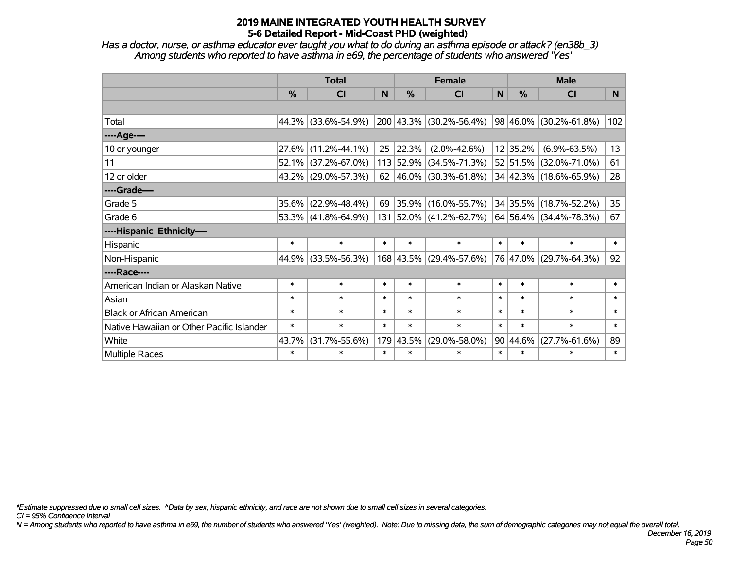# 2019 MAINE INTEGRATED YOUTH HEALTH SURVEY
## 5-6 Detailed Report - Mid-Coast PHD (weighted)

*Has a doctor, nurse, or asthma educator ever taught you what to do during an asthma episode or attack? (en38b_3)*
*Among students who reported to have asthma in e69, the percentage of students who answered 'Yes'*

| | Total | | | Female | | | Male | | |
|---|---|---|---|---|---|---|---|---|---|
| | % | CI | N | % | CI | N | % | CI | N |
| | | | | | | | | | |
| Total | 44.3% | (33.6%-54.9%) | 200 | 43.3% | (30.2%-56.4%) | 98 | 46.0% | (30.2%-61.8%) | 102 |
| ----Age---- | | | | | | | | | |
| 10 or younger | 27.6% | (11.2%-44.1%) | 25 | 22.3% | (2.0%-42.6%) | 12 | 35.2% | (6.9%-63.5%) | 13 |
| 11 | 52.1% | (37.2%-67.0%) | 113 | 52.9% | (34.5%-71.3%) | 52 | 51.5% | (32.0%-71.0%) | 61 |
| 12 or older | 43.2% | (29.0%-57.3%) | 62 | 46.0% | (30.3%-61.8%) | 34 | 42.3% | (18.6%-65.9%) | 28 |
| ----Grade---- | | | | | | | | | |
| Grade 5 | 35.6% | (22.9%-48.4%) | 69 | 35.9% | (16.0%-55.7%) | 34 | 35.5% | (18.7%-52.2%) | 35 |
| Grade 6 | 53.3% | (41.8%-64.9%) | 131 | 52.0% | (41.2%-62.7%) | 64 | 56.4% | (34.4%-78.3%) | 67 |
| ----Hispanic Ethnicity---- | | | | | | | | | |
| Hispanic | * | * | * | * | * | * | * | * | * |
| Non-Hispanic | 44.9% | (33.5%-56.3%) | 168 | 43.5% | (29.4%-57.6%) | 76 | 47.0% | (29.7%-64.3%) | 92 |
| ----Race---- | | | | | | | | | |
| American Indian or Alaskan Native | * | * | * | * | * | * | * | * | * |
| Asian | * | * | * | * | * | * | * | * | * |
| Black or African American | * | * | * | * | * | * | * | * | * |
| Native Hawaiian or Other Pacific Islander | * | * | * | * | * | * | * | * | * |
| White | 43.7% | (31.7%-55.6%) | 179 | 43.5% | (29.0%-58.0%) | 90 | 44.6% | (27.7%-61.6%) | 89 |
| Multiple Races | * | * | * | * | * | * | * | * | * |

*\*Estimate suppressed due to small cell sizes. ^Data by sex, hispanic ethnicity, and race are not shown due to small cell sizes in several categories.*

*CI = 95% Confidence Interval*

*N = Among students who reported to have asthma in e69, the number of students who answered 'Yes' (weighted). Note: Due to missing data, the sum of demographic categories may not equal the overall total.*

*December 16, 2019*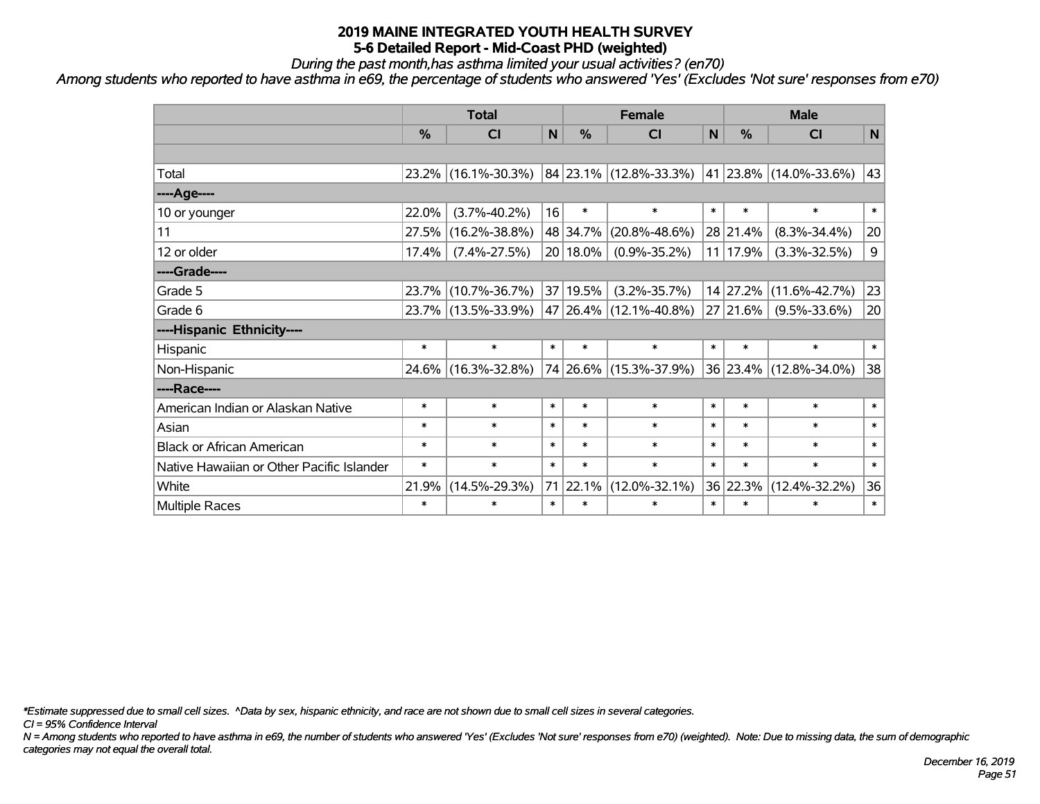# 2019 MAINE INTEGRATED YOUTH HEALTH SURVEY
## 5-6 Detailed Report - Mid-Coast PHD (weighted)

*During the past month,has asthma limited your usual activities? (en70)*

*Among students who reported to have asthma in e69, the percentage of students who answered 'Yes' (Excludes 'Not sure' responses from e70)*

| | Total | | | Female | | | Male | | |
|---|---|---|---|---|---|---|---|---|---|
| | % | CI | N | % | CI | N | % | CI | N |
| | | | | | | | | | |
| Total | 23.2% | (16.1%-30.3%) | 84 | 23.1% | (12.8%-33.3%) | 41 | 23.8% | (14.0%-33.6%) | 43 |
| ----Age---- | | | | | | | | | |
| 10 or younger | 22.0% | (3.7%-40.2%) | 16 | * | * | * | * | * | * |
| 11 | 27.5% | (16.2%-38.8%) | 48 | 34.7% | (20.8%-48.6%) | 28 | 21.4% | (8.3%-34.4%) | 20 |
| 12 or older | 17.4% | (7.4%-27.5%) | 20 | 18.0% | (0.9%-35.2%) | 11 | 17.9% | (3.3%-32.5%) | 9 |
| ----Grade---- | | | | | | | | | |
| Grade 5 | 23.7% | (10.7%-36.7%) | 37 | 19.5% | (3.2%-35.7%) | 14 | 27.2% | (11.6%-42.7%) | 23 |
| Grade 6 | 23.7% | (13.5%-33.9%) | 47 | 26.4% | (12.1%-40.8%) | 27 | 21.6% | (9.5%-33.6%) | 20 |
| ----Hispanic Ethnicity---- | | | | | | | | | |
| Hispanic | * | * | * | * | * | * | * | * | * |
| Non-Hispanic | 24.6% | (16.3%-32.8%) | 74 | 26.6% | (15.3%-37.9%) | 36 | 23.4% | (12.8%-34.0%) | 38 |
| ----Race---- | | | | | | | | | |
| American Indian or Alaskan Native | * | * | * | * | * | * | * | * | * |
| Asian | * | * | * | * | * | * | * | * | * |
| Black or African American | * | * | * | * | * | * | * | * | * |
| Native Hawaiian or Other Pacific Islander | * | * | * | * | * | * | * | * | * |
| White | 21.9% | (14.5%-29.3%) | 71 | 22.1% | (12.0%-32.1%) | 36 | 22.3% | (12.4%-32.2%) | 36 |
| Multiple Races | * | * | * | * | * | * | * | * | * |

*\*Estimate suppressed due to small cell sizes. ^Data by sex, hispanic ethnicity, and race are not shown due to small cell sizes in several categories.*

*CI = 95% Confidence Interval*

*N = Among students who reported to have asthma in e69, the number of students who answered 'Yes' (Excludes 'Not sure' responses from e70) (weighted). Note: Due to missing data, the sum of demographic categories may not equal the overall total.*

*December 16, 2019*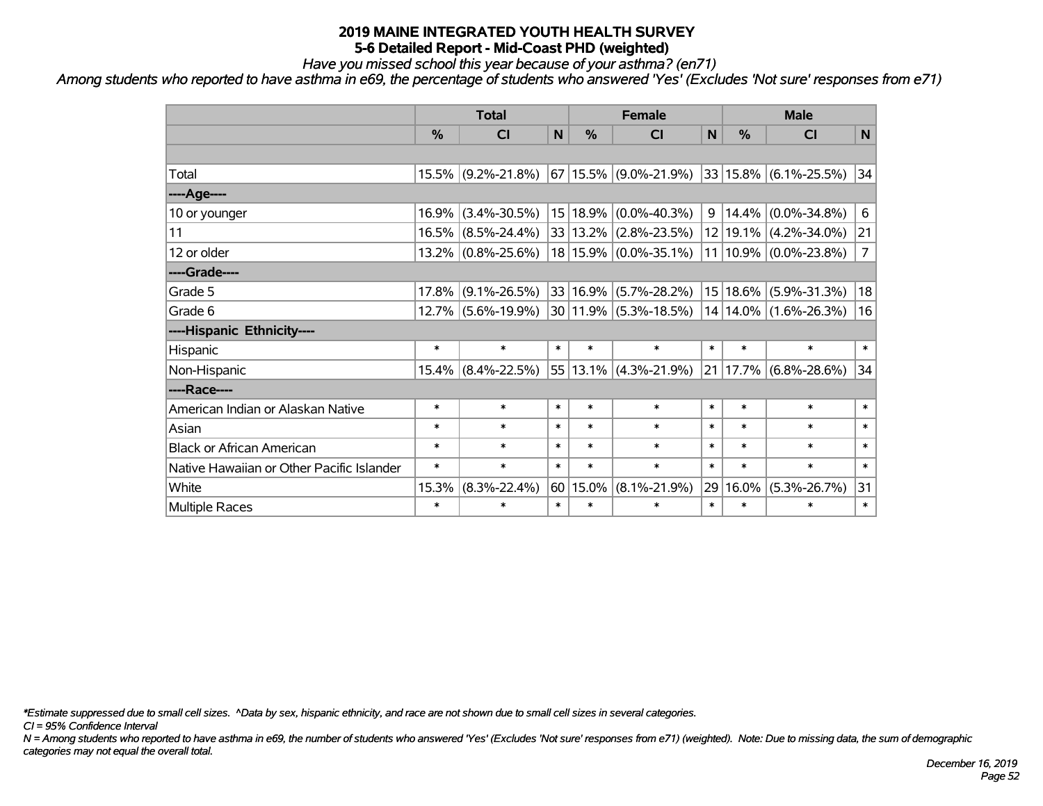# 2019 MAINE INTEGRATED YOUTH HEALTH SURVEY
## 5-6 Detailed Report - Mid-Coast PHD (weighted)

*Have you missed school this year because of your asthma? (en71)*

*Among students who reported to have asthma in e69, the percentage of students who answered 'Yes' (Excludes 'Not sure' responses from e71)*

| | Total | | | Female | | | Male | | |
|---|---|---|---|---|---|---|---|---|---|
| | % | CI | N | % | CI | N | % | CI | N |
| Total | 15.5% | (9.2%-21.8%) | 67 | 15.5% | (9.0%-21.9%) | 33 | 15.8% | (6.1%-25.5%) | 34 |
| ----Age---- | | | | | | | | | |
| 10 or younger | 16.9% | (3.4%-30.5%) | 15 | 18.9% | (0.0%-40.3%) | 9 | 14.4% | (0.0%-34.8%) | 6 |
| 11 | 16.5% | (8.5%-24.4%) | 33 | 13.2% | (2.8%-23.5%) | 12 | 19.1% | (4.2%-34.0%) | 21 |
| 12 or older | 13.2% | (0.8%-25.6%) | 18 | 15.9% | (0.0%-35.1%) | 11 | 10.9% | (0.0%-23.8%) | 7 |
| ----Grade---- | | | | | | | | | |
| Grade 5 | 17.8% | (9.1%-26.5%) | 33 | 16.9% | (5.7%-28.2%) | 15 | 18.6% | (5.9%-31.3%) | 18 |
| Grade 6 | 12.7% | (5.6%-19.9%) | 30 | 11.9% | (5.3%-18.5%) | 14 | 14.0% | (1.6%-26.3%) | 16 |
| ----Hispanic Ethnicity---- | | | | | | | | | |
| Hispanic | * | * | * | * | * | * | * | * | * |
| Non-Hispanic | 15.4% | (8.4%-22.5%) | 55 | 13.1% | (4.3%-21.9%) | 21 | 17.7% | (6.8%-28.6%) | 34 |
| ----Race---- | | | | | | | | | |
| American Indian or Alaskan Native | * | * | * | * | * | * | * | * | * |
| Asian | * | * | * | * | * | * | * | * | * |
| Black or African American | * | * | * | * | * | * | * | * | * |
| Native Hawaiian or Other Pacific Islander | * | * | * | * | * | * | * | * | * |
| White | 15.3% | (8.3%-22.4%) | 60 | 15.0% | (8.1%-21.9%) | 29 | 16.0% | (5.3%-26.7%) | 31 |
| Multiple Races | * | * | * | * | * | * | * | * | * |

*\*Estimate suppressed due to small cell sizes. ^Data by sex, hispanic ethnicity, and race are not shown due to small cell sizes in several categories.*

*CI = 95% Confidence Interval*

*N = Among students who reported to have asthma in e69, the number of students who answered 'Yes' (Excludes 'Not sure' responses from e71) (weighted). Note: Due to missing data, the sum of demographic categories may not equal the overall total.*

*December 16, 2019*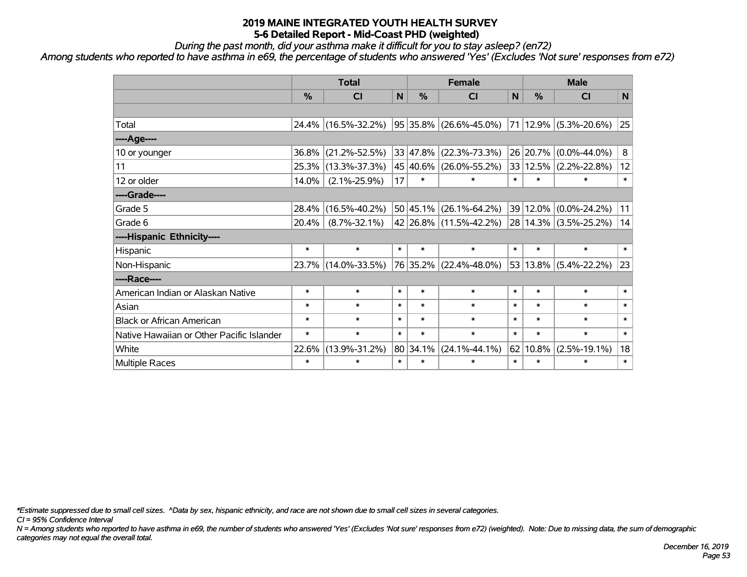# 2019 MAINE INTEGRATED YOUTH HEALTH SURVEY
## 5-6 Detailed Report - Mid-Coast PHD (weighted)

*During the past month, did your asthma make it difficult for you to stay asleep? (en72)*

*Among students who reported to have asthma in e69, the percentage of students who answered 'Yes' (Excludes 'Not sure' responses from e72)*

| | Total | | | Female | | | Male | | |
|---|---|---|---|---|---|---|---|---|---|
| | % | CI | N | % | CI | N | % | CI | N |
| Total | 24.4% | (16.5%-32.2%) | 95 | 35.8% | (26.6%-45.0%) | 71 | 12.9% | (5.3%-20.6%) | 25 |
| ----Age---- | | | | | | | | | |
| 10 or younger | 36.8% | (21.2%-52.5%) | 33 | 47.8% | (22.3%-73.3%) | 26 | 20.7% | (0.0%-44.0%) | 8 |
| 11 | 25.3% | (13.3%-37.3%) | 45 | 40.6% | (26.0%-55.2%) | 33 | 12.5% | (2.2%-22.8%) | 12 |
| 12 or older | 14.0% | (2.1%-25.9%) | 17 | * | * | * | * | * | * |
| ----Grade---- | | | | | | | | | |
| Grade 5 | 28.4% | (16.5%-40.2%) | 50 | 45.1% | (26.1%-64.2%) | 39 | 12.0% | (0.0%-24.2%) | 11 |
| Grade 6 | 20.4% | (8.7%-32.1%) | 42 | 26.8% | (11.5%-42.2%) | 28 | 14.3% | (3.5%-25.2%) | 14 |
| ----Hispanic Ethnicity---- | | | | | | | | | |
| Hispanic | * | * | * | * | * | * | * | * | * |
| Non-Hispanic | 23.7% | (14.0%-33.5%) | 76 | 35.2% | (22.4%-48.0%) | 53 | 13.8% | (5.4%-22.2%) | 23 |
| ----Race---- | | | | | | | | | |
| American Indian or Alaskan Native | * | * | * | * | * | * | * | * | * |
| Asian | * | * | * | * | * | * | * | * | * |
| Black or African American | * | * | * | * | * | * | * | * | * |
| Native Hawaiian or Other Pacific Islander | * | * | * | * | * | * | * | * | * |
| White | 22.6% | (13.9%-31.2%) | 80 | 34.1% | (24.1%-44.1%) | 62 | 10.8% | (2.5%-19.1%) | 18 |
| Multiple Races | * | * | * | * | * | * | * | * | * |

*\*Estimate suppressed due to small cell sizes. ^Data by sex, hispanic ethnicity, and race are not shown due to small cell sizes in several categories.*

*CI = 95% Confidence Interval*

*N = Among students who reported to have asthma in e69, the number of students who answered 'Yes' (Excludes 'Not sure' responses from e72) (weighted). Note: Due to missing data, the sum of demographic categories may not equal the overall total.*

*December 16, 2019*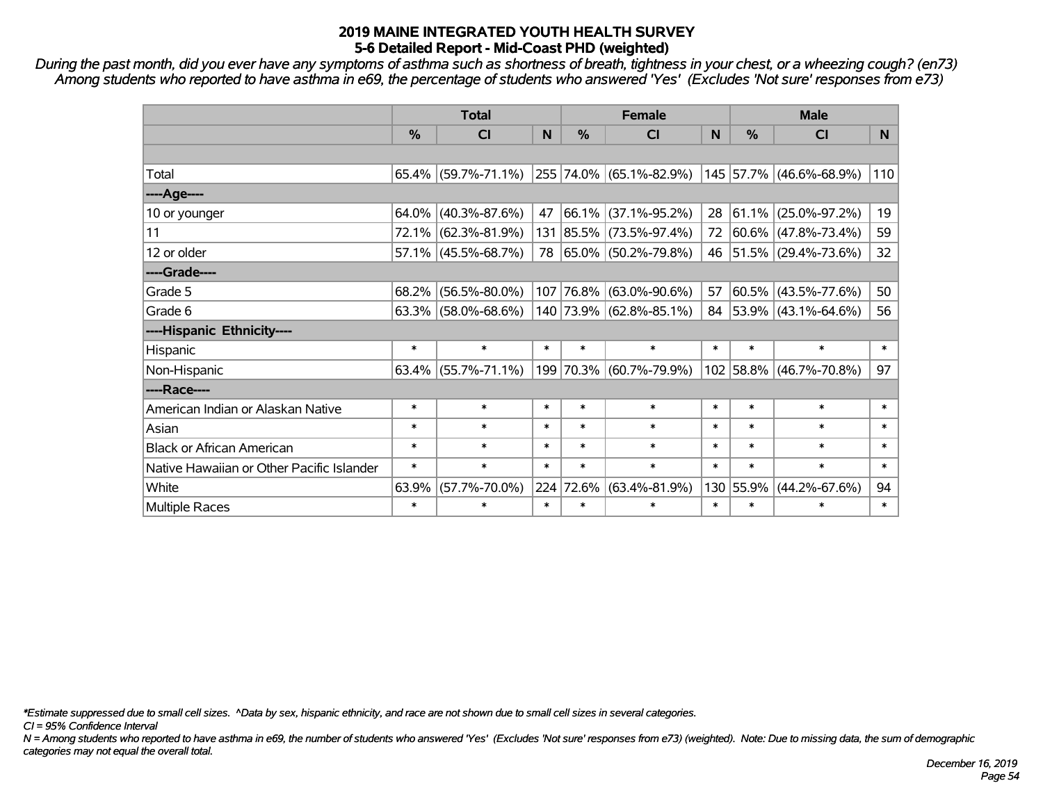# 2019 MAINE INTEGRATED YOUTH HEALTH SURVEY
## 5-6 Detailed Report - Mid-Coast PHD (weighted)

*During the past month, did you ever have any symptoms of asthma such as shortness of breath, tightness in your chest, or a wheezing cough? (en73) Among students who reported to have asthma in e69, the percentage of students who answered 'Yes' (Excludes 'Not sure' responses from e73)*

| | Total | | | Female | | | Male | | |
|---|---|---|---|---|---|---|---|---|---|
| | % | CI | N | % | CI | N | % | CI | N |
| Total | 65.4% | (59.7%-71.1%) | 255 | 74.0% | (65.1%-82.9%) | 145 | 57.7% | (46.6%-68.9%) | 110 |
| ----Age---- | | | | | | | | | |
| 10 or younger | 64.0% | (40.3%-87.6%) | 47 | 66.1% | (37.1%-95.2%) | 28 | 61.1% | (25.0%-97.2%) | 19 |
| 11 | 72.1% | (62.3%-81.9%) | 131 | 85.5% | (73.5%-97.4%) | 72 | 60.6% | (47.8%-73.4%) | 59 |
| 12 or older | 57.1% | (45.5%-68.7%) | 78 | 65.0% | (50.2%-79.8%) | 46 | 51.5% | (29.4%-73.6%) | 32 |
| ----Grade---- | | | | | | | | | |
| Grade 5 | 68.2% | (56.5%-80.0%) | 107 | 76.8% | (63.0%-90.6%) | 57 | 60.5% | (43.5%-77.6%) | 50 |
| Grade 6 | 63.3% | (58.0%-68.6%) | 140 | 73.9% | (62.8%-85.1%) | 84 | 53.9% | (43.1%-64.6%) | 56 |
| ----Hispanic Ethnicity---- | | | | | | | | | |
| Hispanic | * | * | * | * | * | * | * | * | * |
| Non-Hispanic | 63.4% | (55.7%-71.1%) | 199 | 70.3% | (60.7%-79.9%) | 102 | 58.8% | (46.7%-70.8%) | 97 |
| ----Race---- | | | | | | | | | |
| American Indian or Alaskan Native | * | * | * | * | * | * | * | * | * |
| Asian | * | * | * | * | * | * | * | * | * |
| Black or African American | * | * | * | * | * | * | * | * | * |
| Native Hawaiian or Other Pacific Islander | * | * | * | * | * | * | * | * | * |
| White | 63.9% | (57.7%-70.0%) | 224 | 72.6% | (63.4%-81.9%) | 130 | 55.9% | (44.2%-67.6%) | 94 |
| Multiple Races | * | * | * | * | * | * | * | * | * |

*\*Estimate suppressed due to small cell sizes. ^Data by sex, hispanic ethnicity, and race are not shown due to small cell sizes in several categories.*

*CI = 95% Confidence Interval*

*N = Among students who reported to have asthma in e69, the number of students who answered 'Yes' (Excludes 'Not sure' responses from e73) (weighted). Note: Due to missing data, the sum of demographic categories may not equal the overall total.*

*December 16, 2019*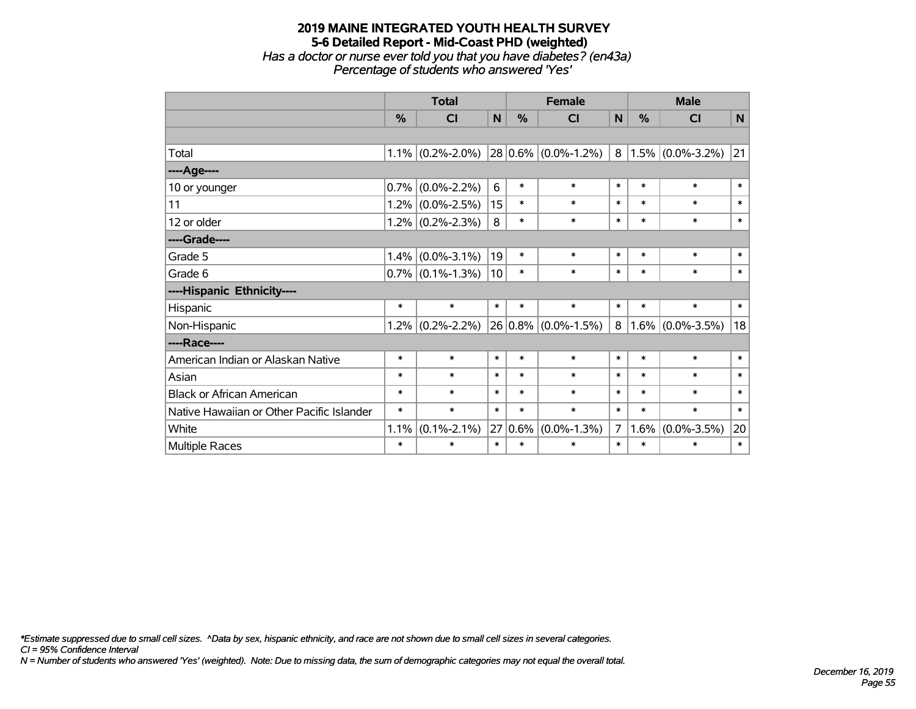# 2019 MAINE INTEGRATED YOUTH HEALTH SURVEY
## 5-6 Detailed Report - Mid-Coast PHD (weighted)
*Has a doctor or nurse ever told you that you have diabetes? (en43a)*
*Percentage of students who answered 'Yes'*

| | Total | | | Female | | | Male | | |
|---|---|---|---|---|---|---|---|---|---|
| | % | CI | N | % | CI | N | % | CI | N |
| | | | | | | | | | |
| Total | 1.1% | (0.2%-2.0%) | 28 | 0.6% | (0.0%-1.2%) | 8 | 1.5% | (0.0%-3.2%) | 21 |
| ----Age---- | | | | | | | | | |
| 10 or younger | 0.7% | (0.0%-2.2%) | 6 | * | * | * | * | * | * |
| 11 | 1.2% | (0.0%-2.5%) | 15 | * | * | * | * | * | * |
| 12 or older | 1.2% | (0.2%-2.3%) | 8 | * | * | * | * | * | * |
| ----Grade---- | | | | | | | | | |
| Grade 5 | 1.4% | (0.0%-3.1%) | 19 | * | * | * | * | * | * |
| Grade 6 | 0.7% | (0.1%-1.3%) | 10 | * | * | * | * | * | * |
| ----Hispanic Ethnicity---- | | | | | | | | | |
| Hispanic | * | * | * | * | * | * | * | * | * |
| Non-Hispanic | 1.2% | (0.2%-2.2%) | 26 | 0.8% | (0.0%-1.5%) | 8 | 1.6% | (0.0%-3.5%) | 18 |
| ----Race---- | | | | | | | | | |
| American Indian or Alaskan Native | * | * | * | * | * | * | * | * | * |
| Asian | * | * | * | * | * | * | * | * | * |
| Black or African American | * | * | * | * | * | * | * | * | * |
| Native Hawaiian or Other Pacific Islander | * | * | * | * | * | * | * | * | * |
| White | 1.1% | (0.1%-2.1%) | 27 | 0.6% | (0.0%-1.3%) | 7 | 1.6% | (0.0%-3.5%) | 20 |
| Multiple Races | * | * | * | * | * | * | * | * | * |

*\*Estimate suppressed due to small cell sizes. ^Data by sex, hispanic ethnicity, and race are not shown due to small cell sizes in several categories.*
*CI = 95% Confidence Interval*
*N = Number of students who answered 'Yes' (weighted). Note: Due to missing data, the sum of demographic categories may not equal the overall total.*

*December 16, 2019*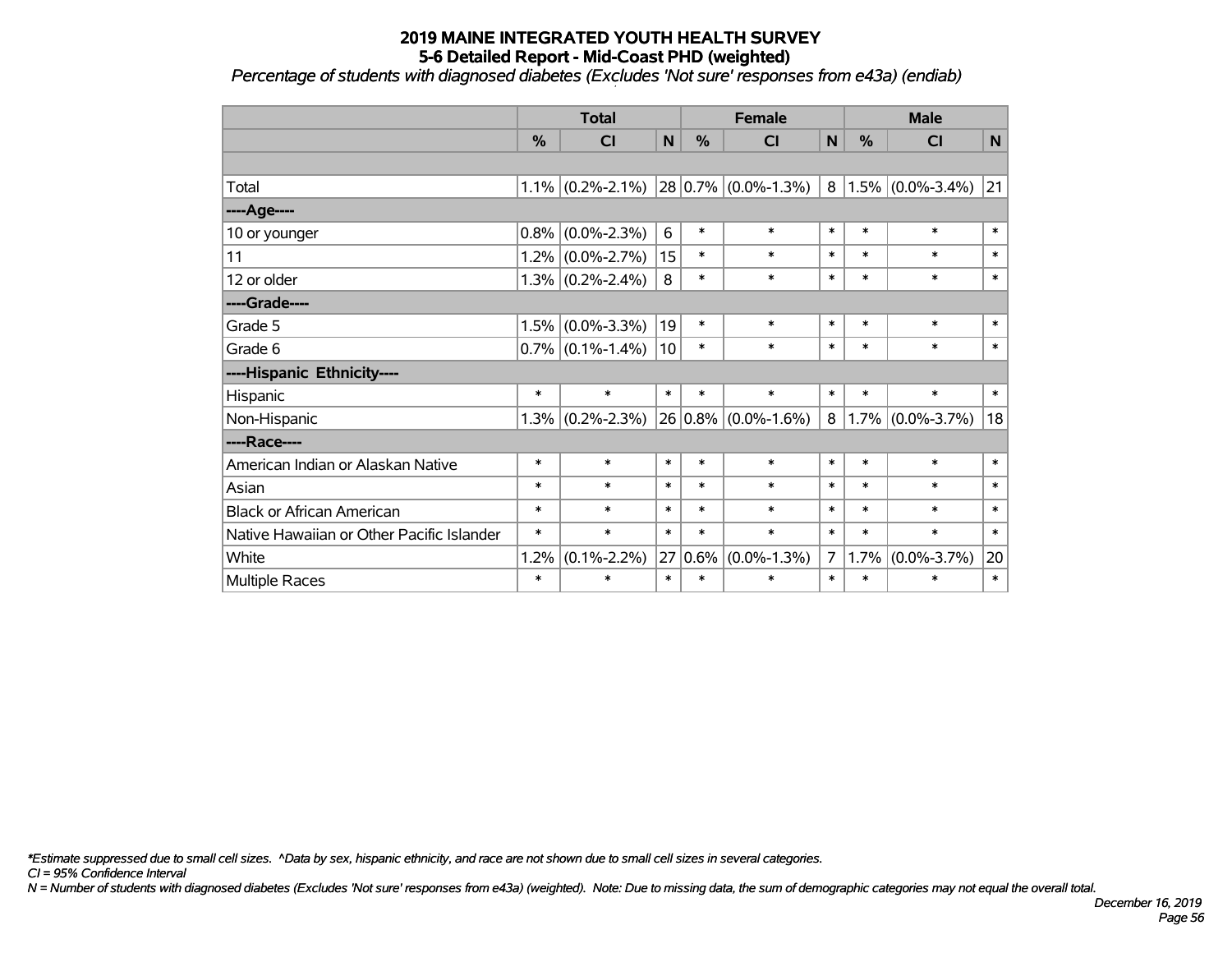# 2019 MAINE INTEGRATED YOUTH HEALTH SURVEY
## 5-6 Detailed Report - Mid-Coast PHD (weighted)

*Percentage of students with diagnosed diabetes (Excludes 'Not sure' responses from e43a) (endiab)*

| | Total | | | Female | | | Male | | |
|---|---|---|---|---|---|---|---|---|---|
| | % | CI | N | % | CI | N | % | CI | N |
| Total | 1.1% | (0.2%-2.1%) | 28 | 0.7% | (0.0%-1.3%) | 8 | 1.5% | (0.0%-3.4%) | 21 |
| ----Age---- | | | | | | | | | |
| 10 or younger | 0.8% | (0.0%-2.3%) | 6 | * | * | * | * | * | * |
| 11 | 1.2% | (0.0%-2.7%) | 15 | * | * | * | * | * | * |
| 12 or older | 1.3% | (0.2%-2.4%) | 8 | * | * | * | * | * | * |
| ----Grade---- | | | | | | | | | |
| Grade 5 | 1.5% | (0.0%-3.3%) | 19 | * | * | * | * | * | * |
| Grade 6 | 0.7% | (0.1%-1.4%) | 10 | * | * | * | * | * | * |
| ----Hispanic Ethnicity---- | | | | | | | | | |
| Hispanic | * | * | * | * | * | * | * | * | * |
| Non-Hispanic | 1.3% | (0.2%-2.3%) | 26 | 0.8% | (0.0%-1.6%) | 8 | 1.7% | (0.0%-3.7%) | 18 |
| ----Race---- | | | | | | | | | |
| American Indian or Alaskan Native | * | * | * | * | * | * | * | * | * |
| Asian | * | * | * | * | * | * | * | * | * |
| Black or African American | * | * | * | * | * | * | * | * | * |
| Native Hawaiian or Other Pacific Islander | * | * | * | * | * | * | * | * | * |
| White | 1.2% | (0.1%-2.2%) | 27 | 0.6% | (0.0%-1.3%) | 7 | 1.7% | (0.0%-3.7%) | 20 |
| Multiple Races | * | * | * | * | * | * | * | * | * |

*\*Estimate suppressed due to small cell sizes. ^Data by sex, hispanic ethnicity, and race are not shown due to small cell sizes in several categories.*

*CI = 95% Confidence Interval*

*N = Number of students with diagnosed diabetes (Excludes 'Not sure' responses from e43a) (weighted). Note: Due to missing data, the sum of demographic categories may not equal the overall total.*

*December 16, 2019*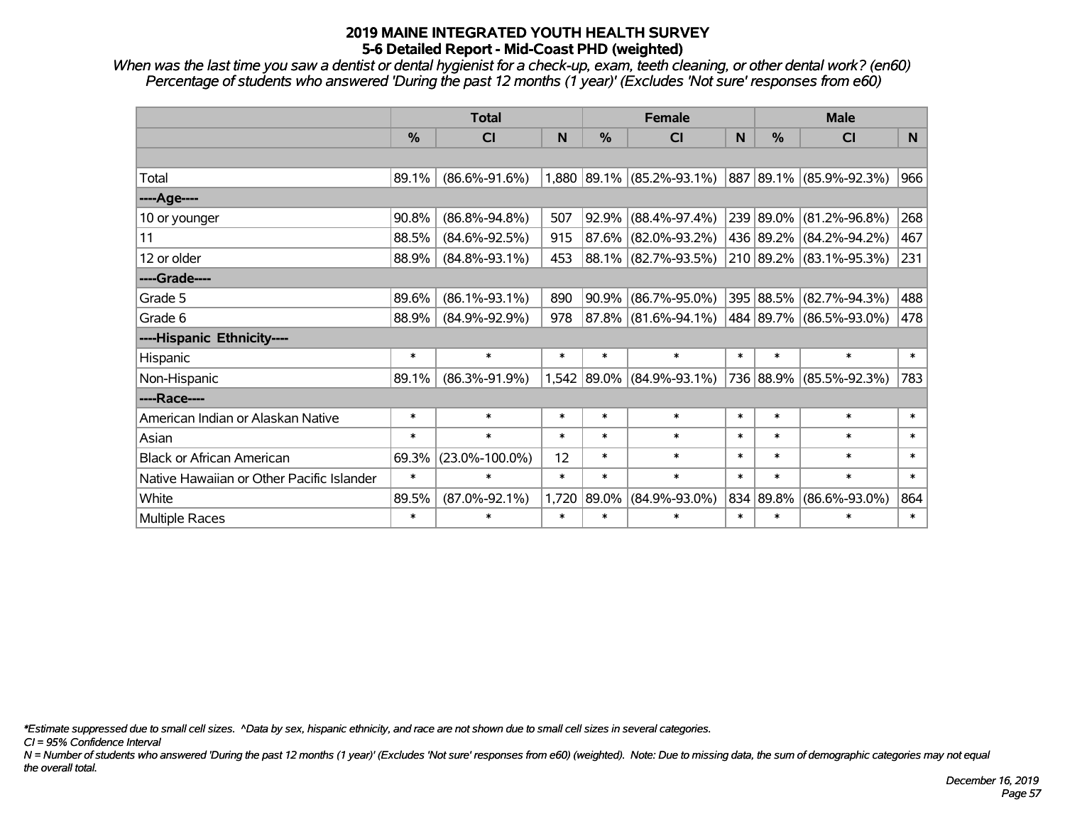# 2019 MAINE INTEGRATED YOUTH HEALTH SURVEY
## 5-6 Detailed Report - Mid-Coast PHD (weighted)

*When was the last time you saw a dentist or dental hygienist for a check-up, exam, teeth cleaning, or other dental work? (en60)*
*Percentage of students who answered 'During the past 12 months (1 year)' (Excludes 'Not sure' responses from e60)*

| | Total | | | Female | | | Male | | |
|---|---|---|---|---|---|---|---|---|---|
| | % | CI | N | % | CI | N | % | CI | N |
| | | | | | | | | | |
| Total | 89.1% | (86.6%-91.6%) | 1,880 | 89.1% | (85.2%-93.1%) | 887 | 89.1% | (85.9%-92.3%) | 966 |
| ----Age---- | | | | | | | | | |
| 10 or younger | 90.8% | (86.8%-94.8%) | 507 | 92.9% | (88.4%-97.4%) | 239 | 89.0% | (81.2%-96.8%) | 268 |
| 11 | 88.5% | (84.6%-92.5%) | 915 | 87.6% | (82.0%-93.2%) | 436 | 89.2% | (84.2%-94.2%) | 467 |
| 12 or older | 88.9% | (84.8%-93.1%) | 453 | 88.1% | (82.7%-93.5%) | 210 | 89.2% | (83.1%-95.3%) | 231 |
| ----Grade---- | | | | | | | | | |
| Grade 5 | 89.6% | (86.1%-93.1%) | 890 | 90.9% | (86.7%-95.0%) | 395 | 88.5% | (82.7%-94.3%) | 488 |
| Grade 6 | 88.9% | (84.9%-92.9%) | 978 | 87.8% | (81.6%-94.1%) | 484 | 89.7% | (86.5%-93.0%) | 478 |
| ----Hispanic Ethnicity---- | | | | | | | | | |
| Hispanic | * | * | * | * | * | * | * | * | * |
| Non-Hispanic | 89.1% | (86.3%-91.9%) | 1,542 | 89.0% | (84.9%-93.1%) | 736 | 88.9% | (85.5%-92.3%) | 783 |
| ----Race---- | | | | | | | | | |
| American Indian or Alaskan Native | * | * | * | * | * | * | * | * | * |
| Asian | * | * | * | * | * | * | * | * | * |
| Black or African American | 69.3% | (23.0%-100.0%) | 12 | * | * | * | * | * | * |
| Native Hawaiian or Other Pacific Islander | * | * | * | * | * | * | * | * | * |
| White | 89.5% | (87.0%-92.1%) | 1,720 | 89.0% | (84.9%-93.0%) | 834 | 89.8% | (86.6%-93.0%) | 864 |
| Multiple Races | * | * | * | * | * | * | * | * | * |

*\*Estimate suppressed due to small cell sizes. ^Data by sex, hispanic ethnicity, and race are not shown due to small cell sizes in several categories.*

*CI = 95% Confidence Interval*

*N = Number of students who answered 'During the past 12 months (1 year)' (Excludes 'Not sure' responses from e60) (weighted). Note: Due to missing data, the sum of demographic categories may not equal the overall total.*

*December 16, 2019*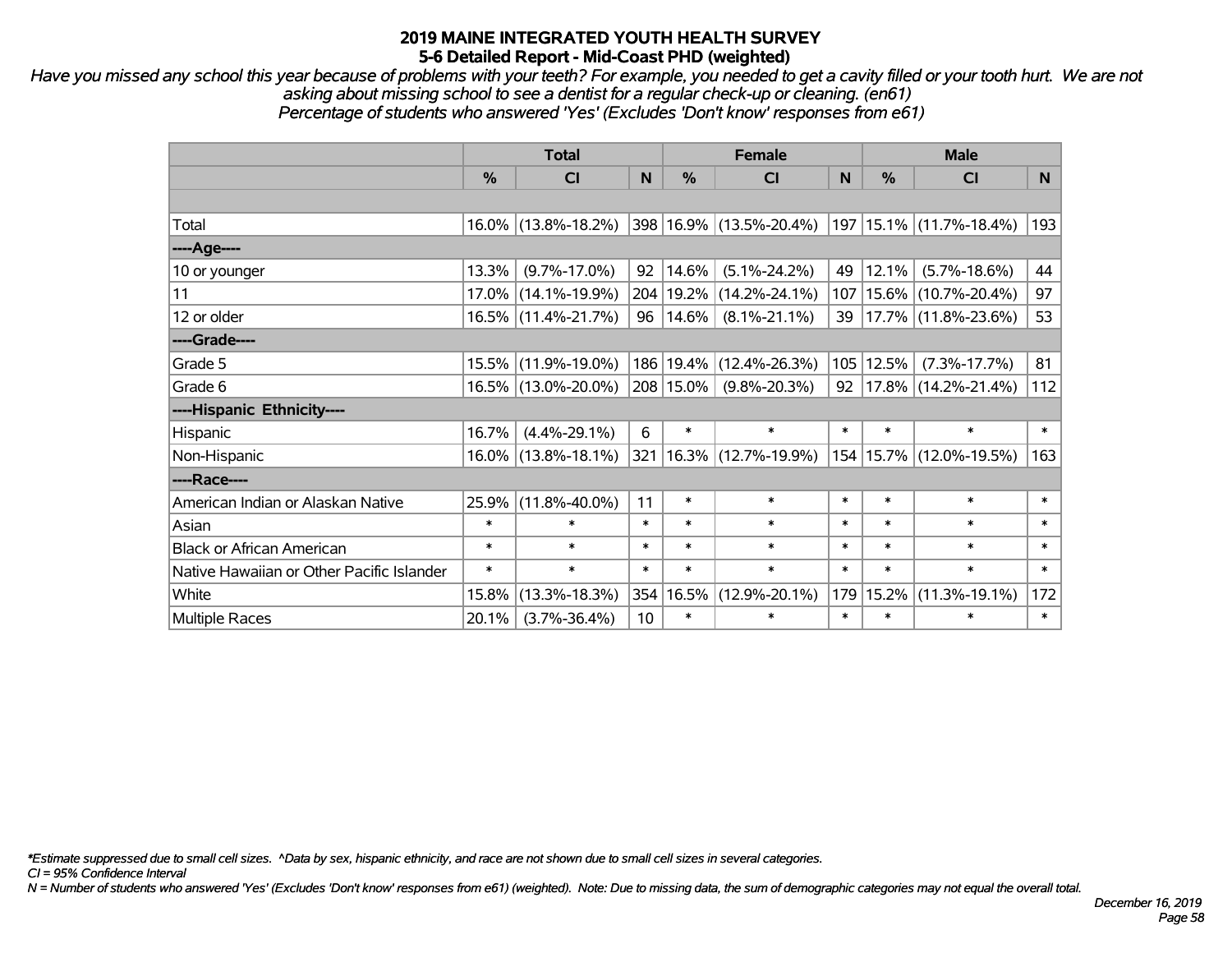# 2019 MAINE INTEGRATED YOUTH HEALTH SURVEY
## 5-6 Detailed Report - Mid-Coast PHD (weighted)

*Have you missed any school this year because of problems with your teeth? For example, you needed to get a cavity filled or your tooth hurt. We are not asking about missing school to see a dentist for a regular check-up or cleaning. (en61)*
*Percentage of students who answered 'Yes' (Excludes 'Don't know' responses from e61)*

| | Total | | | Female | | | Male | | |
|---|---|---|---|---|---|---|---|---|---|
| | % | CI | N | % | CI | N | % | CI | N |
| Total | 16.0% | (13.8%-18.2%) | 398 | 16.9% | (13.5%-20.4%) | 197 | 15.1% | (11.7%-18.4%) | 193 |
| ----Age---- | | | | | | | | | |
| 10 or younger | 13.3% | (9.7%-17.0%) | 92 | 14.6% | (5.1%-24.2%) | 49 | 12.1% | (5.7%-18.6%) | 44 |
| 11 | 17.0% | (14.1%-19.9%) | 204 | 19.2% | (14.2%-24.1%) | 107 | 15.6% | (10.7%-20.4%) | 97 |
| 12 or older | 16.5% | (11.4%-21.7%) | 96 | 14.6% | (8.1%-21.1%) | 39 | 17.7% | (11.8%-23.6%) | 53 |
| ----Grade---- | | | | | | | | | |
| Grade 5 | 15.5% | (11.9%-19.0%) | 186 | 19.4% | (12.4%-26.3%) | 105 | 12.5% | (7.3%-17.7%) | 81 |
| Grade 6 | 16.5% | (13.0%-20.0%) | 208 | 15.0% | (9.8%-20.3%) | 92 | 17.8% | (14.2%-21.4%) | 112 |
| ----Hispanic Ethnicity---- | | | | | | | | | |
| Hispanic | 16.7% | (4.4%-29.1%) | 6 | * | * | * | * | * | * |
| Non-Hispanic | 16.0% | (13.8%-18.1%) | 321 | 16.3% | (12.7%-19.9%) | 154 | 15.7% | (12.0%-19.5%) | 163 |
| ----Race---- | | | | | | | | | |
| American Indian or Alaskan Native | 25.9% | (11.8%-40.0%) | 11 | * | * | * | * | * | * |
| Asian | * | * | * | * | * | * | * | * | * |
| Black or African American | * | * | * | * | * | * | * | * | * |
| Native Hawaiian or Other Pacific Islander | * | * | * | * | * | * | * | * | * |
| White | 15.8% | (13.3%-18.3%) | 354 | 16.5% | (12.9%-20.1%) | 179 | 15.2% | (11.3%-19.1%) | 172 |
| Multiple Races | 20.1% | (3.7%-36.4%) | 10 | * | * | * | * | * | * |

*\*Estimate suppressed due to small cell sizes. ^Data by sex, hispanic ethnicity, and race are not shown due to small cell sizes in several categories.*

*CI = 95% Confidence Interval*

*N = Number of students who answered 'Yes' (Excludes 'Don't know' responses from e61) (weighted). Note: Due to missing data, the sum of demographic categories may not equal the overall total.*

*December 16, 2019*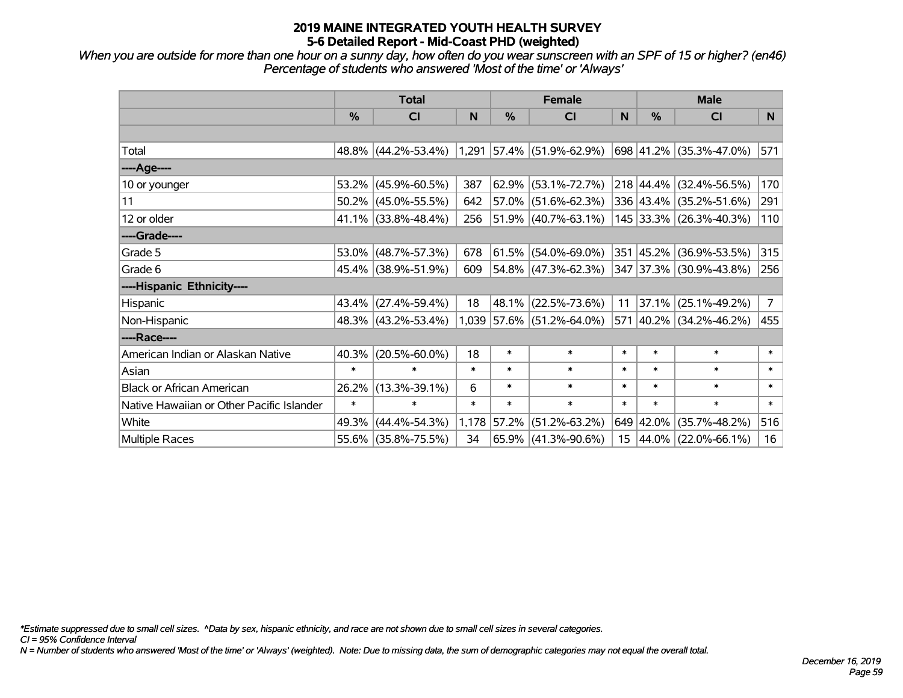# 2019 MAINE INTEGRATED YOUTH HEALTH SURVEY
## 5-6 Detailed Report - Mid-Coast PHD (weighted)

*When you are outside for more than one hour on a sunny day, how often do you wear sunscreen with an SPF of 15 or higher? (en46)*
*Percentage of students who answered 'Most of the time' or 'Always'*

| | Total | | | Female | | | Male | | |
|---|---|---|---|---|---|---|---|---|---|
| | % | CI | N | % | CI | N | % | CI | N |
| | | | | | | | | | |
| Total | 48.8% | (44.2%-53.4%) | 1,291 | 57.4% | (51.9%-62.9%) | 698 | 41.2% | (35.3%-47.0%) | 571 |
| **----Age----** | | | | | | | | | |
| 10 or younger | 53.2% | (45.9%-60.5%) | 387 | 62.9% | (53.1%-72.7%) | 218 | 44.4% | (32.4%-56.5%) | 170 |
| 11 | 50.2% | (45.0%-55.5%) | 642 | 57.0% | (51.6%-62.3%) | 336 | 43.4% | (35.2%-51.6%) | 291 |
| 12 or older | 41.1% | (33.8%-48.4%) | 256 | 51.9% | (40.7%-63.1%) | 145 | 33.3% | (26.3%-40.3%) | 110 |
| **----Grade----** | | | | | | | | | |
| Grade 5 | 53.0% | (48.7%-57.3%) | 678 | 61.5% | (54.0%-69.0%) | 351 | 45.2% | (36.9%-53.5%) | 315 |
| Grade 6 | 45.4% | (38.9%-51.9%) | 609 | 54.8% | (47.3%-62.3%) | 347 | 37.3% | (30.9%-43.8%) | 256 |
| **----Hispanic Ethnicity----** | | | | | | | | | |
| Hispanic | 43.4% | (27.4%-59.4%) | 18 | 48.1% | (22.5%-73.6%) | 11 | 37.1% | (25.1%-49.2%) | 7 |
| Non-Hispanic | 48.3% | (43.2%-53.4%) | 1,039 | 57.6% | (51.2%-64.0%) | 571 | 40.2% | (34.2%-46.2%) | 455 |
| **----Race----** | | | | | | | | | |
| American Indian or Alaskan Native | 40.3% | (20.5%-60.0%) | 18 | * | * | * | * | * | * |
| Asian | * | * | * | * | * | * | * | * | * |
| Black or African American | 26.2% | (13.3%-39.1%) | 6 | * | * | * | * | * | * |
| Native Hawaiian or Other Pacific Islander | * | * | * | * | * | * | * | * | * |
| White | 49.3% | (44.4%-54.3%) | 1,178 | 57.2% | (51.2%-63.2%) | 649 | 42.0% | (35.7%-48.2%) | 516 |
| Multiple Races | 55.6% | (35.8%-75.5%) | 34 | 65.9% | (41.3%-90.6%) | 15 | 44.0% | (22.0%-66.1%) | 16 |

*\*Estimate suppressed due to small cell sizes. ^Data by sex, hispanic ethnicity, and race are not shown due to small cell sizes in several categories.*
*CI = 95% Confidence Interval*
*N = Number of students who answered 'Most of the time' or 'Always' (weighted). Note: Due to missing data, the sum of demographic categories may not equal the overall total.*

*December 16, 2019*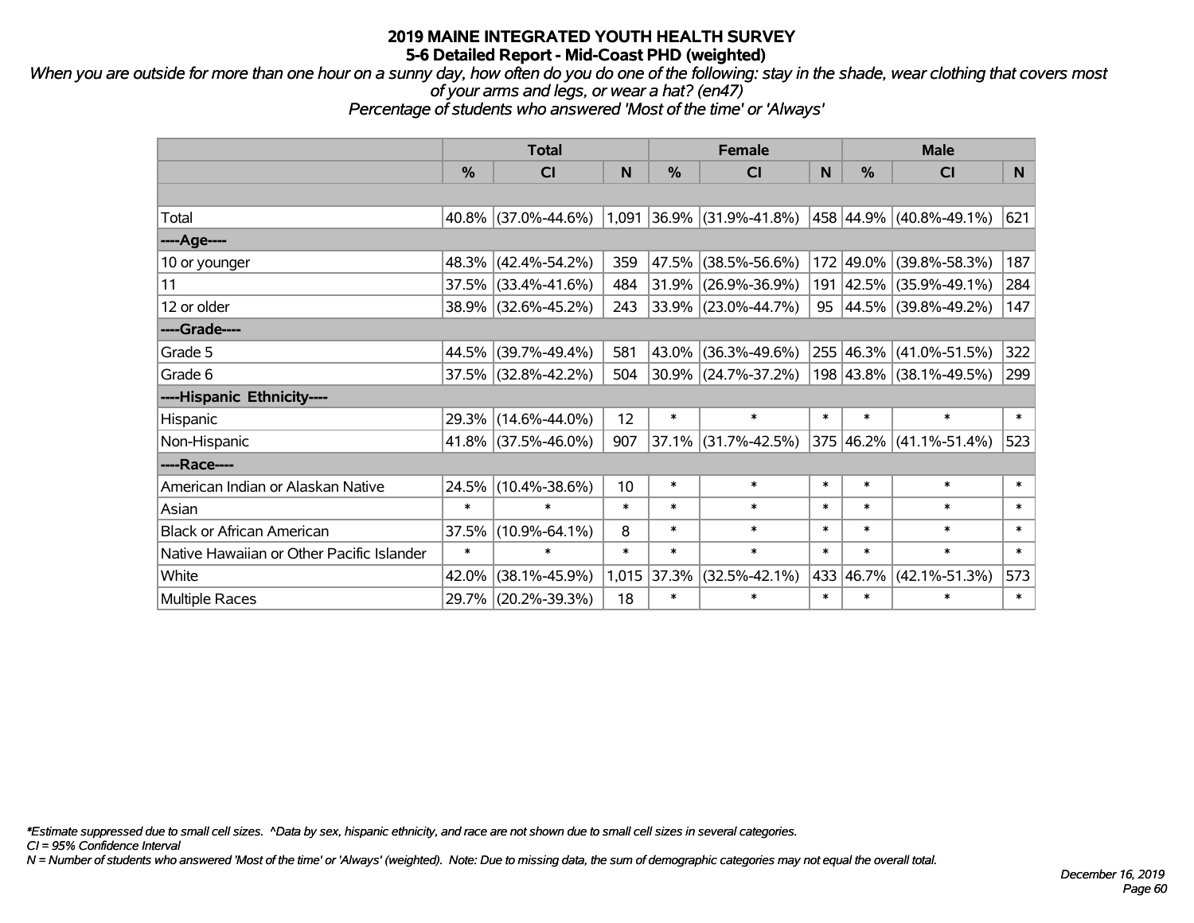# 2019 MAINE INTEGRATED YOUTH HEALTH SURVEY
## 5-6 Detailed Report - Mid-Coast PHD (weighted)

*When you are outside for more than one hour on a sunny day, how often do you do one of the following: stay in the shade, wear clothing that covers most of your arms and legs, or wear a hat? (en47)*
*Percentage of students who answered 'Most of the time' or 'Always'*

| | Total | | | Female | | | Male | | |
|---|---|---|---|---|---|---|---|---|---|
| | % | CI | N | % | CI | N | % | CI | N |
| | | | | | | | | | |
| Total | 40.8% | (37.0%-44.6%) | 1,091 | 36.9% | (31.9%-41.8%) | 458 | 44.9% | (40.8%-49.1%) | 621 |
| ----Age---- | | | | | | | | | |
| 10 or younger | 48.3% | (42.4%-54.2%) | 359 | 47.5% | (38.5%-56.6%) | 172 | 49.0% | (39.8%-58.3%) | 187 |
| 11 | 37.5% | (33.4%-41.6%) | 484 | 31.9% | (26.9%-36.9%) | 191 | 42.5% | (35.9%-49.1%) | 284 |
| 12 or older | 38.9% | (32.6%-45.2%) | 243 | 33.9% | (23.0%-44.7%) | 95 | 44.5% | (39.8%-49.2%) | 147 |
| ----Grade---- | | | | | | | | | |
| Grade 5 | 44.5% | (39.7%-49.4%) | 581 | 43.0% | (36.3%-49.6%) | 255 | 46.3% | (41.0%-51.5%) | 322 |
| Grade 6 | 37.5% | (32.8%-42.2%) | 504 | 30.9% | (24.7%-37.2%) | 198 | 43.8% | (38.1%-49.5%) | 299 |
| ----Hispanic Ethnicity---- | | | | | | | | | |
| Hispanic | 29.3% | (14.6%-44.0%) | 12 | * | * | * | * | * | * |
| Non-Hispanic | 41.8% | (37.5%-46.0%) | 907 | 37.1% | (31.7%-42.5%) | 375 | 46.2% | (41.1%-51.4%) | 523 |
| ----Race---- | | | | | | | | | |
| American Indian or Alaskan Native | 24.5% | (10.4%-38.6%) | 10 | * | * | * | * | * | * |
| Asian | * | * | * | * | * | * | * | * | * |
| Black or African American | 37.5% | (10.9%-64.1%) | 8 | * | * | * | * | * | * |
| Native Hawaiian or Other Pacific Islander | * | * | * | * | * | * | * | * | * |
| White | 42.0% | (38.1%-45.9%) | 1,015 | 37.3% | (32.5%-42.1%) | 433 | 46.7% | (42.1%-51.3%) | 573 |
| Multiple Races | 29.7% | (20.2%-39.3%) | 18 | * | * | * | * | * | * |

*\*Estimate suppressed due to small cell sizes. ^Data by sex, hispanic ethnicity, and race are not shown due to small cell sizes in several categories.*
*CI = 95% Confidence Interval*
*N = Number of students who answered 'Most of the time' or 'Always' (weighted). Note: Due to missing data, the sum of demographic categories may not equal the overall total.*

*December 16, 2019*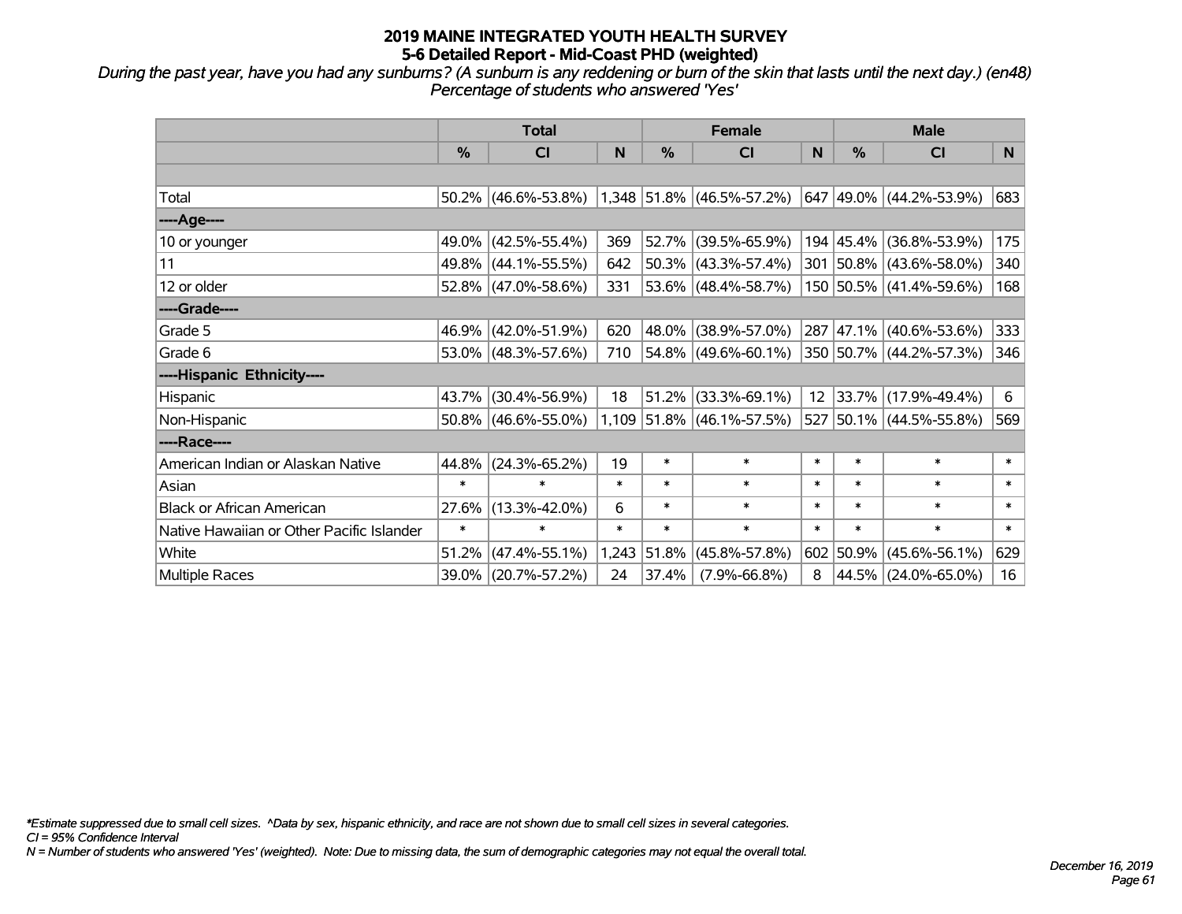# 2019 MAINE INTEGRATED YOUTH HEALTH SURVEY
## 5-6 Detailed Report - Mid-Coast PHD (weighted)

*During the past year, have you had any sunburns? (A sunburn is any reddening or burn of the skin that lasts until the next day.) (en48)*
*Percentage of students who answered 'Yes'*

| | Total | | | Female | | | Male | | |
|---|---|---|---|---|---|---|---|---|---|
| | % | CI | N | % | CI | N | % | CI | N |
| | | | | | | | | | |
| Total | 50.2% | (46.6%-53.8%) | 1,348 | 51.8% | (46.5%-57.2%) | 647 | 49.0% | (44.2%-53.9%) | 683 |
| ----Age---- | | | | | | | | | |
| 10 or younger | 49.0% | (42.5%-55.4%) | 369 | 52.7% | (39.5%-65.9%) | 194 | 45.4% | (36.8%-53.9%) | 175 |
| 11 | 49.8% | (44.1%-55.5%) | 642 | 50.3% | (43.3%-57.4%) | 301 | 50.8% | (43.6%-58.0%) | 340 |
| 12 or older | 52.8% | (47.0%-58.6%) | 331 | 53.6% | (48.4%-58.7%) | 150 | 50.5% | (41.4%-59.6%) | 168 |
| ----Grade---- | | | | | | | | | |
| Grade 5 | 46.9% | (42.0%-51.9%) | 620 | 48.0% | (38.9%-57.0%) | 287 | 47.1% | (40.6%-53.6%) | 333 |
| Grade 6 | 53.0% | (48.3%-57.6%) | 710 | 54.8% | (49.6%-60.1%) | 350 | 50.7% | (44.2%-57.3%) | 346 |
| ----Hispanic Ethnicity---- | | | | | | | | | |
| Hispanic | 43.7% | (30.4%-56.9%) | 18 | 51.2% | (33.3%-69.1%) | 12 | 33.7% | (17.9%-49.4%) | 6 |
| Non-Hispanic | 50.8% | (46.6%-55.0%) | 1,109 | 51.8% | (46.1%-57.5%) | 527 | 50.1% | (44.5%-55.8%) | 569 |
| ----Race---- | | | | | | | | | |
| American Indian or Alaskan Native | 44.8% | (24.3%-65.2%) | 19 | * | * | * | * | * | * |
| Asian | * | * | * | * | * | * | * | * | * |
| Black or African American | 27.6% | (13.3%-42.0%) | 6 | * | * | * | * | * | * |
| Native Hawaiian or Other Pacific Islander | * | * | * | * | * | * | * | * | * |
| White | 51.2% | (47.4%-55.1%) | 1,243 | 51.8% | (45.8%-57.8%) | 602 | 50.9% | (45.6%-56.1%) | 629 |
| Multiple Races | 39.0% | (20.7%-57.2%) | 24 | 37.4% | (7.9%-66.8%) | 8 | 44.5% | (24.0%-65.0%) | 16 |

*\*Estimate suppressed due to small cell sizes. ^Data by sex, hispanic ethnicity, and race are not shown due to small cell sizes in several categories.*
*CI = 95% Confidence Interval*
*N = Number of students who answered 'Yes' (weighted). Note: Due to missing data, the sum of demographic categories may not equal the overall total.*

*December 16, 2019*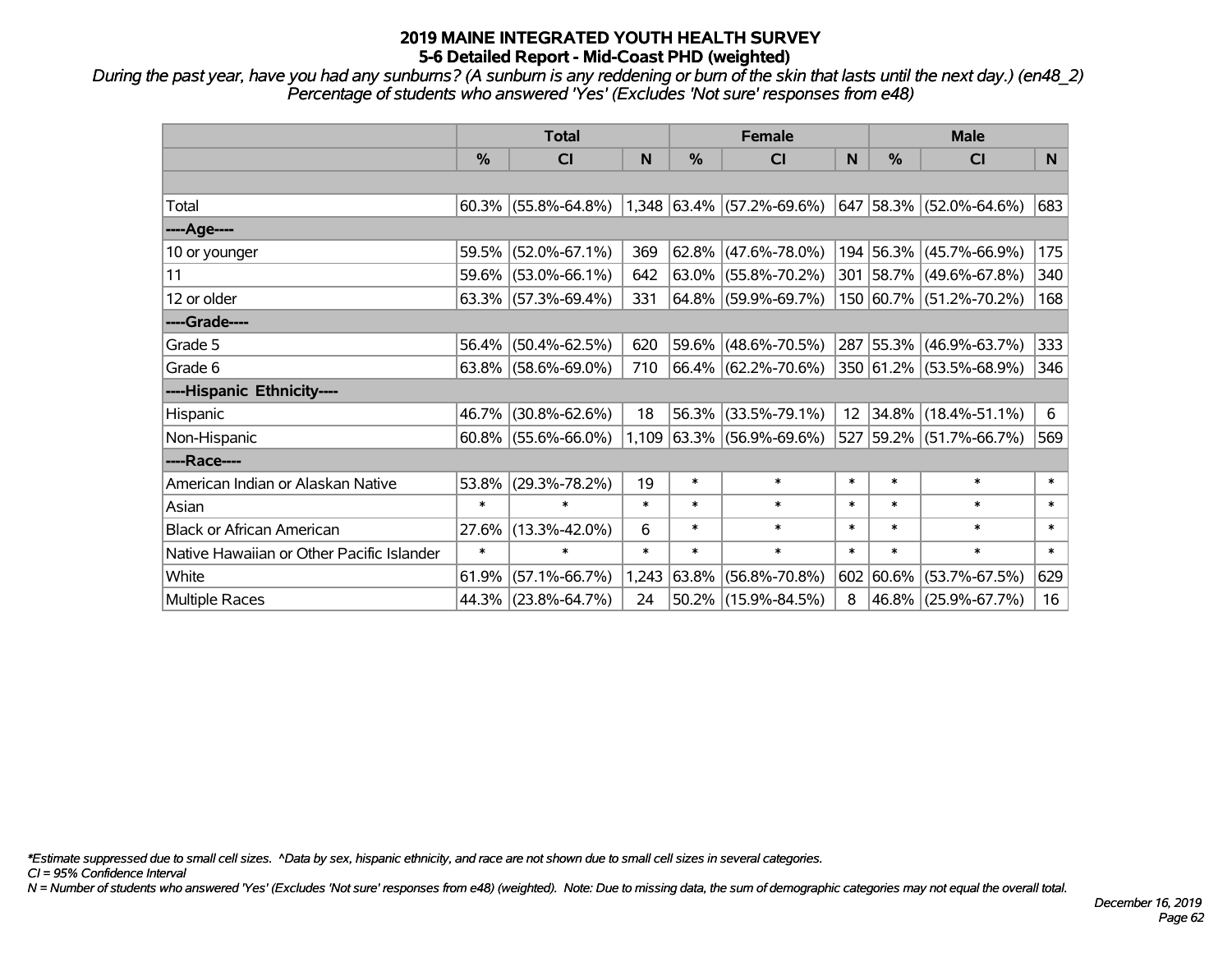# 2019 MAINE INTEGRATED YOUTH HEALTH SURVEY
## 5-6 Detailed Report - Mid-Coast PHD (weighted)

*During the past year, have you had any sunburns? (A sunburn is any reddening or burn of the skin that lasts until the next day.) (en48_2)*
*Percentage of students who answered 'Yes' (Excludes 'Not sure' responses from e48)*

| | Total | | | Female | | | Male | | |
|---|---|---|---|---|---|---|---|---|---|
| | % | CI | N | % | CI | N | % | CI | N |
| Total | 60.3% | (55.8%-64.8%) | 1,348 | 63.4% | (57.2%-69.6%) | 647 | 58.3% | (52.0%-64.6%) | 683 |
| ----Age---- | | | | | | | | | |
| 10 or younger | 59.5% | (52.0%-67.1%) | 369 | 62.8% | (47.6%-78.0%) | 194 | 56.3% | (45.7%-66.9%) | 175 |
| 11 | 59.6% | (53.0%-66.1%) | 642 | 63.0% | (55.8%-70.2%) | 301 | 58.7% | (49.6%-67.8%) | 340 |
| 12 or older | 63.3% | (57.3%-69.4%) | 331 | 64.8% | (59.9%-69.7%) | 150 | 60.7% | (51.2%-70.2%) | 168 |
| ----Grade---- | | | | | | | | | |
| Grade 5 | 56.4% | (50.4%-62.5%) | 620 | 59.6% | (48.6%-70.5%) | 287 | 55.3% | (46.9%-63.7%) | 333 |
| Grade 6 | 63.8% | (58.6%-69.0%) | 710 | 66.4% | (62.2%-70.6%) | 350 | 61.2% | (53.5%-68.9%) | 346 |
| ----Hispanic Ethnicity---- | | | | | | | | | |
| Hispanic | 46.7% | (30.8%-62.6%) | 18 | 56.3% | (33.5%-79.1%) | 12 | 34.8% | (18.4%-51.1%) | 6 |
| Non-Hispanic | 60.8% | (55.6%-66.0%) | 1,109 | 63.3% | (56.9%-69.6%) | 527 | 59.2% | (51.7%-66.7%) | 569 |
| ----Race---- | | | | | | | | | |
| American Indian or Alaskan Native | 53.8% | (29.3%-78.2%) | 19 | * | * | * | * | * | * |
| Asian | * | * | * | * | * | * | * | * | * |
| Black or African American | 27.6% | (13.3%-42.0%) | 6 | * | * | * | * | * | * |
| Native Hawaiian or Other Pacific Islander | * | * | * | * | * | * | * | * | * |
| White | 61.9% | (57.1%-66.7%) | 1,243 | 63.8% | (56.8%-70.8%) | 602 | 60.6% | (53.7%-67.5%) | 629 |
| Multiple Races | 44.3% | (23.8%-64.7%) | 24 | 50.2% | (15.9%-84.5%) | 8 | 46.8% | (25.9%-67.7%) | 16 |

*\*Estimate suppressed due to small cell sizes. ^Data by sex, hispanic ethnicity, and race are not shown due to small cell sizes in several categories.*
*CI = 95% Confidence Interval*
*N = Number of students who answered 'Yes' (Excludes 'Not sure' responses from e48) (weighted). Note: Due to missing data, the sum of demographic categories may not equal the overall total.*

*December 16, 2019*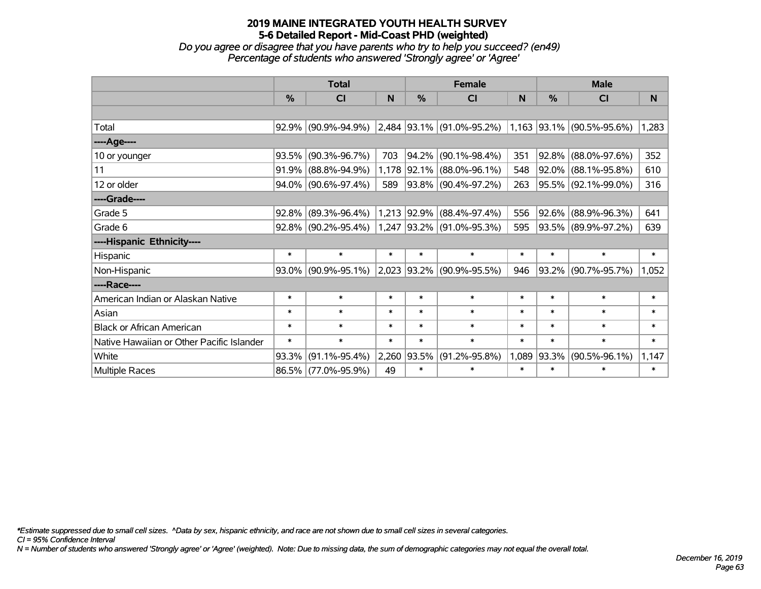# 2019 MAINE INTEGRATED YOUTH HEALTH SURVEY
## 5-6 Detailed Report - Mid-Coast PHD (weighted)
*Do you agree or disagree that you have parents who try to help you succeed? (en49)*
*Percentage of students who answered 'Strongly agree' or 'Agree'*

| | Total | | | Female | | | Male | | |
|---|---|---|---|---|---|---|---|---|---|
| | % | CI | N | % | CI | N | % | CI | N |
| | | | | | | | | | |
| Total | 92.9% | (90.9%-94.9%) | 2,484 | 93.1% | (91.0%-95.2%) | 1,163 | 93.1% | (90.5%-95.6%) | 1,283 |
| ----Age---- | | | | | | | | | |
| 10 or younger | 93.5% | (90.3%-96.7%) | 703 | 94.2% | (90.1%-98.4%) | 351 | 92.8% | (88.0%-97.6%) | 352 |
| 11 | 91.9% | (88.8%-94.9%) | 1,178 | 92.1% | (88.0%-96.1%) | 548 | 92.0% | (88.1%-95.8%) | 610 |
| 12 or older | 94.0% | (90.6%-97.4%) | 589 | 93.8% | (90.4%-97.2%) | 263 | 95.5% | (92.1%-99.0%) | 316 |
| ----Grade---- | | | | | | | | | |
| Grade 5 | 92.8% | (89.3%-96.4%) | 1,213 | 92.9% | (88.4%-97.4%) | 556 | 92.6% | (88.9%-96.3%) | 641 |
| Grade 6 | 92.8% | (90.2%-95.4%) | 1,247 | 93.2% | (91.0%-95.3%) | 595 | 93.5% | (89.9%-97.2%) | 639 |
| ----Hispanic Ethnicity---- | | | | | | | | | |
| Hispanic | * | * | * | * | * | * | * | * | * |
| Non-Hispanic | 93.0% | (90.9%-95.1%) | 2,023 | 93.2% | (90.9%-95.5%) | 946 | 93.2% | (90.7%-95.7%) | 1,052 |
| ----Race---- | | | | | | | | | |
| American Indian or Alaskan Native | * | * | * | * | * | * | * | * | * |
| Asian | * | * | * | * | * | * | * | * | * |
| Black or African American | * | * | * | * | * | * | * | * | * |
| Native Hawaiian or Other Pacific Islander | * | * | * | * | * | * | * | * | * |
| White | 93.3% | (91.1%-95.4%) | 2,260 | 93.5% | (91.2%-95.8%) | 1,089 | 93.3% | (90.5%-96.1%) | 1,147 |
| Multiple Races | 86.5% | (77.0%-95.9%) | 49 | * | * | * | * | * | * |

*\*Estimate suppressed due to small cell sizes. ^Data by sex, hispanic ethnicity, and race are not shown due to small cell sizes in several categories.*
*CI = 95% Confidence Interval*
*N = Number of students who answered 'Strongly agree' or 'Agree' (weighted). Note: Due to missing data, the sum of demographic categories may not equal the overall total.*

*December 16, 2019*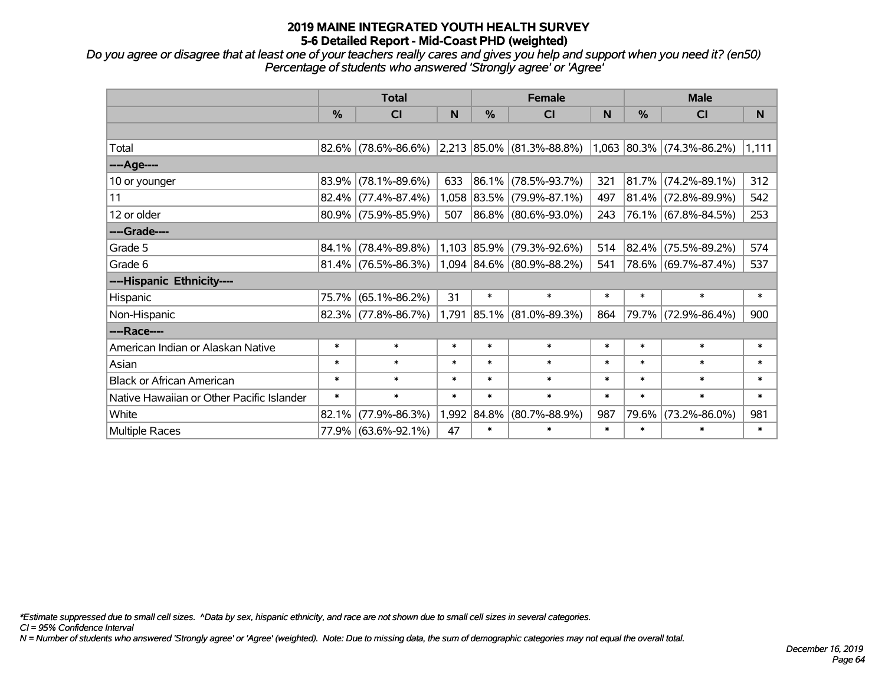# 2019 MAINE INTEGRATED YOUTH HEALTH SURVEY
## 5-6 Detailed Report - Mid-Coast PHD (weighted)

*Do you agree or disagree that at least one of your teachers really cares and gives you help and support when you need it? (en50)*
*Percentage of students who answered 'Strongly agree' or 'Agree'*

| | Total | | | Female | | | Male | | |
|---|---|---|---|---|---|---|---|---|---|
| | % | CI | N | % | CI | N | % | CI | N |
| | | | | | | | | | |
| Total | 82.6% | (78.6%-86.6%) | 2,213 | 85.0% | (81.3%-88.8%) | 1,063 | 80.3% | (74.3%-86.2%) | 1,111 |
| ----Age---- | | | | | | | | | |
| 10 or younger | 83.9% | (78.1%-89.6%) | 633 | 86.1% | (78.5%-93.7%) | 321 | 81.7% | (74.2%-89.1%) | 312 |
| 11 | 82.4% | (77.4%-87.4%) | 1,058 | 83.5% | (79.9%-87.1%) | 497 | 81.4% | (72.8%-89.9%) | 542 |
| 12 or older | 80.9% | (75.9%-85.9%) | 507 | 86.8% | (80.6%-93.0%) | 243 | 76.1% | (67.8%-84.5%) | 253 |
| ----Grade---- | | | | | | | | | |
| Grade 5 | 84.1% | (78.4%-89.8%) | 1,103 | 85.9% | (79.3%-92.6%) | 514 | 82.4% | (75.5%-89.2%) | 574 |
| Grade 6 | 81.4% | (76.5%-86.3%) | 1,094 | 84.6% | (80.9%-88.2%) | 541 | 78.6% | (69.7%-87.4%) | 537 |
| ----Hispanic Ethnicity---- | | | | | | | | | |
| Hispanic | 75.7% | (65.1%-86.2%) | 31 | * | * | * | * | * | * |
| Non-Hispanic | 82.3% | (77.8%-86.7%) | 1,791 | 85.1% | (81.0%-89.3%) | 864 | 79.7% | (72.9%-86.4%) | 900 |
| ----Race---- | | | | | | | | | |
| American Indian or Alaskan Native | * | * | * | * | * | * | * | * | * |
| Asian | * | * | * | * | * | * | * | * | * |
| Black or African American | * | * | * | * | * | * | * | * | * |
| Native Hawaiian or Other Pacific Islander | * | * | * | * | * | * | * | * | * |
| White | 82.1% | (77.9%-86.3%) | 1,992 | 84.8% | (80.7%-88.9%) | 987 | 79.6% | (73.2%-86.0%) | 981 |
| Multiple Races | 77.9% | (63.6%-92.1%) | 47 | * | * | * | * | * | * |

*\*Estimate suppressed due to small cell sizes. ^Data by sex, hispanic ethnicity, and race are not shown due to small cell sizes in several categories.*
*CI = 95% Confidence Interval*
*N = Number of students who answered 'Strongly agree' or 'Agree' (weighted). Note: Due to missing data, the sum of demographic categories may not equal the overall total.*

*December 16, 2019*